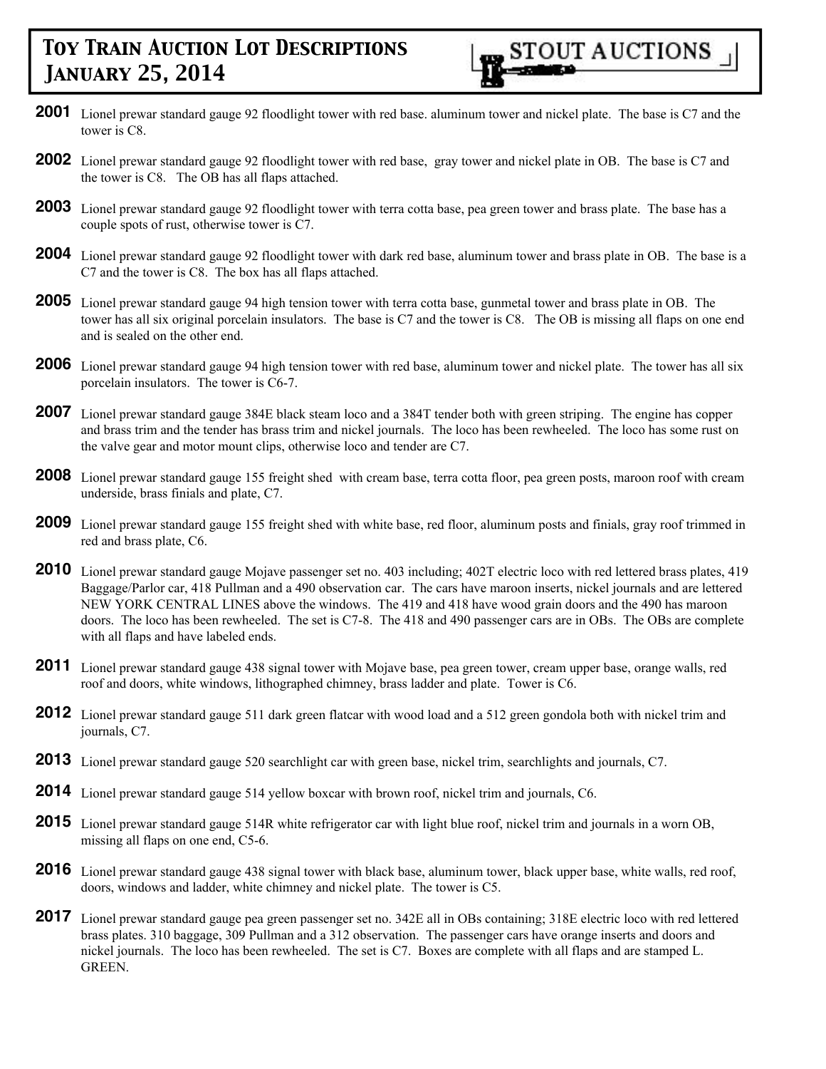# Toy Train Auction Lot Descriptions
# January 25, 2014

STOUT AUCTIONS

**2001** Lionel prewar standard gauge 92 floodlight tower with red base. aluminum tower and nickel plate. The base is C7 and the tower is C8.

**2002** Lionel prewar standard gauge 92 floodlight tower with red base, gray tower and nickel plate in OB. The base is C7 and the tower is C8. The OB has all flaps attached.

**2003** Lionel prewar standard gauge 92 floodlight tower with terra cotta base, pea green tower and brass plate. The base has a couple spots of rust, otherwise tower is C7.

**2004** Lionel prewar standard gauge 92 floodlight tower with dark red base, aluminum tower and brass plate in OB. The base is a C7 and the tower is C8. The box has all flaps attached.

**2005** Lionel prewar standard gauge 94 high tension tower with terra cotta base, gunmetal tower and brass plate in OB. The tower has all six original porcelain insulators. The base is C7 and the tower is C8. The OB is missing all flaps on one end and is sealed on the other end.

**2006** Lionel prewar standard gauge 94 high tension tower with red base, aluminum tower and nickel plate. The tower has all six porcelain insulators. The tower is C6-7.

**2007** Lionel prewar standard gauge 384E black steam loco and a 384T tender both with green striping. The engine has copper and brass trim and the tender has brass trim and nickel journals. The loco has been rewheeled. The loco has some rust on the valve gear and motor mount clips, otherwise loco and tender are C7.

**2008** Lionel prewar standard gauge 155 freight shed with cream base, terra cotta floor, pea green posts, maroon roof with cream underside, brass finials and plate, C7.

**2009** Lionel prewar standard gauge 155 freight shed with white base, red floor, aluminum posts and finials, gray roof trimmed in red and brass plate, C6.

**2010** Lionel prewar standard gauge Mojave passenger set no. 403 including; 402T electric loco with red lettered brass plates, 419 Baggage/Parlor car, 418 Pullman and a 490 observation car. The cars have maroon inserts, nickel journals and are lettered NEW YORK CENTRAL LINES above the windows. The 419 and 418 have wood grain doors and the 490 has maroon doors. The loco has been rewheeled. The set is C7-8. The 418 and 490 passenger cars are in OBs. The OBs are complete with all flaps and have labeled ends.

**2011** Lionel prewar standard gauge 438 signal tower with Mojave base, pea green tower, cream upper base, orange walls, red roof and doors, white windows, lithographed chimney, brass ladder and plate. Tower is C6.

**2012** Lionel prewar standard gauge 511 dark green flatcar with wood load and a 512 green gondola both with nickel trim and journals, C7.

**2013** Lionel prewar standard gauge 520 searchlight car with green base, nickel trim, searchlights and journals, C7.

**2014** Lionel prewar standard gauge 514 yellow boxcar with brown roof, nickel trim and journals, C6.

**2015** Lionel prewar standard gauge 514R white refrigerator car with light blue roof, nickel trim and journals in a worn OB, missing all flaps on one end, C5-6.

**2016** Lionel prewar standard gauge 438 signal tower with black base, aluminum tower, black upper base, white walls, red roof, doors, windows and ladder, white chimney and nickel plate. The tower is C5.

**2017** Lionel prewar standard gauge pea green passenger set no. 342E all in OBs containing; 318E electric loco with red lettered brass plates. 310 baggage, 309 Pullman and a 312 observation. The passenger cars have orange inserts and doors and nickel journals. The loco has been rewheeled. The set is C7. Boxes are complete with all flaps and are stamped L. GREEN.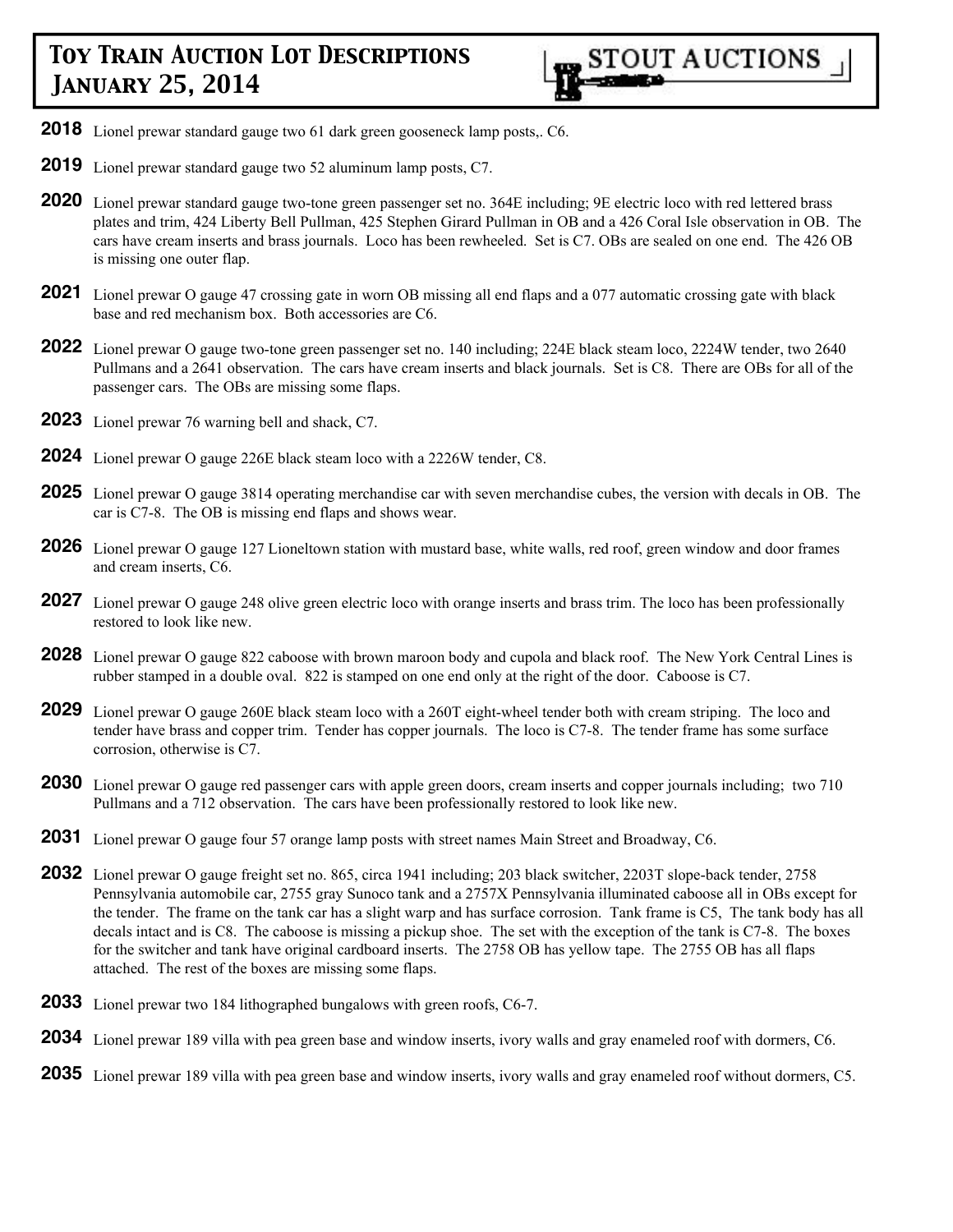**2018** Lionel prewar standard gauge two 61 dark green gooseneck lamp posts,. C6.

**2019** Lionel prewar standard gauge two 52 aluminum lamp posts, C7.

**2020** Lionel prewar standard gauge two-tone green passenger set no. 364E including; 9E electric loco with red lettered brass plates and trim, 424 Liberty Bell Pullman, 425 Stephen Girard Pullman in OB and a 426 Coral Isle observation in OB. The cars have cream inserts and brass journals. Loco has been rewheeled. Set is C7. OBs are sealed on one end. The 426 OB is missing one outer flap.

**2021** Lionel prewar O gauge 47 crossing gate in worn OB missing all end flaps and a 077 automatic crossing gate with black base and red mechanism box. Both accessories are C6.

**2022** Lionel prewar O gauge two-tone green passenger set no. 140 including; 224E black steam loco, 2224W tender, two 2640 Pullmans and a 2641 observation. The cars have cream inserts and black journals. Set is C8. There are OBs for all of the passenger cars. The OBs are missing some flaps.

**2023** Lionel prewar 76 warning bell and shack, C7.

**2024** Lionel prewar O gauge 226E black steam loco with a 2226W tender, C8.

**2025** Lionel prewar O gauge 3814 operating merchandise car with seven merchandise cubes, the version with decals in OB. The car is C7-8. The OB is missing end flaps and shows wear.

**2026** Lionel prewar O gauge 127 Lioneltown station with mustard base, white walls, red roof, green window and door frames and cream inserts, C6.

**2027** Lionel prewar O gauge 248 olive green electric loco with orange inserts and brass trim. The loco has been professionally restored to look like new.

**2028** Lionel prewar O gauge 822 caboose with brown maroon body and cupola and black roof. The New York Central Lines is rubber stamped in a double oval. 822 is stamped on one end only at the right of the door. Caboose is C7.

**2029** Lionel prewar O gauge 260E black steam loco with a 260T eight-wheel tender both with cream striping. The loco and tender have brass and copper trim. Tender has copper journals. The loco is C7-8. The tender frame has some surface corrosion, otherwise is C7.

**2030** Lionel prewar O gauge red passenger cars with apple green doors, cream inserts and copper journals including; two 710 Pullmans and a 712 observation. The cars have been professionally restored to look like new.

**2031** Lionel prewar O gauge four 57 orange lamp posts with street names Main Street and Broadway, C6.

**2032** Lionel prewar O gauge freight set no. 865, circa 1941 including; 203 black switcher, 2203T slope-back tender, 2758 Pennsylvania automobile car, 2755 gray Sunoco tank and a 2757X Pennsylvania illuminated caboose all in OBs except for the tender. The frame on the tank car has a slight warp and has surface corrosion. Tank frame is C5, The tank body has all decals intact and is C8. The caboose is missing a pickup shoe. The set with the exception of the tank is C7-8. The boxes for the switcher and tank have original cardboard inserts. The 2758 OB has yellow tape. The 2755 OB has all flaps attached. The rest of the boxes are missing some flaps.

**2033** Lionel prewar two 184 lithographed bungalows with green roofs, C6-7.

**2034** Lionel prewar 189 villa with pea green base and window inserts, ivory walls and gray enameled roof with dormers, C6.

**2035** Lionel prewar 189 villa with pea green base and window inserts, ivory walls and gray enameled roof without dormers, C5.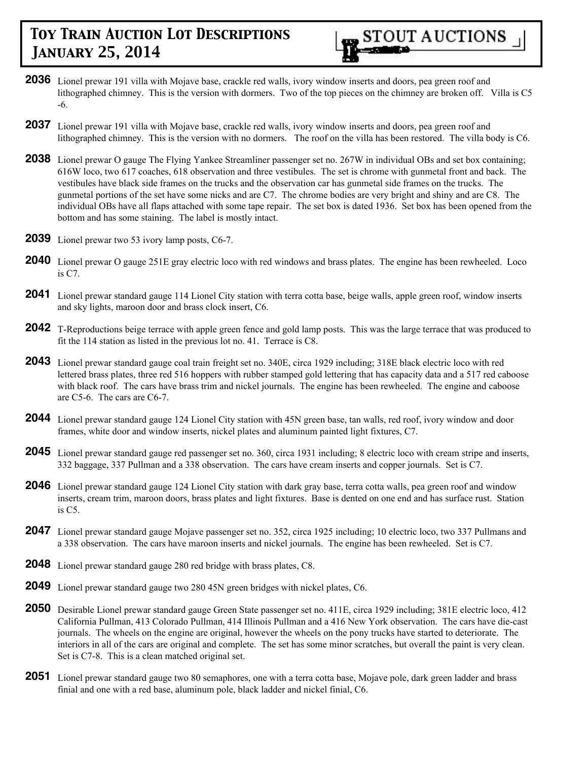**2036** Lionel prewar 191 villa with Mojave base, crackle red walls, ivory window inserts and doors, pea green roof and lithographed chimney. This is the version with dormers. Two of the top pieces on the chimney are broken off. Villa is C5-6.

**2037** Lionel prewar 191 villa with Mojave base, crackle red walls, ivory window inserts and doors, pea green roof and lithographed chimney. This is the version with no dormers. The roof on the villa has been restored. The villa body is C6.

**2038** Lionel prewar O gauge The Flying Yankee Streamliner passenger set no. 267W in individual OBs and set box containing; 616W loco, two 617 coaches, 618 observation and three vestibules. The set is chrome with gunmetal front and back. The vestibules have black side frames on the trucks and the observation car has gunmetal side frames on the trucks. The gunmetal portions of the set have some nicks and are C7. The chrome bodies are very bright and shiny and are C8. The individual OBs have all flaps attached with some tape repair. The set box is dated 1936. Set box has been opened from the bottom and has some staining. The label is mostly intact.

**2039** Lionel prewar two 53 ivory lamp posts, C6-7.

**2040** Lionel prewar O gauge 251E gray electric loco with red windows and brass plates. The engine has been rewheeled. Loco is C7.

**2041** Lionel prewar standard gauge 114 Lionel City station with terra cotta base, beige walls, apple green roof, window inserts and sky lights, maroon door and brass clock insert, C6.

**2042** T-Reproductions beige terrace with apple green fence and gold lamp posts. This was the large terrace that was produced to fit the 114 station as listed in the previous lot no. 41. Terrace is C8.

**2043** Lionel prewar standard gauge coal train freight set no. 340E, circa 1929 including; 318E black electric loco with red lettered brass plates, three red 516 hoppers with rubber stamped gold lettering that has capacity data and a 517 red caboose with black roof. The cars have brass trim and nickel journals. The engine has been rewheeled. The engine and caboose are C5-6. The cars are C6-7.

**2044** Lionel prewar standard gauge 124 Lionel City station with 45N green base, tan walls, red roof, ivory window and door frames, white door and window inserts, nickel plates and aluminum painted light fixtures, C7.

**2045** Lionel prewar standard gauge red passenger set no. 360, circa 1931 including; 8 electric loco with cream stripe and inserts, 332 baggage, 337 Pullman and a 338 observation. The cars have cream inserts and copper journals. Set is C7.

**2046** Lionel prewar standard gauge 124 Lionel City station with dark gray base, terra cotta walls, pea green roof and window inserts, cream trim, maroon doors, brass plates and light fixtures. Base is dented on one end and has surface rust. Station is C5.

**2047** Lionel prewar standard gauge Mojave passenger set no. 352, circa 1925 including; 10 electric loco, two 337 Pullmans and a 338 observation. The cars have maroon inserts and nickel journals. The engine has been rewheeled. Set is C7.

**2048** Lionel prewar standard gauge 280 red bridge with brass plates, C8.

**2049** Lionel prewar standard gauge two 280 45N green bridges with nickel plates, C6.

**2050** Desirable Lionel prewar standard gauge Green State passenger set no. 411E, circa 1929 including; 381E electric loco, 412 California Pullman, 413 Colorado Pullman, 414 Illinois Pullman and a 416 New York observation. The cars have die-cast journals. The wheels on the engine are original, however the wheels on the pony trucks have started to deteriorate. The interiors in all of the cars are original and complete. The set has some minor scratches, but overall the paint is very clean. Set is C7-8. This is a clean matched original set.

**2051** Lionel prewar standard gauge two 80 semaphores, one with a terra cotta base, Mojave pole, dark green ladder and brass finial and one with a red base, aluminum pole, black ladder and nickel finial, C6.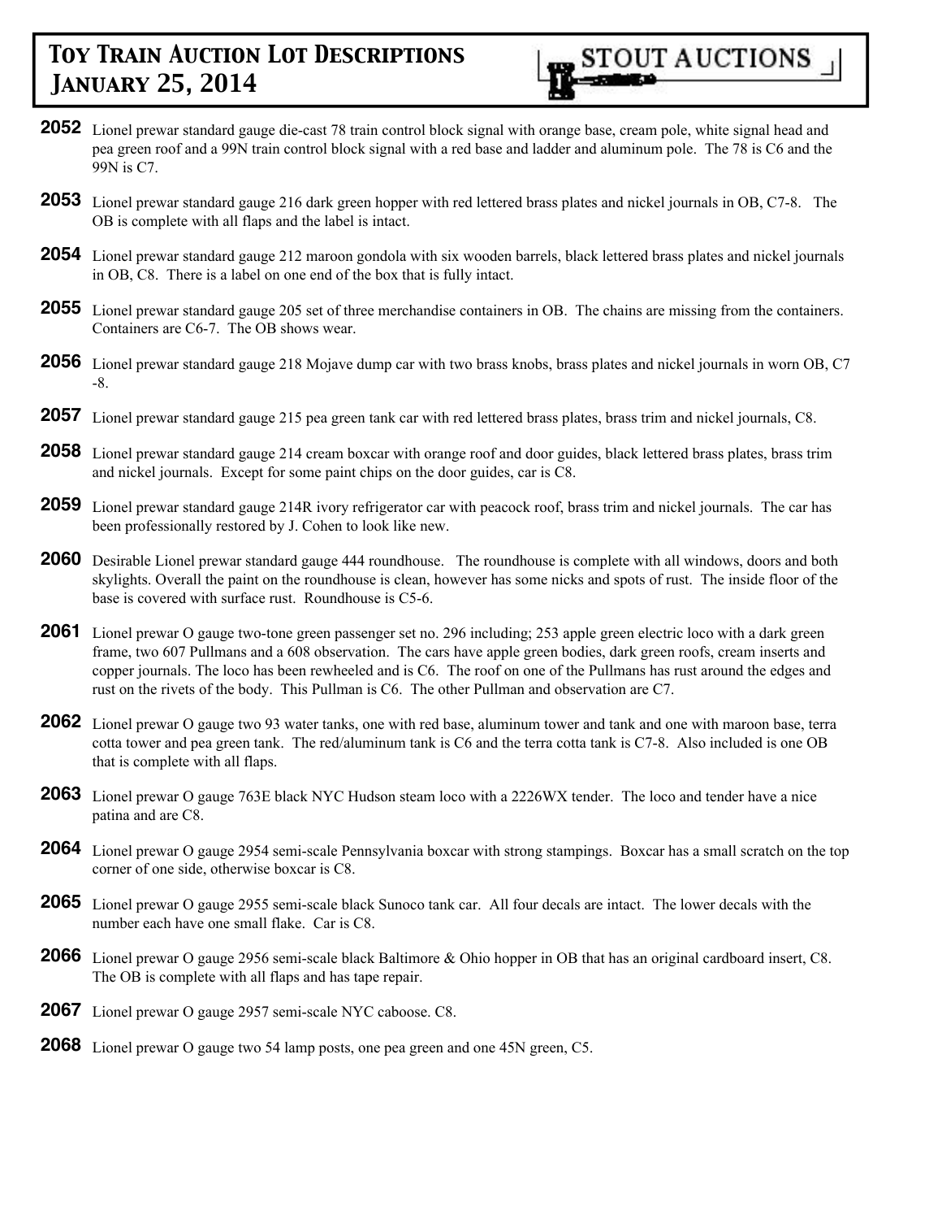**2052** Lionel prewar standard gauge die-cast 78 train control block signal with orange base, cream pole, white signal head and pea green roof and a 99N train control block signal with a red base and ladder and aluminum pole. The 78 is C6 and the 99N is C7.

**2053** Lionel prewar standard gauge 216 dark green hopper with red lettered brass plates and nickel journals in OB, C7-8. The OB is complete with all flaps and the label is intact.

**2054** Lionel prewar standard gauge 212 maroon gondola with six wooden barrels, black lettered brass plates and nickel journals in OB, C8. There is a label on one end of the box that is fully intact.

**2055** Lionel prewar standard gauge 205 set of three merchandise containers in OB. The chains are missing from the containers. Containers are C6-7. The OB shows wear.

**2056** Lionel prewar standard gauge 218 Mojave dump car with two brass knobs, brass plates and nickel journals in worn OB, C7-8.

**2057** Lionel prewar standard gauge 215 pea green tank car with red lettered brass plates, brass trim and nickel journals, C8.

**2058** Lionel prewar standard gauge 214 cream boxcar with orange roof and door guides, black lettered brass plates, brass trim and nickel journals. Except for some paint chips on the door guides, car is C8.

**2059** Lionel prewar standard gauge 214R ivory refrigerator car with peacock roof, brass trim and nickel journals. The car has been professionally restored by J. Cohen to look like new.

**2060** Desirable Lionel prewar standard gauge 444 roundhouse. The roundhouse is complete with all windows, doors and both skylights. Overall the paint on the roundhouse is clean, however has some nicks and spots of rust. The inside floor of the base is covered with surface rust. Roundhouse is C5-6.

**2061** Lionel prewar O gauge two-tone green passenger set no. 296 including; 253 apple green electric loco with a dark green frame, two 607 Pullmans and a 608 observation. The cars have apple green bodies, dark green roofs, cream inserts and copper journals. The loco has been rewheeled and is C6. The roof on one of the Pullmans has rust around the edges and rust on the rivets of the body. This Pullman is C6. The other Pullman and observation are C7.

**2062** Lionel prewar O gauge two 93 water tanks, one with red base, aluminum tower and tank and one with maroon base, terra cotta tower and pea green tank. The red/aluminum tank is C6 and the terra cotta tank is C7-8. Also included is one OB that is complete with all flaps.

**2063** Lionel prewar O gauge 763E black NYC Hudson steam loco with a 2226WX tender. The loco and tender have a nice patina and are C8.

**2064** Lionel prewar O gauge 2954 semi-scale Pennsylvania boxcar with strong stampings. Boxcar has a small scratch on the top corner of one side, otherwise boxcar is C8.

**2065** Lionel prewar O gauge 2955 semi-scale black Sunoco tank car. All four decals are intact. The lower decals with the number each have one small flake. Car is C8.

**2066** Lionel prewar O gauge 2956 semi-scale black Baltimore & Ohio hopper in OB that has an original cardboard insert, C8. The OB is complete with all flaps and has tape repair.

**2067** Lionel prewar O gauge 2957 semi-scale NYC caboose. C8.

**2068** Lionel prewar O gauge two 54 lamp posts, one pea green and one 45N green, C5.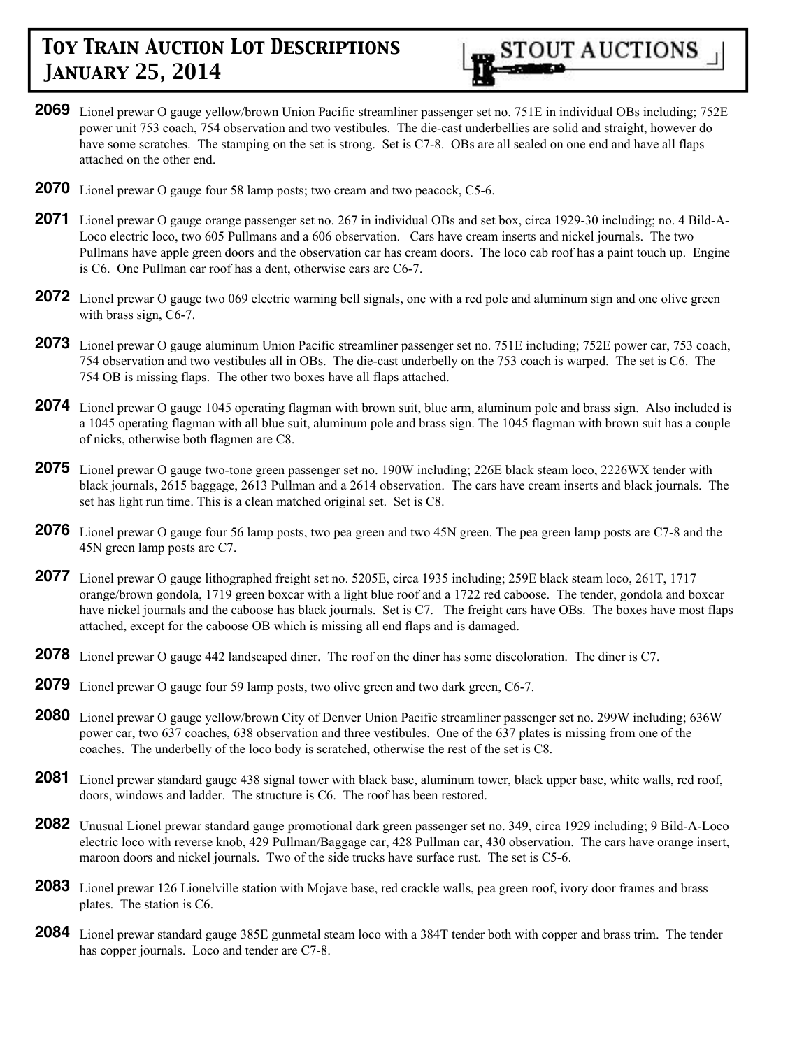**2069** Lionel prewar O gauge yellow/brown Union Pacific streamliner passenger set no. 751E in individual OBs including; 752E power unit 753 coach, 754 observation and two vestibules. The die-cast underbellies are solid and straight, however do have some scratches. The stamping on the set is strong. Set is C7-8. OBs are all sealed on one end and have all flaps attached on the other end.

**2070** Lionel prewar O gauge four 58 lamp posts; two cream and two peacock, C5-6.

**2071** Lionel prewar O gauge orange passenger set no. 267 in individual OBs and set box, circa 1929-30 including; no. 4 Bild-A-Loco electric loco, two 605 Pullmans and a 606 observation. Cars have cream inserts and nickel journals. The two Pullmans have apple green doors and the observation car has cream doors. The loco cab roof has a paint touch up. Engine is C6. One Pullman car roof has a dent, otherwise cars are C6-7.

**2072** Lionel prewar O gauge two 069 electric warning bell signals, one with a red pole and aluminum sign and one olive green with brass sign, C6-7.

**2073** Lionel prewar O gauge aluminum Union Pacific streamliner passenger set no. 751E including; 752E power car, 753 coach, 754 observation and two vestibules all in OBs. The die-cast underbelly on the 753 coach is warped. The set is C6. The 754 OB is missing flaps. The other two boxes have all flaps attached.

**2074** Lionel prewar O gauge 1045 operating flagman with brown suit, blue arm, aluminum pole and brass sign. Also included is a 1045 operating flagman with all blue suit, aluminum pole and brass sign. The 1045 flagman with brown suit has a couple of nicks, otherwise both flagmen are C8.

**2075** Lionel prewar O gauge two-tone green passenger set no. 190W including; 226E black steam loco, 2226WX tender with black journals, 2615 baggage, 2613 Pullman and a 2614 observation. The cars have cream inserts and black journals. The set has light run time. This is a clean matched original set. Set is C8.

**2076** Lionel prewar O gauge four 56 lamp posts, two pea green and two 45N green. The pea green lamp posts are C7-8 and the 45N green lamp posts are C7.

**2077** Lionel prewar O gauge lithographed freight set no. 5205E, circa 1935 including; 259E black steam loco, 261T, 1717 orange/brown gondola, 1719 green boxcar with a light blue roof and a 1722 red caboose. The tender, gondola and boxcar have nickel journals and the caboose has black journals. Set is C7. The freight cars have OBs. The boxes have most flaps attached, except for the caboose OB which is missing all end flaps and is damaged.

**2078** Lionel prewar O gauge 442 landscaped diner. The roof on the diner has some discoloration. The diner is C7.

**2079** Lionel prewar O gauge four 59 lamp posts, two olive green and two dark green, C6-7.

**2080** Lionel prewar O gauge yellow/brown City of Denver Union Pacific streamliner passenger set no. 299W including; 636W power car, two 637 coaches, 638 observation and three vestibules. One of the 637 plates is missing from one of the coaches. The underbelly of the loco body is scratched, otherwise the rest of the set is C8.

**2081** Lionel prewar standard gauge 438 signal tower with black base, aluminum tower, black upper base, white walls, red roof, doors, windows and ladder. The structure is C6. The roof has been restored.

**2082** Unusual Lionel prewar standard gauge promotional dark green passenger set no. 349, circa 1929 including; 9 Bild-A-Loco electric loco with reverse knob, 429 Pullman/Baggage car, 428 Pullman car, 430 observation. The cars have orange insert, maroon doors and nickel journals. Two of the side trucks have surface rust. The set is C5-6.

**2083** Lionel prewar 126 Lionelville station with Mojave base, red crackle walls, pea green roof, ivory door frames and brass plates. The station is C6.

**2084** Lionel prewar standard gauge 385E gunmetal steam loco with a 384T tender both with copper and brass trim. The tender has copper journals. Loco and tender are C7-8.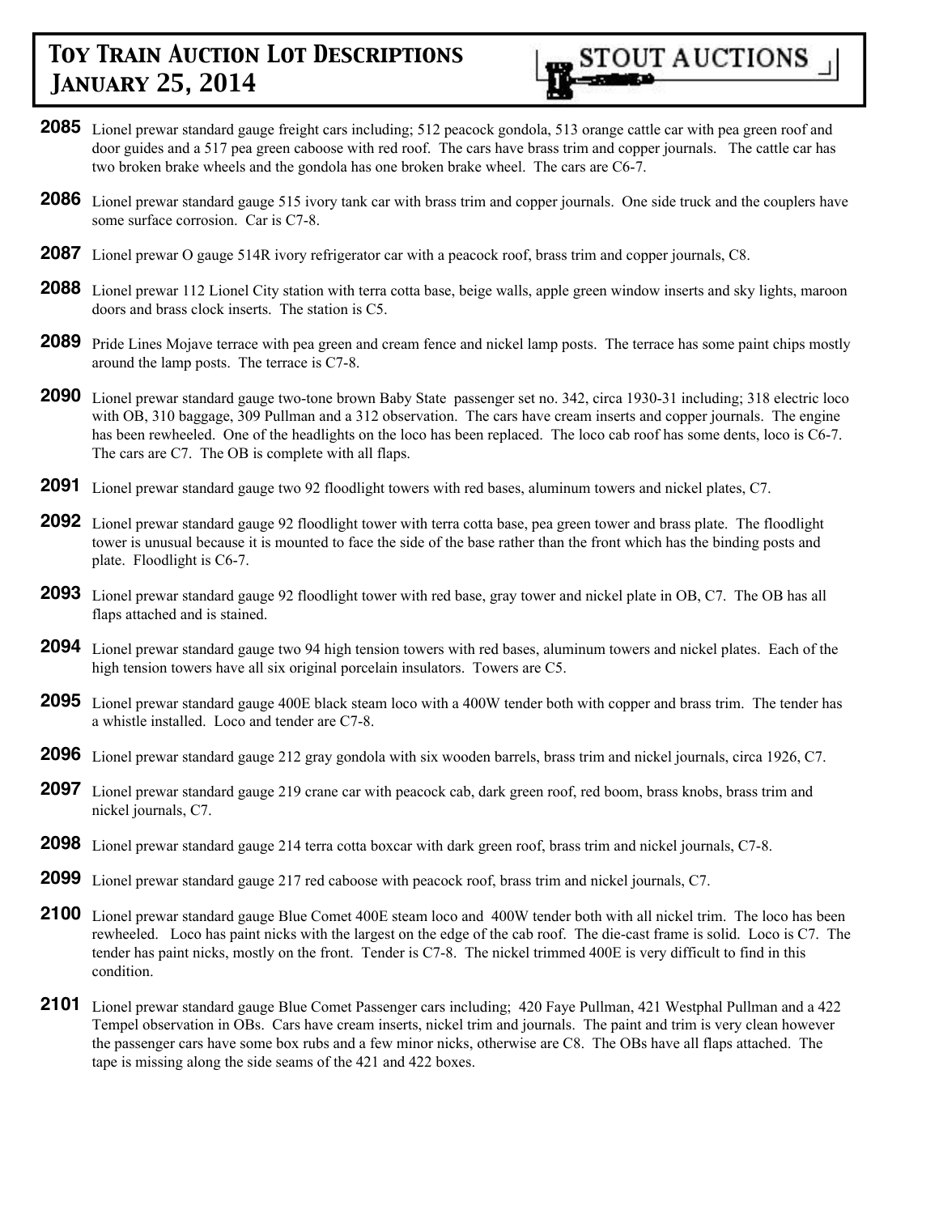# Toy Train Auction Lot Descriptions January 25, 2014

STOUT AUCTIONS

**2085** Lionel prewar standard gauge freight cars including; 512 peacock gondola, 513 orange cattle car with pea green roof and door guides and a 517 pea green caboose with red roof. The cars have brass trim and copper journals. The cattle car has two broken brake wheels and the gondola has one broken brake wheel. The cars are C6-7.

**2086** Lionel prewar standard gauge 515 ivory tank car with brass trim and copper journals. One side truck and the couplers have some surface corrosion. Car is C7-8.

**2087** Lionel prewar O gauge 514R ivory refrigerator car with a peacock roof, brass trim and copper journals, C8.

**2088** Lionel prewar 112 Lionel City station with terra cotta base, beige walls, apple green window inserts and sky lights, maroon doors and brass clock inserts. The station is C5.

**2089** Pride Lines Mojave terrace with pea green and cream fence and nickel lamp posts. The terrace has some paint chips mostly around the lamp posts. The terrace is C7-8.

**2090** Lionel prewar standard gauge two-tone brown Baby State passenger set no. 342, circa 1930-31 including; 318 electric loco with OB, 310 baggage, 309 Pullman and a 312 observation. The cars have cream inserts and copper journals. The engine has been rewheeled. One of the headlights on the loco has been replaced. The loco cab roof has some dents, loco is C6-7. The cars are C7. The OB is complete with all flaps.

**2091** Lionel prewar standard gauge two 92 floodlight towers with red bases, aluminum towers and nickel plates, C7.

**2092** Lionel prewar standard gauge 92 floodlight tower with terra cotta base, pea green tower and brass plate. The floodlight tower is unusual because it is mounted to face the side of the base rather than the front which has the binding posts and plate. Floodlight is C6-7.

**2093** Lionel prewar standard gauge 92 floodlight tower with red base, gray tower and nickel plate in OB, C7. The OB has all flaps attached and is stained.

**2094** Lionel prewar standard gauge two 94 high tension towers with red bases, aluminum towers and nickel plates. Each of the high tension towers have all six original porcelain insulators. Towers are C5.

**2095** Lionel prewar standard gauge 400E black steam loco with a 400W tender both with copper and brass trim. The tender has a whistle installed. Loco and tender are C7-8.

**2096** Lionel prewar standard gauge 212 gray gondola with six wooden barrels, brass trim and nickel journals, circa 1926, C7.

**2097** Lionel prewar standard gauge 219 crane car with peacock cab, dark green roof, red boom, brass knobs, brass trim and nickel journals, C7.

**2098** Lionel prewar standard gauge 214 terra cotta boxcar with dark green roof, brass trim and nickel journals, C7-8.

**2099** Lionel prewar standard gauge 217 red caboose with peacock roof, brass trim and nickel journals, C7.

**2100** Lionel prewar standard gauge Blue Comet 400E steam loco and 400W tender both with all nickel trim. The loco has been rewheeled. Loco has paint nicks with the largest on the edge of the cab roof. The die-cast frame is solid. Loco is C7. The tender has paint nicks, mostly on the front. Tender is C7-8. The nickel trimmed 400E is very difficult to find in this condition.

**2101** Lionel prewar standard gauge Blue Comet Passenger cars including; 420 Faye Pullman, 421 Westphal Pullman and a 422 Tempel observation in OBs. Cars have cream inserts, nickel trim and journals. The paint and trim is very clean however the passenger cars have some box rubs and a few minor nicks, otherwise are C8. The OBs have all flaps attached. The tape is missing along the side seams of the 421 and 422 boxes.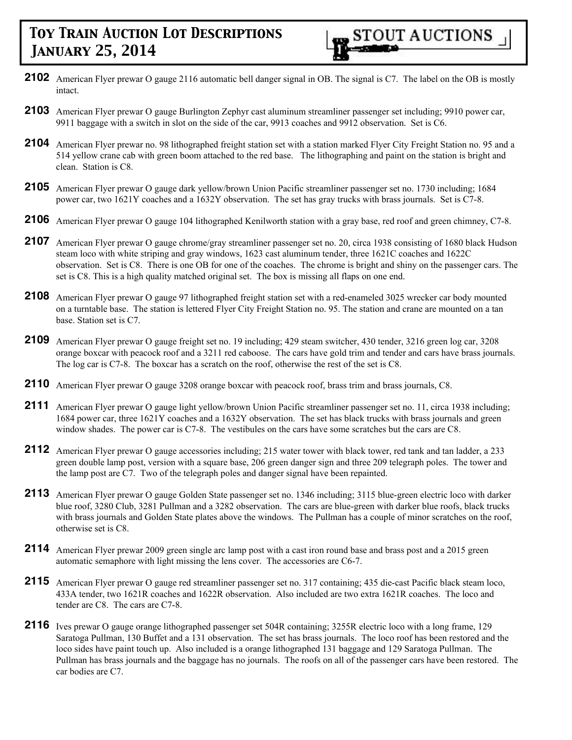**2102** American Flyer prewar O gauge 2116 automatic bell danger signal in OB. The signal is C7. The label on the OB is mostly intact.

**2103** American Flyer prewar O gauge Burlington Zephyr cast aluminum streamliner passenger set including; 9910 power car, 9911 baggage with a switch in slot on the side of the car, 9913 coaches and 9912 observation. Set is C6.

**2104** American Flyer prewar no. 98 lithographed freight station set with a station marked Flyer City Freight Station no. 95 and a 514 yellow crane cab with green boom attached to the red base. The lithographing and paint on the station is bright and clean. Station is C8.

**2105** American Flyer prewar O gauge dark yellow/brown Union Pacific streamliner passenger set no. 1730 including; 1684 power car, two 1621Y coaches and a 1632Y observation. The set has gray trucks with brass journals. Set is C7-8.

**2106** American Flyer prewar O gauge 104 lithographed Kenilworth station with a gray base, red roof and green chimney, C7-8.

**2107** American Flyer prewar O gauge chrome/gray streamliner passenger set no. 20, circa 1938 consisting of 1680 black Hudson steam loco with white striping and gray windows, 1623 cast aluminum tender, three 1621C coaches and 1622C observation. Set is C8. There is one OB for one of the coaches. The chrome is bright and shiny on the passenger cars. The set is C8. This is a high quality matched original set. The box is missing all flaps on one end.

**2108** American Flyer prewar O gauge 97 lithographed freight station set with a red-enameled 3025 wrecker car body mounted on a turntable base. The station is lettered Flyer City Freight Station no. 95. The station and crane are mounted on a tan base. Station set is C7.

**2109** American Flyer prewar O gauge freight set no. 19 including; 429 steam switcher, 430 tender, 3216 green log car, 3208 orange boxcar with peacock roof and a 3211 red caboose. The cars have gold trim and tender and cars have brass journals. The log car is C7-8. The boxcar has a scratch on the roof, otherwise the rest of the set is C8.

**2110** American Flyer prewar O gauge 3208 orange boxcar with peacock roof, brass trim and brass journals, C8.

**2111** American Flyer prewar O gauge light yellow/brown Union Pacific streamliner passenger set no. 11, circa 1938 including; 1684 power car, three 1621Y coaches and a 1632Y observation. The set has black trucks with brass journals and green window shades. The power car is C7-8. The vestibules on the cars have some scratches but the cars are C8.

**2112** American Flyer prewar O gauge accessories including; 215 water tower with black tower, red tank and tan ladder, a 233 green double lamp post, version with a square base, 206 green danger sign and three 209 telegraph poles. The tower and the lamp post are C7. Two of the telegraph poles and danger signal have been repainted.

**2113** American Flyer prewar O gauge Golden State passenger set no. 1346 including; 3115 blue-green electric loco with darker blue roof, 3280 Club, 3281 Pullman and a 3282 observation. The cars are blue-green with darker blue roofs, black trucks with brass journals and Golden State plates above the windows. The Pullman has a couple of minor scratches on the roof, otherwise set is C8.

**2114** American Flyer prewar 2009 green single arc lamp post with a cast iron round base and brass post and a 2015 green automatic semaphore with light missing the lens cover. The accessories are C6-7.

**2115** American Flyer prewar O gauge red streamliner passenger set no. 317 containing; 435 die-cast Pacific black steam loco, 433A tender, two 1621R coaches and 1622R observation. Also included are two extra 1621R coaches. The loco and tender are C8. The cars are C7-8.

**2116** Ives prewar O gauge orange lithographed passenger set 504R containing; 3255R electric loco with a long frame, 129 Saratoga Pullman, 130 Buffet and a 131 observation. The set has brass journals. The loco roof has been restored and the loco sides have paint touch up. Also included is a orange lithographed 131 baggage and 129 Saratoga Pullman. The Pullman has brass journals and the baggage has no journals. The roofs on all of the passenger cars have been restored. The car bodies are C7.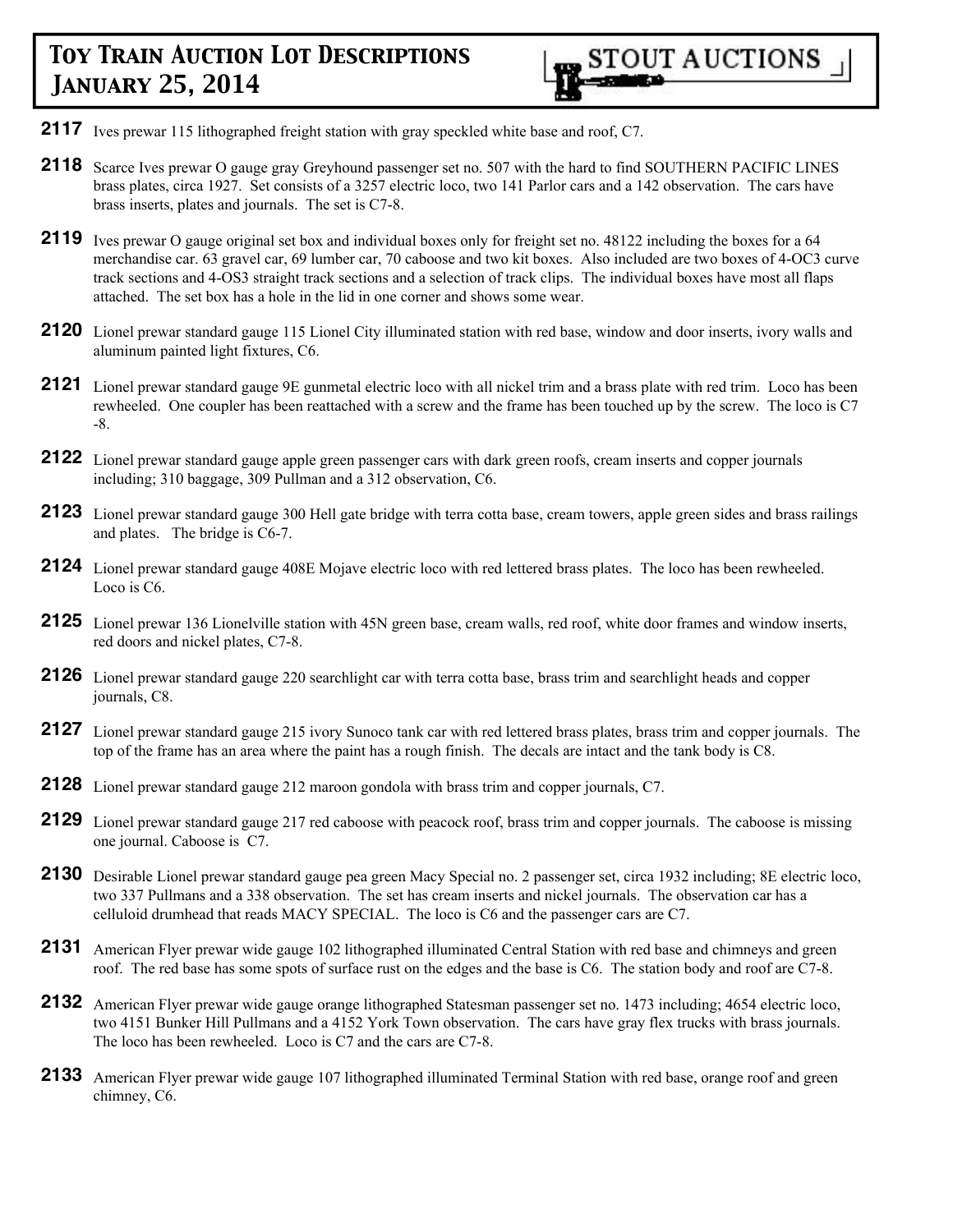**2117** Ives prewar 115 lithographed freight station with gray speckled white base and roof, C7.

**2118** Scarce Ives prewar O gauge gray Greyhound passenger set no. 507 with the hard to find SOUTHERN PACIFIC LINES brass plates, circa 1927. Set consists of a 3257 electric loco, two 141 Parlor cars and a 142 observation. The cars have brass inserts, plates and journals. The set is C7-8.

**2119** Ives prewar O gauge original set box and individual boxes only for freight set no. 48122 including the boxes for a 64 merchandise car. 63 gravel car, 69 lumber car, 70 caboose and two kit boxes. Also included are two boxes of 4-OC3 curve track sections and 4-OS3 straight track sections and a selection of track clips. The individual boxes have most all flaps attached. The set box has a hole in the lid in one corner and shows some wear.

**2120** Lionel prewar standard gauge 115 Lionel City illuminated station with red base, window and door inserts, ivory walls and aluminum painted light fixtures, C6.

**2121** Lionel prewar standard gauge 9E gunmetal electric loco with all nickel trim and a brass plate with red trim. Loco has been rewheeled. One coupler has been reattached with a screw and the frame has been touched up by the screw. The loco is C7 -8.

**2122** Lionel prewar standard gauge apple green passenger cars with dark green roofs, cream inserts and copper journals including; 310 baggage, 309 Pullman and a 312 observation, C6.

**2123** Lionel prewar standard gauge 300 Hell gate bridge with terra cotta base, cream towers, apple green sides and brass railings and plates. The bridge is C6-7.

**2124** Lionel prewar standard gauge 408E Mojave electric loco with red lettered brass plates. The loco has been rewheeled. Loco is C6.

**2125** Lionel prewar 136 Lionelville station with 45N green base, cream walls, red roof, white door frames and window inserts, red doors and nickel plates, C7-8.

**2126** Lionel prewar standard gauge 220 searchlight car with terra cotta base, brass trim and searchlight heads and copper journals, C8.

**2127** Lionel prewar standard gauge 215 ivory Sunoco tank car with red lettered brass plates, brass trim and copper journals. The top of the frame has an area where the paint has a rough finish. The decals are intact and the tank body is C8.

**2128** Lionel prewar standard gauge 212 maroon gondola with brass trim and copper journals, C7.

**2129** Lionel prewar standard gauge 217 red caboose with peacock roof, brass trim and copper journals. The caboose is missing one journal. Caboose is C7.

**2130** Desirable Lionel prewar standard gauge pea green Macy Special no. 2 passenger set, circa 1932 including; 8E electric loco, two 337 Pullmans and a 338 observation. The set has cream inserts and nickel journals. The observation car has a celluloid drumhead that reads MACY SPECIAL. The loco is C6 and the passenger cars are C7.

**2131** American Flyer prewar wide gauge 102 lithographed illuminated Central Station with red base and chimneys and green roof. The red base has some spots of surface rust on the edges and the base is C6. The station body and roof are C7-8.

**2132** American Flyer prewar wide gauge orange lithographed Statesman passenger set no. 1473 including; 4654 electric loco, two 4151 Bunker Hill Pullmans and a 4152 York Town observation. The cars have gray flex trucks with brass journals. The loco has been rewheeled. Loco is C7 and the cars are C7-8.

**2133** American Flyer prewar wide gauge 107 lithographed illuminated Terminal Station with red base, orange roof and green chimney, C6.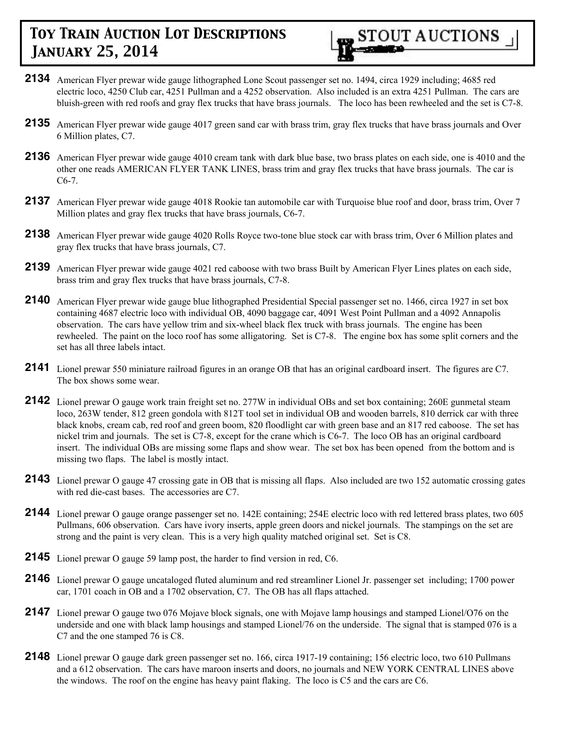**2134** American Flyer prewar wide gauge lithographed Lone Scout passenger set no. 1494, circa 1929 including; 4685 red electric loco, 4250 Club car, 4251 Pullman and a 4252 observation. Also included is an extra 4251 Pullman. The cars are bluish-green with red roofs and gray flex trucks that have brass journals. The loco has been rewheeled and the set is C7-8.

**2135** American Flyer prewar wide gauge 4017 green sand car with brass trim, gray flex trucks that have brass journals and Over 6 Million plates, C7.

**2136** American Flyer prewar wide gauge 4010 cream tank with dark blue base, two brass plates on each side, one is 4010 and the other one reads AMERICAN FLYER TANK LINES, brass trim and gray flex trucks that have brass journals. The car is C6-7.

**2137** American Flyer prewar wide gauge 4018 Rookie tan automobile car with Turquoise blue roof and door, brass trim, Over 7 Million plates and gray flex trucks that have brass journals, C6-7.

**2138** American Flyer prewar wide gauge 4020 Rolls Royce two-tone blue stock car with brass trim, Over 6 Million plates and gray flex trucks that have brass journals, C7.

**2139** American Flyer prewar wide gauge 4021 red caboose with two brass Built by American Flyer Lines plates on each side, brass trim and gray flex trucks that have brass journals, C7-8.

**2140** American Flyer prewar wide gauge blue lithographed Presidential Special passenger set no. 1466, circa 1927 in set box containing 4687 electric loco with individual OB, 4090 baggage car, 4091 West Point Pullman and a 4092 Annapolis observation. The cars have yellow trim and six-wheel black flex truck with brass journals. The engine has been rewheeled. The paint on the loco roof has some alligatoring. Set is C7-8. The engine box has some split corners and the set has all three labels intact.

**2141** Lionel prewar 550 miniature railroad figures in an orange OB that has an original cardboard insert. The figures are C7. The box shows some wear.

**2142** Lionel prewar O gauge work train freight set no. 277W in individual OBs and set box containing; 260E gunmetal steam loco, 263W tender, 812 green gondola with 812T tool set in individual OB and wooden barrels, 810 derrick car with three black knobs, cream cab, red roof and green boom, 820 floodlight car with green base and an 817 red caboose. The set has nickel trim and journals. The set is C7-8, except for the crane which is C6-7. The loco OB has an original cardboard insert. The individual OBs are missing some flaps and show wear. The set box has been opened from the bottom and is missing two flaps. The label is mostly intact.

**2143** Lionel prewar O gauge 47 crossing gate in OB that is missing all flaps. Also included are two 152 automatic crossing gates with red die-cast bases. The accessories are C7.

**2144** Lionel prewar O gauge orange passenger set no. 142E containing; 254E electric loco with red lettered brass plates, two 605 Pullmans, 606 observation. Cars have ivory inserts, apple green doors and nickel journals. The stampings on the set are strong and the paint is very clean. This is a very high quality matched original set. Set is C8.

**2145** Lionel prewar O gauge 59 lamp post, the harder to find version in red, C6.

**2146** Lionel prewar O gauge uncataloged fluted aluminum and red streamliner Lionel Jr. passenger set including; 1700 power car, 1701 coach in OB and a 1702 observation, C7. The OB has all flaps attached.

**2147** Lionel prewar O gauge two 076 Mojave block signals, one with Mojave lamp housings and stamped Lionel/O76 on the underside and one with black lamp housings and stamped Lionel/76 on the underside. The signal that is stamped 076 is a C7 and the one stamped 76 is C8.

**2148** Lionel prewar O gauge dark green passenger set no. 166, circa 1917-19 containing; 156 electric loco, two 610 Pullmans and a 612 observation. The cars have maroon inserts and doors, no journals and NEW YORK CENTRAL LINES above the windows. The roof on the engine has heavy paint flaking. The loco is C5 and the cars are C6.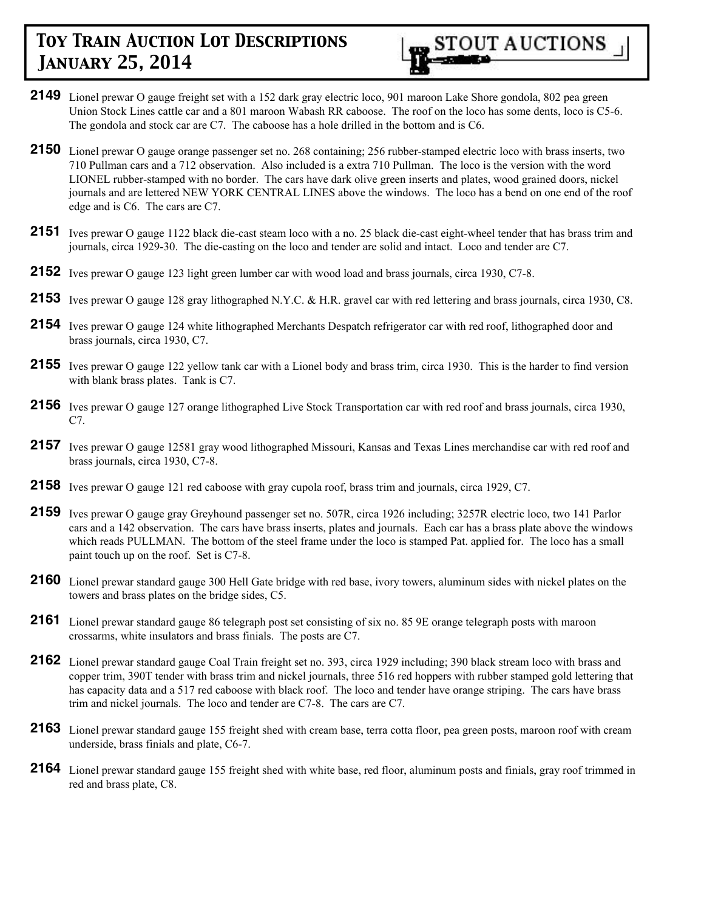# Toy Train Auction Lot Descriptions January 25, 2014

**2149** Lionel prewar O gauge freight set with a 152 dark gray electric loco, 901 maroon Lake Shore gondola, 802 pea green Union Stock Lines cattle car and a 801 maroon Wabash RR caboose. The roof on the loco has some dents, loco is C5-6. The gondola and stock car are C7. The caboose has a hole drilled in the bottom and is C6.

**2150** Lionel prewar O gauge orange passenger set no. 268 containing; 256 rubber-stamped electric loco with brass inserts, two 710 Pullman cars and a 712 observation. Also included is a extra 710 Pullman. The loco is the version with the word LIONEL rubber-stamped with no border. The cars have dark olive green inserts and plates, wood grained doors, nickel journals and are lettered NEW YORK CENTRAL LINES above the windows. The loco has a bend on one end of the roof edge and is C6. The cars are C7.

**2151** Ives prewar O gauge 1122 black die-cast steam loco with a no. 25 black die-cast eight-wheel tender that has brass trim and journals, circa 1929-30. The die-casting on the loco and tender are solid and intact. Loco and tender are C7.

**2152** Ives prewar O gauge 123 light green lumber car with wood load and brass journals, circa 1930, C7-8.

**2153** Ives prewar O gauge 128 gray lithographed N.Y.C. & H.R. gravel car with red lettering and brass journals, circa 1930, C8.

**2154** Ives prewar O gauge 124 white lithographed Merchants Despatch refrigerator car with red roof, lithographed door and brass journals, circa 1930, C7.

**2155** Ives prewar O gauge 122 yellow tank car with a Lionel body and brass trim, circa 1930. This is the harder to find version with blank brass plates. Tank is C7.

**2156** Ives prewar O gauge 127 orange lithographed Live Stock Transportation car with red roof and brass journals, circa 1930, C7.

**2157** Ives prewar O gauge 12581 gray wood lithographed Missouri, Kansas and Texas Lines merchandise car with red roof and brass journals, circa 1930, C7-8.

**2158** Ives prewar O gauge 121 red caboose with gray cupola roof, brass trim and journals, circa 1929, C7.

**2159** Ives prewar O gauge gray Greyhound passenger set no. 507R, circa 1926 including; 3257R electric loco, two 141 Parlor cars and a 142 observation. The cars have brass inserts, plates and journals. Each car has a brass plate above the windows which reads PULLMAN. The bottom of the steel frame under the loco is stamped Pat. applied for. The loco has a small paint touch up on the roof. Set is C7-8.

**2160** Lionel prewar standard gauge 300 Hell Gate bridge with red base, ivory towers, aluminum sides with nickel plates on the towers and brass plates on the bridge sides, C5.

**2161** Lionel prewar standard gauge 86 telegraph post set consisting of six no. 85 9E orange telegraph posts with maroon crossarms, white insulators and brass finials. The posts are C7.

**2162** Lionel prewar standard gauge Coal Train freight set no. 393, circa 1929 including; 390 black stream loco with brass and copper trim, 390T tender with brass trim and nickel journals, three 516 red hoppers with rubber stamped gold lettering that has capacity data and a 517 red caboose with black roof. The loco and tender have orange striping. The cars have brass trim and nickel journals. The loco and tender are C7-8. The cars are C7.

**2163** Lionel prewar standard gauge 155 freight shed with cream base, terra cotta floor, pea green posts, maroon roof with cream underside, brass finials and plate, C6-7.

**2164** Lionel prewar standard gauge 155 freight shed with white base, red floor, aluminum posts and finials, gray roof trimmed in red and brass plate, C8.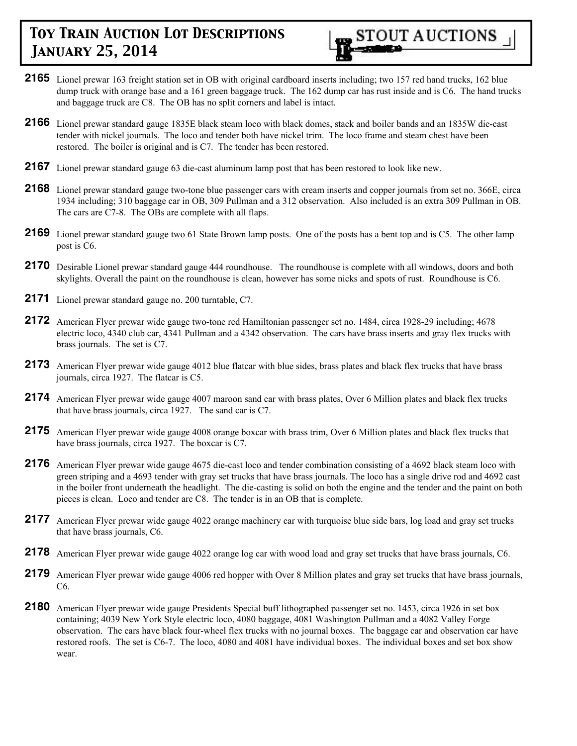**2165** Lionel prewar 163 freight station set in OB with original cardboard inserts including; two 157 red hand trucks, 162 blue dump truck with orange base and a 161 green baggage truck. The 162 dump car has rust inside and is C6. The hand trucks and baggage truck are C8. The OB has no split corners and label is intact.

**2166** Lionel prewar standard gauge 1835E black steam loco with black domes, stack and boiler bands and an 1835W die-cast tender with nickel journals. The loco and tender both have nickel trim. The loco frame and steam chest have been restored. The boiler is original and is C7. The tender has been restored.

**2167** Lionel prewar standard gauge 63 die-cast aluminum lamp post that has been restored to look like new.

**2168** Lionel prewar standard gauge two-tone blue passenger cars with cream inserts and copper journals from set no. 366E, circa 1934 including; 310 baggage car in OB, 309 Pullman and a 312 observation. Also included is an extra 309 Pullman in OB. The cars are C7-8. The OBs are complete with all flaps.

**2169** Lionel prewar standard gauge two 61 State Brown lamp posts. One of the posts has a bent top and is C5. The other lamp post is C6.

**2170** Desirable Lionel prewar standard gauge 444 roundhouse. The roundhouse is complete with all windows, doors and both skylights. Overall the paint on the roundhouse is clean, however has some nicks and spots of rust. Roundhouse is C6.

**2171** Lionel prewar standard gauge no. 200 turntable, C7.

**2172** American Flyer prewar wide gauge two-tone red Hamiltonian passenger set no. 1484, circa 1928-29 including; 4678 electric loco, 4340 club car, 4341 Pullman and a 4342 observation. The cars have brass inserts and gray flex trucks with brass journals. The set is C7.

**2173** American Flyer prewar wide gauge 4012 blue flatcar with blue sides, brass plates and black flex trucks that have brass journals, circa 1927. The flatcar is C5.

**2174** American Flyer prewar wide gauge 4007 maroon sand car with brass plates, Over 6 Million plates and black flex trucks that have brass journals, circa 1927. The sand car is C7.

**2175** American Flyer prewar wide gauge 4008 orange boxcar with brass trim, Over 6 Million plates and black flex trucks that have brass journals, circa 1927. The boxcar is C7.

**2176** American Flyer prewar wide gauge 4675 die-cast loco and tender combination consisting of a 4692 black steam loco with green striping and a 4693 tender with gray set trucks that have brass journals. The loco has a single drive rod and 4692 cast in the boiler front underneath the headlight. The die-casting is solid on both the engine and the tender and the paint on both pieces is clean. Loco and tender are C8. The tender is in an OB that is complete.

**2177** American Flyer prewar wide gauge 4022 orange machinery car with turquoise blue side bars, log load and gray set trucks that have brass journals, C6.

**2178** American Flyer prewar wide gauge 4022 orange log car with wood load and gray set trucks that have brass journals, C6.

**2179** American Flyer prewar wide gauge 4006 red hopper with Over 8 Million plates and gray set trucks that have brass journals, C6.

**2180** American Flyer prewar wide gauge Presidents Special buff lithographed passenger set no. 1453, circa 1926 in set box containing; 4039 New York Style electric loco, 4080 baggage, 4081 Washington Pullman and a 4082 Valley Forge observation. The cars have black four-wheel flex trucks with no journal boxes. The baggage car and observation car have restored roofs. The set is C6-7. The loco, 4080 and 4081 have individual boxes. The individual boxes and set box show wear.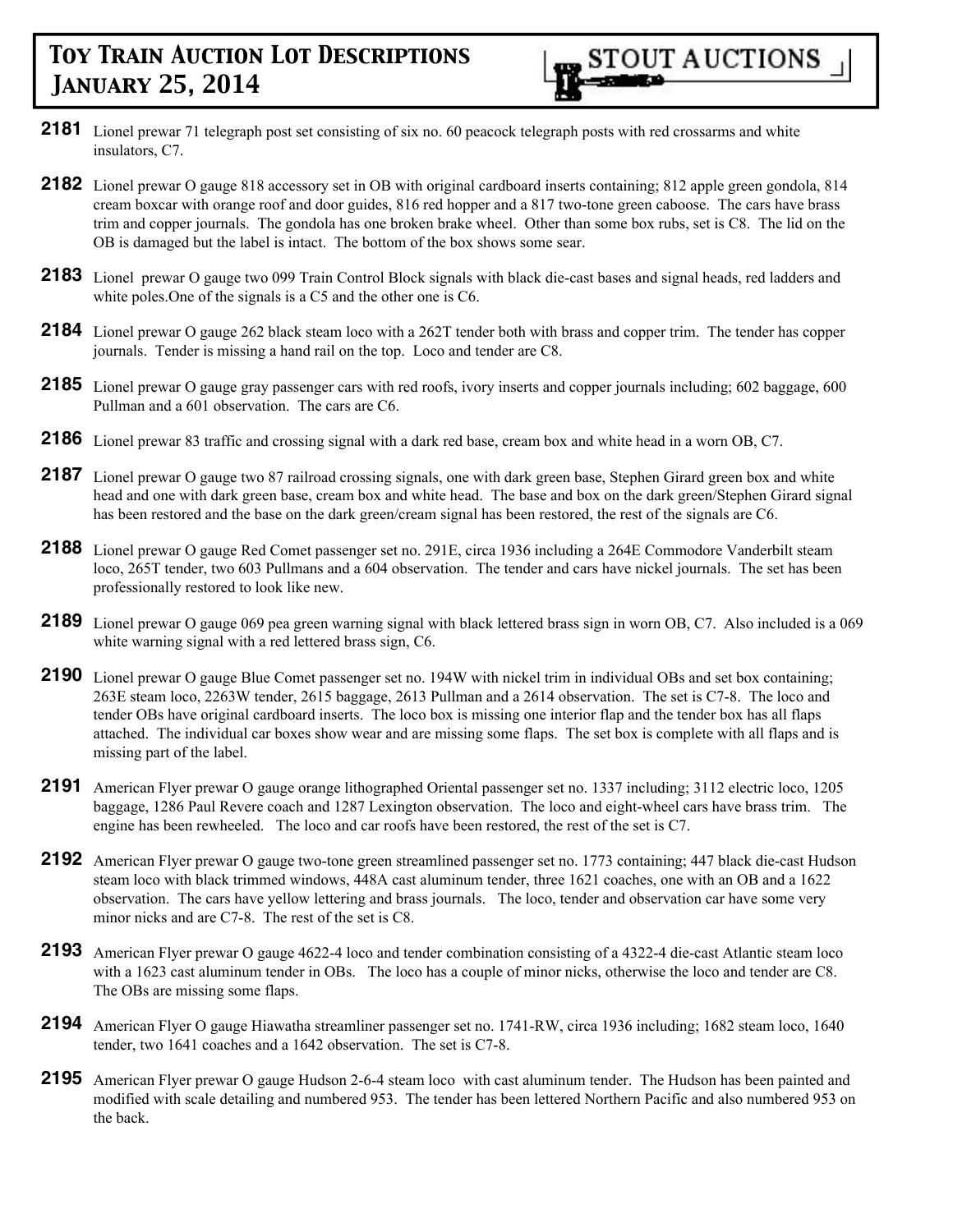**2181** Lionel prewar 71 telegraph post set consisting of six no. 60 peacock telegraph posts with red crossarms and white insulators, C7.

**2182** Lionel prewar O gauge 818 accessory set in OB with original cardboard inserts containing; 812 apple green gondola, 814 cream boxcar with orange roof and door guides, 816 red hopper and a 817 two-tone green caboose. The cars have brass trim and copper journals. The gondola has one broken brake wheel. Other than some box rubs, set is C8. The lid on the OB is damaged but the label is intact. The bottom of the box shows some sear.

**2183** Lionel prewar O gauge two 099 Train Control Block signals with black die-cast bases and signal heads, red ladders and white poles.One of the signals is a C5 and the other one is C6.

**2184** Lionel prewar O gauge 262 black steam loco with a 262T tender both with brass and copper trim. The tender has copper journals. Tender is missing a hand rail on the top. Loco and tender are C8.

**2185** Lionel prewar O gauge gray passenger cars with red roofs, ivory inserts and copper journals including; 602 baggage, 600 Pullman and a 601 observation. The cars are C6.

**2186** Lionel prewar 83 traffic and crossing signal with a dark red base, cream box and white head in a worn OB, C7.

**2187** Lionel prewar O gauge two 87 railroad crossing signals, one with dark green base, Stephen Girard green box and white head and one with dark green base, cream box and white head. The base and box on the dark green/Stephen Girard signal has been restored and the base on the dark green/cream signal has been restored, the rest of the signals are C6.

**2188** Lionel prewar O gauge Red Comet passenger set no. 291E, circa 1936 including a 264E Commodore Vanderbilt steam loco, 265T tender, two 603 Pullmans and a 604 observation. The tender and cars have nickel journals. The set has been professionally restored to look like new.

**2189** Lionel prewar O gauge 069 pea green warning signal with black lettered brass sign in worn OB, C7. Also included is a 069 white warning signal with a red lettered brass sign, C6.

**2190** Lionel prewar O gauge Blue Comet passenger set no. 194W with nickel trim in individual OBs and set box containing; 263E steam loco, 2263W tender, 2615 baggage, 2613 Pullman and a 2614 observation. The set is C7-8. The loco and tender OBs have original cardboard inserts. The loco box is missing one interior flap and the tender box has all flaps attached. The individual car boxes show wear and are missing some flaps. The set box is complete with all flaps and is missing part of the label.

**2191** American Flyer prewar O gauge orange lithographed Oriental passenger set no. 1337 including; 3112 electric loco, 1205 baggage, 1286 Paul Revere coach and 1287 Lexington observation. The loco and eight-wheel cars have brass trim. The engine has been rewheeled. The loco and car roofs have been restored, the rest of the set is C7.

**2192** American Flyer prewar O gauge two-tone green streamlined passenger set no. 1773 containing; 447 black die-cast Hudson steam loco with black trimmed windows, 448A cast aluminum tender, three 1621 coaches, one with an OB and a 1622 observation. The cars have yellow lettering and brass journals. The loco, tender and observation car have some very minor nicks and are C7-8. The rest of the set is C8.

**2193** American Flyer prewar O gauge 4622-4 loco and tender combination consisting of a 4322-4 die-cast Atlantic steam loco with a 1623 cast aluminum tender in OBs. The loco has a couple of minor nicks, otherwise the loco and tender are C8. The OBs are missing some flaps.

**2194** American Flyer O gauge Hiawatha streamliner passenger set no. 1741-RW, circa 1936 including; 1682 steam loco, 1640 tender, two 1641 coaches and a 1642 observation. The set is C7-8.

**2195** American Flyer prewar O gauge Hudson 2-6-4 steam loco with cast aluminum tender. The Hudson has been painted and modified with scale detailing and numbered 953. The tender has been lettered Northern Pacific and also numbered 953 on the back.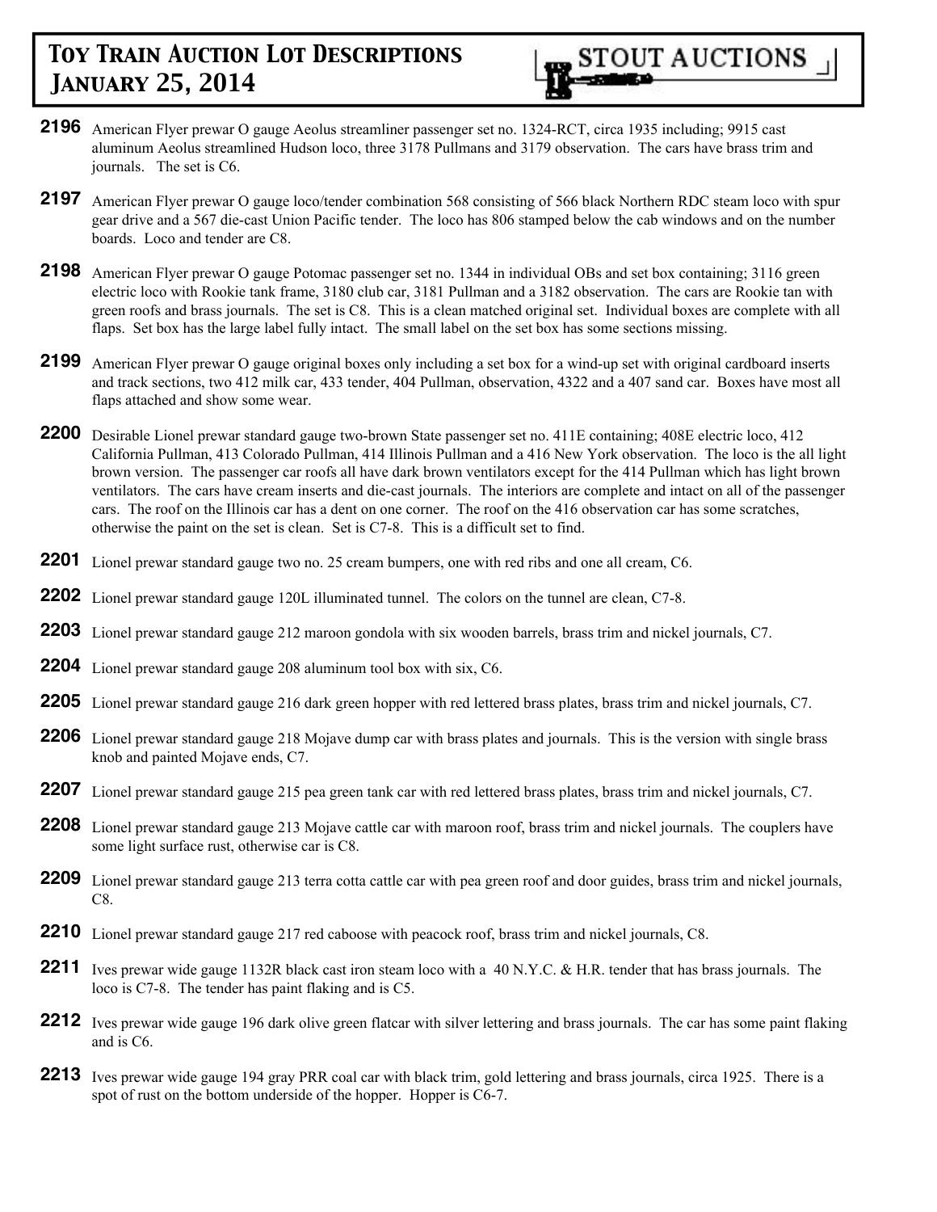**2196** American Flyer prewar O gauge Aeolus streamliner passenger set no. 1324-RCT, circa 1935 including; 9915 cast aluminum Aeolus streamlined Hudson loco, three 3178 Pullmans and 3179 observation. The cars have brass trim and journals. The set is C6.

**2197** American Flyer prewar O gauge loco/tender combination 568 consisting of 566 black Northern RDC steam loco with spur gear drive and a 567 die-cast Union Pacific tender. The loco has 806 stamped below the cab windows and on the number boards. Loco and tender are C8.

**2198** American Flyer prewar O gauge Potomac passenger set no. 1344 in individual OBs and set box containing; 3116 green electric loco with Rookie tank frame, 3180 club car, 3181 Pullman and a 3182 observation. The cars are Rookie tan with green roofs and brass journals. The set is C8. This is a clean matched original set. Individual boxes are complete with all flaps. Set box has the large label fully intact. The small label on the set box has some sections missing.

**2199** American Flyer prewar O gauge original boxes only including a set box for a wind-up set with original cardboard inserts and track sections, two 412 milk car, 433 tender, 404 Pullman, observation, 4322 and a 407 sand car. Boxes have most all flaps attached and show some wear.

**2200** Desirable Lionel prewar standard gauge two-brown State passenger set no. 411E containing; 408E electric loco, 412 California Pullman, 413 Colorado Pullman, 414 Illinois Pullman and a 416 New York observation. The loco is the all light brown version. The passenger car roofs all have dark brown ventilators except for the 414 Pullman which has light brown ventilators. The cars have cream inserts and die-cast journals. The interiors are complete and intact on all of the passenger cars. The roof on the Illinois car has a dent on one corner. The roof on the 416 observation car has some scratches, otherwise the paint on the set is clean. Set is C7-8. This is a difficult set to find.

**2201** Lionel prewar standard gauge two no. 25 cream bumpers, one with red ribs and one all cream, C6.

**2202** Lionel prewar standard gauge 120L illuminated tunnel. The colors on the tunnel are clean, C7-8.

**2203** Lionel prewar standard gauge 212 maroon gondola with six wooden barrels, brass trim and nickel journals, C7.

**2204** Lionel prewar standard gauge 208 aluminum tool box with six, C6.

**2205** Lionel prewar standard gauge 216 dark green hopper with red lettered brass plates, brass trim and nickel journals, C7.

**2206** Lionel prewar standard gauge 218 Mojave dump car with brass plates and journals. This is the version with single brass knob and painted Mojave ends, C7.

**2207** Lionel prewar standard gauge 215 pea green tank car with red lettered brass plates, brass trim and nickel journals, C7.

**2208** Lionel prewar standard gauge 213 Mojave cattle car with maroon roof, brass trim and nickel journals. The couplers have some light surface rust, otherwise car is C8.

**2209** Lionel prewar standard gauge 213 terra cotta cattle car with pea green roof and door guides, brass trim and nickel journals, C8.

**2210** Lionel prewar standard gauge 217 red caboose with peacock roof, brass trim and nickel journals, C8.

**2211** Ives prewar wide gauge 1132R black cast iron steam loco with a 40 N.Y.C. & H.R. tender that has brass journals. The loco is C7-8. The tender has paint flaking and is C5.

**2212** Ives prewar wide gauge 196 dark olive green flatcar with silver lettering and brass journals. The car has some paint flaking and is C6.

**2213** Ives prewar wide gauge 194 gray PRR coal car with black trim, gold lettering and brass journals, circa 1925. There is a spot of rust on the bottom underside of the hopper. Hopper is C6-7.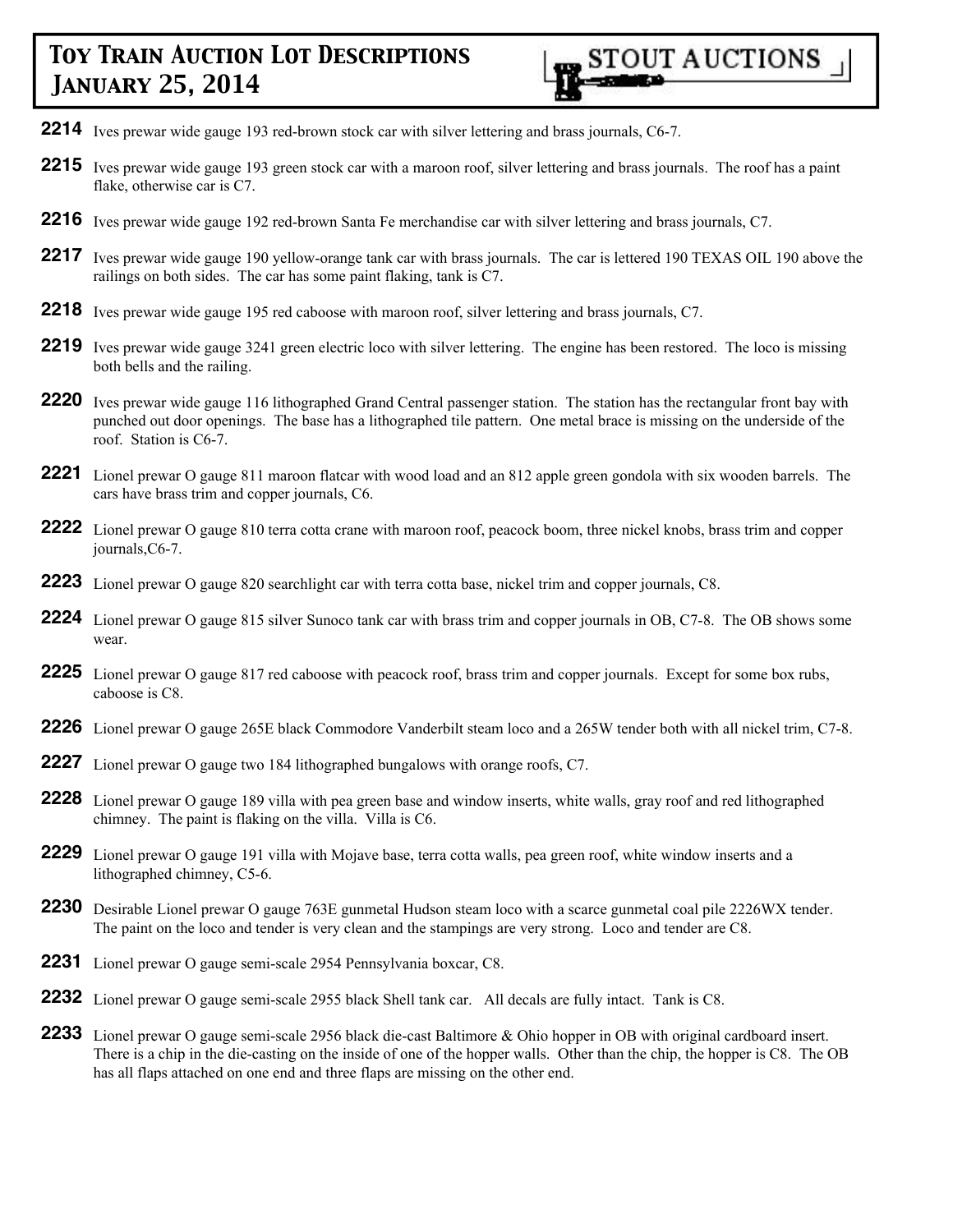**2214** Ives prewar wide gauge 193 red-brown stock car with silver lettering and brass journals, C6-7.

**2215** Ives prewar wide gauge 193 green stock car with a maroon roof, silver lettering and brass journals. The roof has a paint flake, otherwise car is C7.

**2216** Ives prewar wide gauge 192 red-brown Santa Fe merchandise car with silver lettering and brass journals, C7.

**2217** Ives prewar wide gauge 190 yellow-orange tank car with brass journals. The car is lettered 190 TEXAS OIL 190 above the railings on both sides. The car has some paint flaking, tank is C7.

**2218** Ives prewar wide gauge 195 red caboose with maroon roof, silver lettering and brass journals, C7.

**2219** Ives prewar wide gauge 3241 green electric loco with silver lettering. The engine has been restored. The loco is missing both bells and the railing.

**2220** Ives prewar wide gauge 116 lithographed Grand Central passenger station. The station has the rectangular front bay with punched out door openings. The base has a lithographed tile pattern. One metal brace is missing on the underside of the roof. Station is C6-7.

**2221** Lionel prewar O gauge 811 maroon flatcar with wood load and an 812 apple green gondola with six wooden barrels. The cars have brass trim and copper journals, C6.

**2222** Lionel prewar O gauge 810 terra cotta crane with maroon roof, peacock boom, three nickel knobs, brass trim and copper journals,C6-7.

**2223** Lionel prewar O gauge 820 searchlight car with terra cotta base, nickel trim and copper journals, C8.

**2224** Lionel prewar O gauge 815 silver Sunoco tank car with brass trim and copper journals in OB, C7-8. The OB shows some wear.

**2225** Lionel prewar O gauge 817 red caboose with peacock roof, brass trim and copper journals. Except for some box rubs, caboose is C8.

**2226** Lionel prewar O gauge 265E black Commodore Vanderbilt steam loco and a 265W tender both with all nickel trim, C7-8.

**2227** Lionel prewar O gauge two 184 lithographed bungalows with orange roofs, C7.

**2228** Lionel prewar O gauge 189 villa with pea green base and window inserts, white walls, gray roof and red lithographed chimney. The paint is flaking on the villa. Villa is C6.

**2229** Lionel prewar O gauge 191 villa with Mojave base, terra cotta walls, pea green roof, white window inserts and a lithographed chimney, C5-6.

**2230** Desirable Lionel prewar O gauge 763E gunmetal Hudson steam loco with a scarce gunmetal coal pile 2226WX tender. The paint on the loco and tender is very clean and the stampings are very strong. Loco and tender are C8.

**2231** Lionel prewar O gauge semi-scale 2954 Pennsylvania boxcar, C8.

**2232** Lionel prewar O gauge semi-scale 2955 black Shell tank car. All decals are fully intact. Tank is C8.

**2233** Lionel prewar O gauge semi-scale 2956 black die-cast Baltimore & Ohio hopper in OB with original cardboard insert. There is a chip in the die-casting on the inside of one of the hopper walls. Other than the chip, the hopper is C8. The OB has all flaps attached on one end and three flaps are missing on the other end.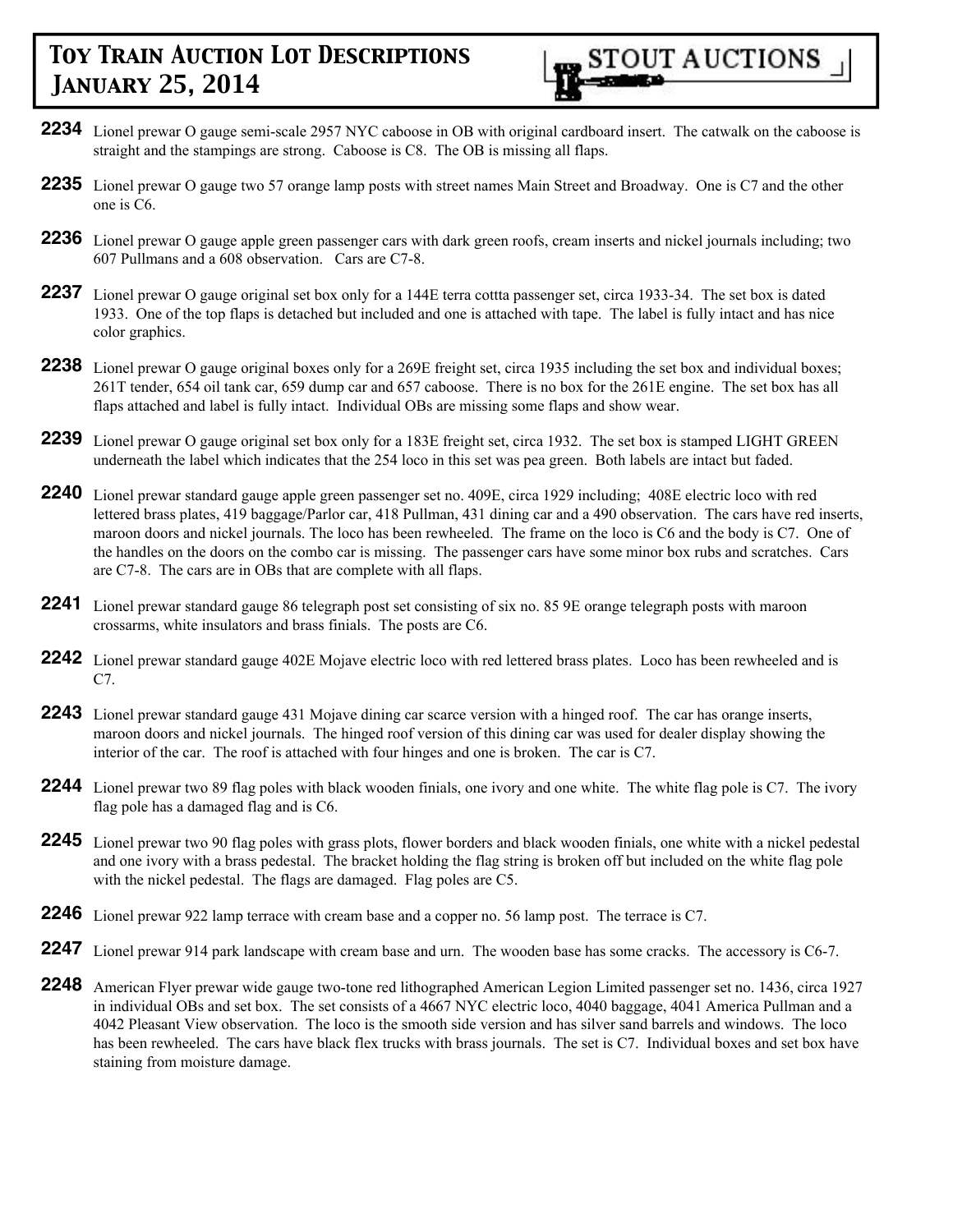**2234** Lionel prewar O gauge semi-scale 2957 NYC caboose in OB with original cardboard insert. The catwalk on the caboose is straight and the stampings are strong. Caboose is C8. The OB is missing all flaps.

**2235** Lionel prewar O gauge two 57 orange lamp posts with street names Main Street and Broadway. One is C7 and the other one is C6.

**2236** Lionel prewar O gauge apple green passenger cars with dark green roofs, cream inserts and nickel journals including; two 607 Pullmans and a 608 observation. Cars are C7-8.

**2237** Lionel prewar O gauge original set box only for a 144E terra cottta passenger set, circa 1933-34. The set box is dated 1933. One of the top flaps is detached but included and one is attached with tape. The label is fully intact and has nice color graphics.

**2238** Lionel prewar O gauge original boxes only for a 269E freight set, circa 1935 including the set box and individual boxes; 261T tender, 654 oil tank car, 659 dump car and 657 caboose. There is no box for the 261E engine. The set box has all flaps attached and label is fully intact. Individual OBs are missing some flaps and show wear.

**2239** Lionel prewar O gauge original set box only for a 183E freight set, circa 1932. The set box is stamped LIGHT GREEN underneath the label which indicates that the 254 loco in this set was pea green. Both labels are intact but faded.

**2240** Lionel prewar standard gauge apple green passenger set no. 409E, circa 1929 including; 408E electric loco with red lettered brass plates, 419 baggage/Parlor car, 418 Pullman, 431 dining car and a 490 observation. The cars have red inserts, maroon doors and nickel journals. The loco has been rewheeled. The frame on the loco is C6 and the body is C7. One of the handles on the doors on the combo car is missing. The passenger cars have some minor box rubs and scratches. Cars are C7-8. The cars are in OBs that are complete with all flaps.

**2241** Lionel prewar standard gauge 86 telegraph post set consisting of six no. 85 9E orange telegraph posts with maroon crossarms, white insulators and brass finials. The posts are C6.

**2242** Lionel prewar standard gauge 402E Mojave electric loco with red lettered brass plates. Loco has been rewheeled and is C7.

**2243** Lionel prewar standard gauge 431 Mojave dining car scarce version with a hinged roof. The car has orange inserts, maroon doors and nickel journals. The hinged roof version of this dining car was used for dealer display showing the interior of the car. The roof is attached with four hinges and one is broken. The car is C7.

**2244** Lionel prewar two 89 flag poles with black wooden finials, one ivory and one white. The white flag pole is C7. The ivory flag pole has a damaged flag and is C6.

**2245** Lionel prewar two 90 flag poles with grass plots, flower borders and black wooden finials, one white with a nickel pedestal and one ivory with a brass pedestal. The bracket holding the flag string is broken off but included on the white flag pole with the nickel pedestal. The flags are damaged. Flag poles are C5.

**2246** Lionel prewar 922 lamp terrace with cream base and a copper no. 56 lamp post. The terrace is C7.

**2247** Lionel prewar 914 park landscape with cream base and urn. The wooden base has some cracks. The accessory is C6-7.

**2248** American Flyer prewar wide gauge two-tone red lithographed American Legion Limited passenger set no. 1436, circa 1927 in individual OBs and set box. The set consists of a 4667 NYC electric loco, 4040 baggage, 4041 America Pullman and a 4042 Pleasant View observation. The loco is the smooth side version and has silver sand barrels and windows. The loco has been rewheeled. The cars have black flex trucks with brass journals. The set is C7. Individual boxes and set box have staining from moisture damage.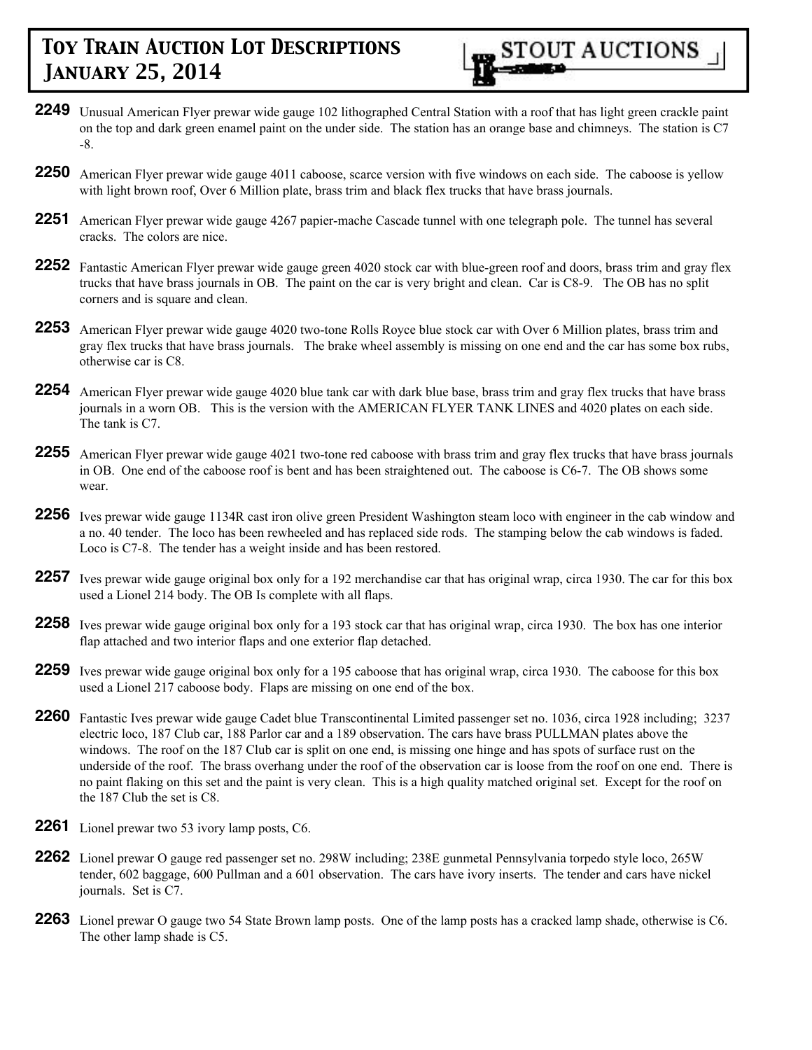**2249** Unusual American Flyer prewar wide gauge 102 lithographed Central Station with a roof that has light green crackle paint on the top and dark green enamel paint on the under side. The station has an orange base and chimneys. The station is C7-8.

**2250** American Flyer prewar wide gauge 4011 caboose, scarce version with five windows on each side. The caboose is yellow with light brown roof, Over 6 Million plate, brass trim and black flex trucks that have brass journals.

**2251** American Flyer prewar wide gauge 4267 papier-mache Cascade tunnel with one telegraph pole. The tunnel has several cracks. The colors are nice.

**2252** Fantastic American Flyer prewar wide gauge green 4020 stock car with blue-green roof and doors, brass trim and gray flex trucks that have brass journals in OB. The paint on the car is very bright and clean. Car is C8-9. The OB has no split corners and is square and clean.

**2253** American Flyer prewar wide gauge 4020 two-tone Rolls Royce blue stock car with Over 6 Million plates, brass trim and gray flex trucks that have brass journals. The brake wheel assembly is missing on one end and the car has some box rubs, otherwise car is C8.

**2254** American Flyer prewar wide gauge 4020 blue tank car with dark blue base, brass trim and gray flex trucks that have brass journals in a worn OB. This is the version with the AMERICAN FLYER TANK LINES and 4020 plates on each side. The tank is C7.

**2255** American Flyer prewar wide gauge 4021 two-tone red caboose with brass trim and gray flex trucks that have brass journals in OB. One end of the caboose roof is bent and has been straightened out. The caboose is C6-7. The OB shows some wear.

**2256** Ives prewar wide gauge 1134R cast iron olive green President Washington steam loco with engineer in the cab window and a no. 40 tender. The loco has been rewheeled and has replaced side rods. The stamping below the cab windows is faded. Loco is C7-8. The tender has a weight inside and has been restored.

**2257** Ives prewar wide gauge original box only for a 192 merchandise car that has original wrap, circa 1930. The car for this box used a Lionel 214 body. The OB Is complete with all flaps.

**2258** Ives prewar wide gauge original box only for a 193 stock car that has original wrap, circa 1930. The box has one interior flap attached and two interior flaps and one exterior flap detached.

**2259** Ives prewar wide gauge original box only for a 195 caboose that has original wrap, circa 1930. The caboose for this box used a Lionel 217 caboose body. Flaps are missing on one end of the box.

**2260** Fantastic Ives prewar wide gauge Cadet blue Transcontinental Limited passenger set no. 1036, circa 1928 including; 3237 electric loco, 187 Club car, 188 Parlor car and a 189 observation. The cars have brass PULLMAN plates above the windows. The roof on the 187 Club car is split on one end, is missing one hinge and has spots of surface rust on the underside of the roof. The brass overhang under the roof of the observation car is loose from the roof on one end. There is no paint flaking on this set and the paint is very clean. This is a high quality matched original set. Except for the roof on the 187 Club the set is C8.

**2261** Lionel prewar two 53 ivory lamp posts, C6.

**2262** Lionel prewar O gauge red passenger set no. 298W including; 238E gunmetal Pennsylvania torpedo style loco, 265W tender, 602 baggage, 600 Pullman and a 601 observation. The cars have ivory inserts. The tender and cars have nickel journals. Set is C7.

**2263** Lionel prewar O gauge two 54 State Brown lamp posts. One of the lamp posts has a cracked lamp shade, otherwise is C6. The other lamp shade is C5.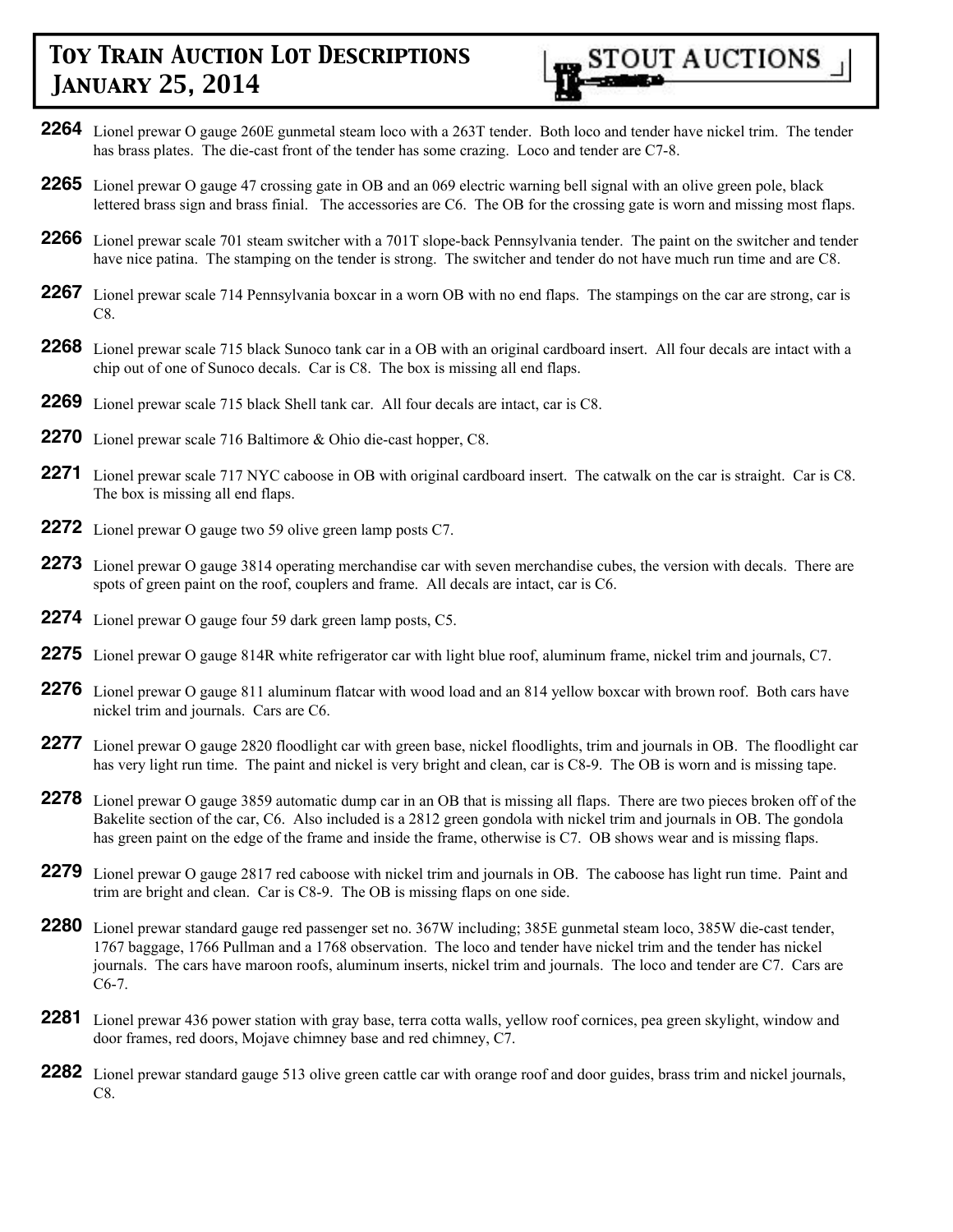**2264** Lionel prewar O gauge 260E gunmetal steam loco with a 263T tender. Both loco and tender have nickel trim. The tender has brass plates. The die-cast front of the tender has some crazing. Loco and tender are C7-8.

**2265** Lionel prewar O gauge 47 crossing gate in OB and an 069 electric warning bell signal with an olive green pole, black lettered brass sign and brass finial. The accessories are C6. The OB for the crossing gate is worn and missing most flaps.

**2266** Lionel prewar scale 701 steam switcher with a 701T slope-back Pennsylvania tender. The paint on the switcher and tender have nice patina. The stamping on the tender is strong. The switcher and tender do not have much run time and are C8.

**2267** Lionel prewar scale 714 Pennsylvania boxcar in a worn OB with no end flaps. The stampings on the car are strong, car is C8.

**2268** Lionel prewar scale 715 black Sunoco tank car in a OB with an original cardboard insert. All four decals are intact with a chip out of one of Sunoco decals. Car is C8. The box is missing all end flaps.

**2269** Lionel prewar scale 715 black Shell tank car. All four decals are intact, car is C8.

**2270** Lionel prewar scale 716 Baltimore & Ohio die-cast hopper, C8.

**2271** Lionel prewar scale 717 NYC caboose in OB with original cardboard insert. The catwalk on the car is straight. Car is C8. The box is missing all end flaps.

**2272** Lionel prewar O gauge two 59 olive green lamp posts C7.

**2273** Lionel prewar O gauge 3814 operating merchandise car with seven merchandise cubes, the version with decals. There are spots of green paint on the roof, couplers and frame. All decals are intact, car is C6.

**2274** Lionel prewar O gauge four 59 dark green lamp posts, C5.

**2275** Lionel prewar O gauge 814R white refrigerator car with light blue roof, aluminum frame, nickel trim and journals, C7.

**2276** Lionel prewar O gauge 811 aluminum flatcar with wood load and an 814 yellow boxcar with brown roof. Both cars have nickel trim and journals. Cars are C6.

**2277** Lionel prewar O gauge 2820 floodlight car with green base, nickel floodlights, trim and journals in OB. The floodlight car has very light run time. The paint and nickel is very bright and clean, car is C8-9. The OB is worn and is missing tape.

**2278** Lionel prewar O gauge 3859 automatic dump car in an OB that is missing all flaps. There are two pieces broken off of the Bakelite section of the car, C6. Also included is a 2812 green gondola with nickel trim and journals in OB. The gondola has green paint on the edge of the frame and inside the frame, otherwise is C7. OB shows wear and is missing flaps.

**2279** Lionel prewar O gauge 2817 red caboose with nickel trim and journals in OB. The caboose has light run time. Paint and trim are bright and clean. Car is C8-9. The OB is missing flaps on one side.

**2280** Lionel prewar standard gauge red passenger set no. 367W including; 385E gunmetal steam loco, 385W die-cast tender, 1767 baggage, 1766 Pullman and a 1768 observation. The loco and tender have nickel trim and the tender has nickel journals. The cars have maroon roofs, aluminum inserts, nickel trim and journals. The loco and tender are C7. Cars are C6-7.

**2281** Lionel prewar 436 power station with gray base, terra cotta walls, yellow roof cornices, pea green skylight, window and door frames, red doors, Mojave chimney base and red chimney, C7.

**2282** Lionel prewar standard gauge 513 olive green cattle car with orange roof and door guides, brass trim and nickel journals, C8.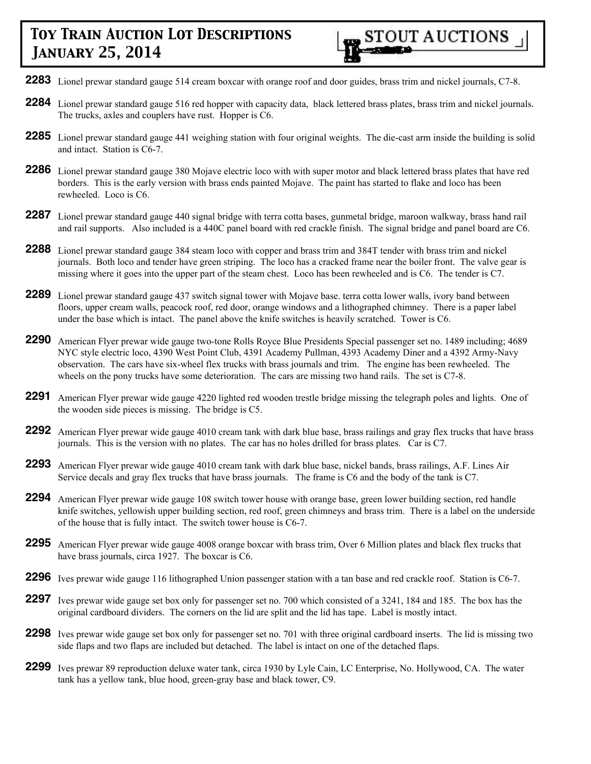**2283** Lionel prewar standard gauge 514 cream boxcar with orange roof and door guides, brass trim and nickel journals, C7-8.

**2284** Lionel prewar standard gauge 516 red hopper with capacity data, black lettered brass plates, brass trim and nickel journals. The trucks, axles and couplers have rust. Hopper is C6.

**2285** Lionel prewar standard gauge 441 weighing station with four original weights. The die-cast arm inside the building is solid and intact. Station is C6-7.

**2286** Lionel prewar standard gauge 380 Mojave electric loco with with super motor and black lettered brass plates that have red borders. This is the early version with brass ends painted Mojave. The paint has started to flake and loco has been rewheeled. Loco is C6.

**2287** Lionel prewar standard gauge 440 signal bridge with terra cotta bases, gunmetal bridge, maroon walkway, brass hand rail and rail supports. Also included is a 440C panel board with red crackle finish. The signal bridge and panel board are C6.

**2288** Lionel prewar standard gauge 384 steam loco with copper and brass trim and 384T tender with brass trim and nickel journals. Both loco and tender have green striping. The loco has a cracked frame near the boiler front. The valve gear is missing where it goes into the upper part of the steam chest. Loco has been rewheeled and is C6. The tender is C7.

**2289** Lionel prewar standard gauge 437 switch signal tower with Mojave base. terra cotta lower walls, ivory band between floors, upper cream walls, peacock roof, red door, orange windows and a lithographed chimney. There is a paper label under the base which is intact. The panel above the knife switches is heavily scratched. Tower is C6.

**2290** American Flyer prewar wide gauge two-tone Rolls Royce Blue Presidents Special passenger set no. 1489 including; 4689 NYC style electric loco, 4390 West Point Club, 4391 Academy Pullman, 4393 Academy Diner and a 4392 Army-Navy observation. The cars have six-wheel flex trucks with brass journals and trim. The engine has been rewheeled. The wheels on the pony trucks have some deterioration. The cars are missing two hand rails. The set is C7-8.

**2291** American Flyer prewar wide gauge 4220 lighted red wooden trestle bridge missing the telegraph poles and lights. One of the wooden side pieces is missing. The bridge is C5.

**2292** American Flyer prewar wide gauge 4010 cream tank with dark blue base, brass railings and gray flex trucks that have brass journals. This is the version with no plates. The car has no holes drilled for brass plates. Car is C7.

**2293** American Flyer prewar wide gauge 4010 cream tank with dark blue base, nickel bands, brass railings, A.F. Lines Air Service decals and gray flex trucks that have brass journals. The frame is C6 and the body of the tank is C7.

**2294** American Flyer prewar wide gauge 108 switch tower house with orange base, green lower building section, red handle knife switches, yellowish upper building section, red roof, green chimneys and brass trim. There is a label on the underside of the house that is fully intact. The switch tower house is C6-7.

**2295** American Flyer prewar wide gauge 4008 orange boxcar with brass trim, Over 6 Million plates and black flex trucks that have brass journals, circa 1927. The boxcar is C6.

**2296** Ives prewar wide gauge 116 lithographed Union passenger station with a tan base and red crackle roof. Station is C6-7.

**2297** Ives prewar wide gauge set box only for passenger set no. 700 which consisted of a 3241, 184 and 185. The box has the original cardboard dividers. The corners on the lid are split and the lid has tape. Label is mostly intact.

**2298** Ives prewar wide gauge set box only for passenger set no. 701 with three original cardboard inserts. The lid is missing two side flaps and two flaps are included but detached. The label is intact on one of the detached flaps.

**2299** Ives prewar 89 reproduction deluxe water tank, circa 1930 by Lyle Cain, LC Enterprise, No. Hollywood, CA. The water tank has a yellow tank, blue hood, green-gray base and black tower, C9.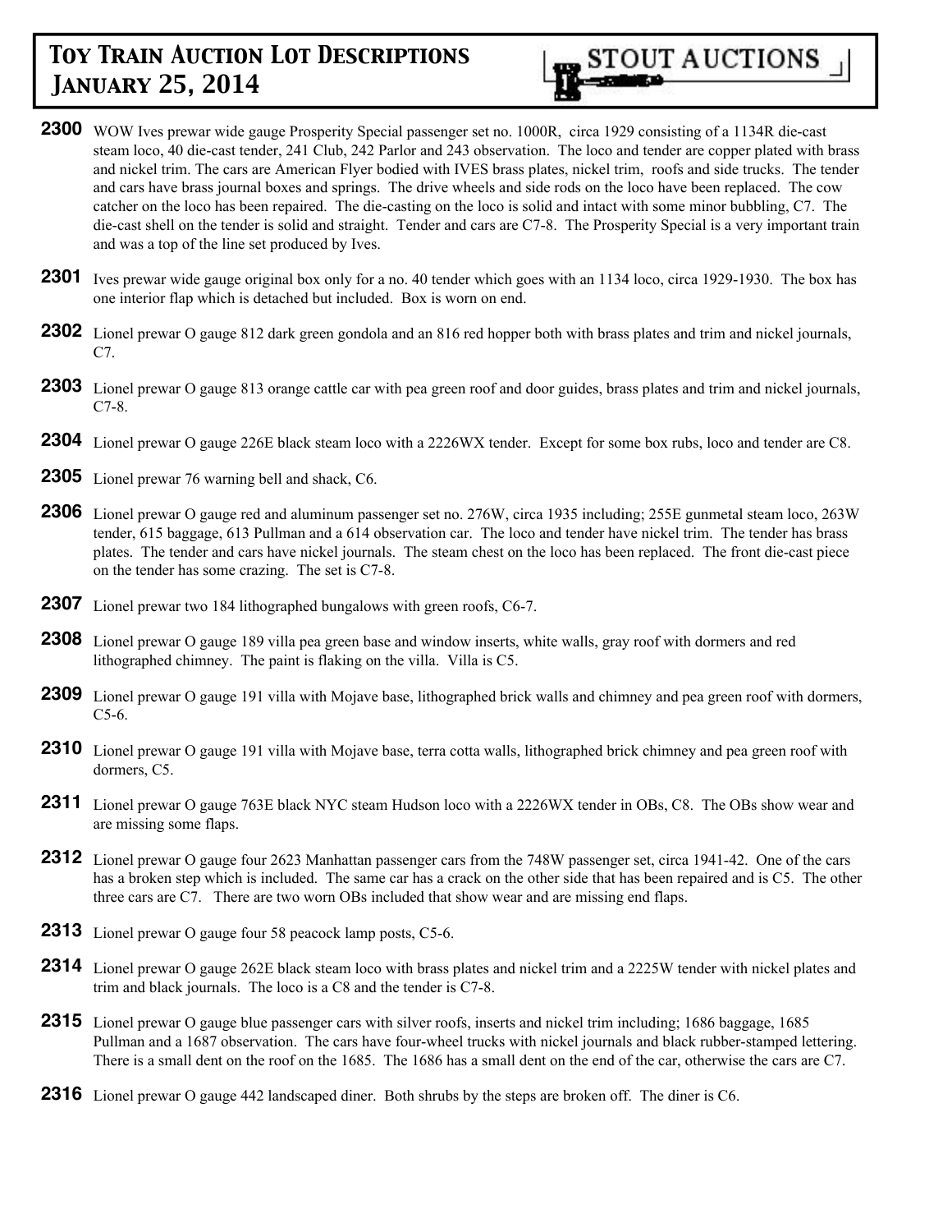# Toy Train Auction Lot Descriptions January 25, 2014

**2300** WOW Ives prewar wide gauge Prosperity Special passenger set no. 1000R, circa 1929 consisting of a 1134R die-cast steam loco, 40 die-cast tender, 241 Club, 242 Parlor and 243 observation. The loco and tender are copper plated with brass and nickel trim. The cars are American Flyer bodied with IVES brass plates, nickel trim, roofs and side trucks. The tender and cars have brass journal boxes and springs. The drive wheels and side rods on the loco have been replaced. The cow catcher on the loco has been repaired. The die-casting on the loco is solid and intact with some minor bubbling, C7. The die-cast shell on the tender is solid and straight. Tender and cars are C7-8. The Prosperity Special is a very important train and was a top of the line set produced by Ives.

**2301** Ives prewar wide gauge original box only for a no. 40 tender which goes with an 1134 loco, circa 1929-1930. The box has one interior flap which is detached but included. Box is worn on end.

**2302** Lionel prewar O gauge 812 dark green gondola and an 816 red hopper both with brass plates and trim and nickel journals, C7.

**2303** Lionel prewar O gauge 813 orange cattle car with pea green roof and door guides, brass plates and trim and nickel journals, C7-8.

**2304** Lionel prewar O gauge 226E black steam loco with a 2226WX tender. Except for some box rubs, loco and tender are C8.

**2305** Lionel prewar 76 warning bell and shack, C6.

**2306** Lionel prewar O gauge red and aluminum passenger set no. 276W, circa 1935 including; 255E gunmetal steam loco, 263W tender, 615 baggage, 613 Pullman and a 614 observation car. The loco and tender have nickel trim. The tender has brass plates. The tender and cars have nickel journals. The steam chest on the loco has been replaced. The front die-cast piece on the tender has some crazing. The set is C7-8.

**2307** Lionel prewar two 184 lithographed bungalows with green roofs, C6-7.

**2308** Lionel prewar O gauge 189 villa pea green base and window inserts, white walls, gray roof with dormers and red lithographed chimney. The paint is flaking on the villa. Villa is C5.

**2309** Lionel prewar O gauge 191 villa with Mojave base, lithographed brick walls and chimney and pea green roof with dormers, C5-6.

**2310** Lionel prewar O gauge 191 villa with Mojave base, terra cotta walls, lithographed brick chimney and pea green roof with dormers, C5.

**2311** Lionel prewar O gauge 763E black NYC steam Hudson loco with a 2226WX tender in OBs, C8. The OBs show wear and are missing some flaps.

**2312** Lionel prewar O gauge four 2623 Manhattan passenger cars from the 748W passenger set, circa 1941-42. One of the cars has a broken step which is included. The same car has a crack on the other side that has been repaired and is C5. The other three cars are C7. There are two worn OBs included that show wear and are missing end flaps.

**2313** Lionel prewar O gauge four 58 peacock lamp posts, C5-6.

**2314** Lionel prewar O gauge 262E black steam loco with brass plates and nickel trim and a 2225W tender with nickel plates and trim and black journals. The loco is a C8 and the tender is C7-8.

**2315** Lionel prewar O gauge blue passenger cars with silver roofs, inserts and nickel trim including; 1686 baggage, 1685 Pullman and a 1687 observation. The cars have four-wheel trucks with nickel journals and black rubber-stamped lettering. There is a small dent on the roof on the 1685. The 1686 has a small dent on the end of the car, otherwise the cars are C7.

**2316** Lionel prewar O gauge 442 landscaped diner. Both shrubs by the steps are broken off. The diner is C6.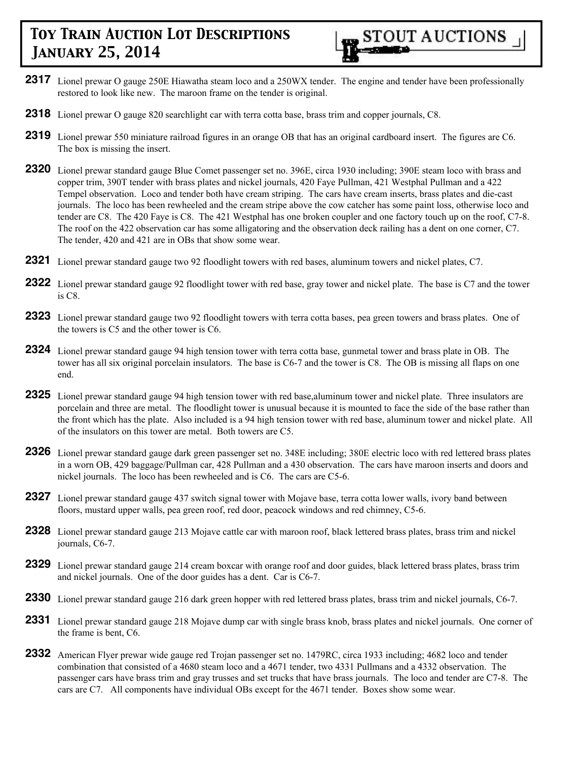**2317** Lionel prewar O gauge 250E Hiawatha steam loco and a 250WX tender. The engine and tender have been professionally restored to look like new. The maroon frame on the tender is original.

**2318** Lionel prewar O gauge 820 searchlight car with terra cotta base, brass trim and copper journals, C8.

**2319** Lionel prewar 550 miniature railroad figures in an orange OB that has an original cardboard insert. The figures are C6. The box is missing the insert.

**2320** Lionel prewar standard gauge Blue Comet passenger set no. 396E, circa 1930 including; 390E steam loco with brass and copper trim, 390T tender with brass plates and nickel journals, 420 Faye Pullman, 421 Westphal Pullman and a 422 Tempel observation. Loco and tender both have cream striping. The cars have cream inserts, brass plates and die-cast journals. The loco has been rewheeled and the cream stripe above the cow catcher has some paint loss, otherwise loco and tender are C8. The 420 Faye is C8. The 421 Westphal has one broken coupler and one factory touch up on the roof, C7-8. The roof on the 422 observation car has some alligatoring and the observation deck railing has a dent on one corner, C7. The tender, 420 and 421 are in OBs that show some wear.

**2321** Lionel prewar standard gauge two 92 floodlight towers with red bases, aluminum towers and nickel plates, C7.

**2322** Lionel prewar standard gauge 92 floodlight tower with red base, gray tower and nickel plate. The base is C7 and the tower is C8.

**2323** Lionel prewar standard gauge two 92 floodlight towers with terra cotta bases, pea green towers and brass plates. One of the towers is C5 and the other tower is C6.

**2324** Lionel prewar standard gauge 94 high tension tower with terra cotta base, gunmetal tower and brass plate in OB. The tower has all six original porcelain insulators. The base is C6-7 and the tower is C8. The OB is missing all flaps on one end.

**2325** Lionel prewar standard gauge 94 high tension tower with red base,aluminum tower and nickel plate. Three insulators are porcelain and three are metal. The floodlight tower is unusual because it is mounted to face the side of the base rather than the front which has the plate. Also included is a 94 high tension tower with red base, aluminum tower and nickel plate. All of the insulators on this tower are metal. Both towers are C5.

**2326** Lionel prewar standard gauge dark green passenger set no. 348E including; 380E electric loco with red lettered brass plates in a worn OB, 429 baggage/Pullman car, 428 Pullman and a 430 observation. The cars have maroon inserts and doors and nickel journals. The loco has been rewheeled and is C6. The cars are C5-6.

**2327** Lionel prewar standard gauge 437 switch signal tower with Mojave base, terra cotta lower walls, ivory band between floors, mustard upper walls, pea green roof, red door, peacock windows and red chimney, C5-6.

**2328** Lionel prewar standard gauge 213 Mojave cattle car with maroon roof, black lettered brass plates, brass trim and nickel journals, C6-7.

**2329** Lionel prewar standard gauge 214 cream boxcar with orange roof and door guides, black lettered brass plates, brass trim and nickel journals. One of the door guides has a dent. Car is C6-7.

**2330** Lionel prewar standard gauge 216 dark green hopper with red lettered brass plates, brass trim and nickel journals, C6-7.

**2331** Lionel prewar standard gauge 218 Mojave dump car with single brass knob, brass plates and nickel journals. One corner of the frame is bent, C6.

**2332** American Flyer prewar wide gauge red Trojan passenger set no. 1479RC, circa 1933 including; 4682 loco and tender combination that consisted of a 4680 steam loco and a 4671 tender, two 4331 Pullmans and a 4332 observation. The passenger cars have brass trim and gray trusses and set trucks that have brass journals. The loco and tender are C7-8. The cars are C7. All components have individual OBs except for the 4671 tender. Boxes show some wear.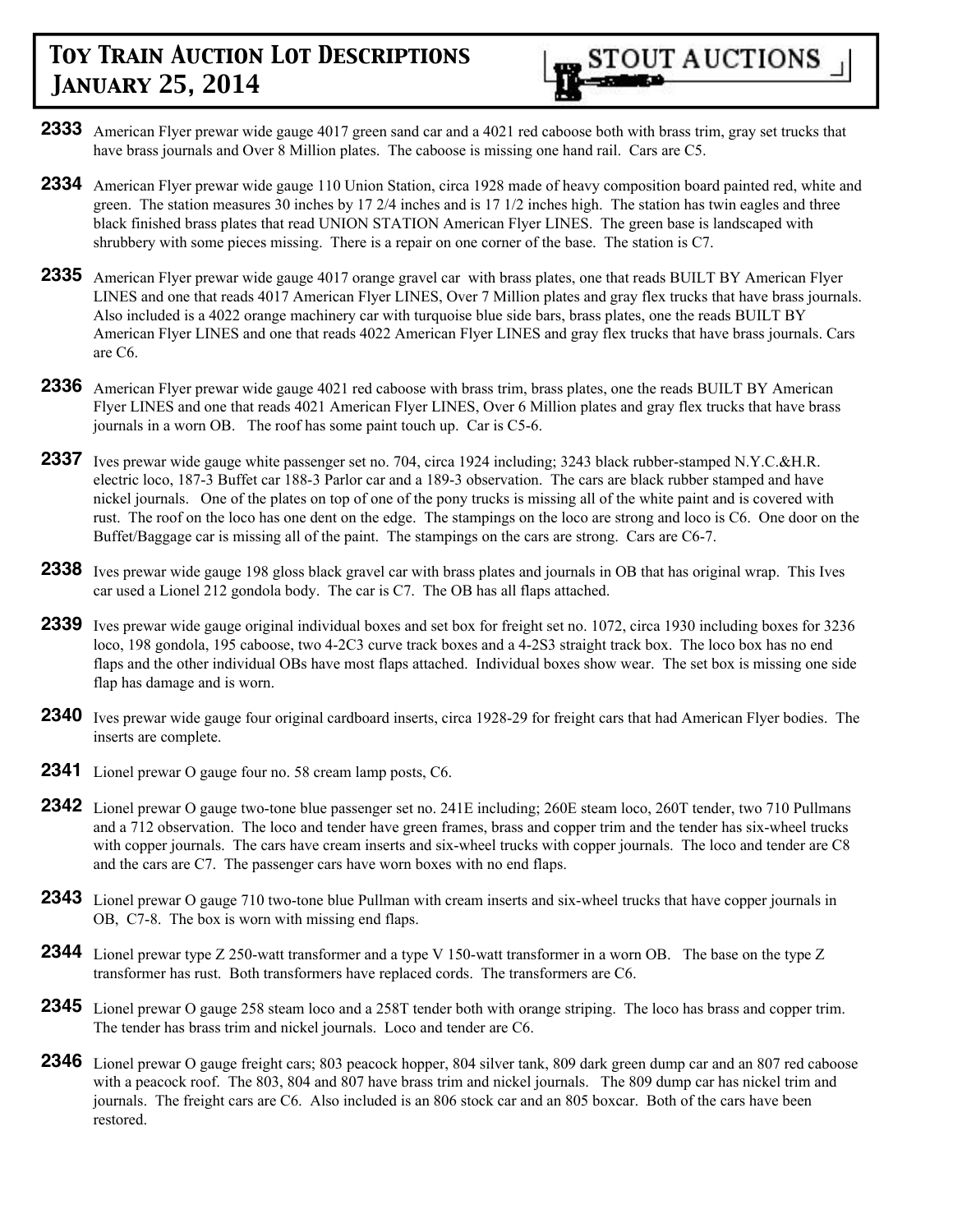**2333** American Flyer prewar wide gauge 4017 green sand car and a 4021 red caboose both with brass trim, gray set trucks that have brass journals and Over 8 Million plates. The caboose is missing one hand rail. Cars are C5.

**2334** American Flyer prewar wide gauge 110 Union Station, circa 1928 made of heavy composition board painted red, white and green. The station measures 30 inches by 17 2/4 inches and is 17 1/2 inches high. The station has twin eagles and three black finished brass plates that read UNION STATION American Flyer LINES. The green base is landscaped with shrubbery with some pieces missing. There is a repair on one corner of the base. The station is C7.

**2335** American Flyer prewar wide gauge 4017 orange gravel car with brass plates, one that reads BUILT BY American Flyer LINES and one that reads 4017 American Flyer LINES, Over 7 Million plates and gray flex trucks that have brass journals. Also included is a 4022 orange machinery car with turquoise blue side bars, brass plates, one the reads BUILT BY American Flyer LINES and one that reads 4022 American Flyer LINES and gray flex trucks that have brass journals. Cars are C6.

**2336** American Flyer prewar wide gauge 4021 red caboose with brass trim, brass plates, one the reads BUILT BY American Flyer LINES and one that reads 4021 American Flyer LINES, Over 6 Million plates and gray flex trucks that have brass journals in a worn OB. The roof has some paint touch up. Car is C5-6.

**2337** Ives prewar wide gauge white passenger set no. 704, circa 1924 including; 3243 black rubber-stamped N.Y.C.&H.R. electric loco, 187-3 Buffet car 188-3 Parlor car and a 189-3 observation. The cars are black rubber stamped and have nickel journals. One of the plates on top of one of the pony trucks is missing all of the white paint and is covered with rust. The roof on the loco has one dent on the edge. The stampings on the loco are strong and loco is C6. One door on the Buffet/Baggage car is missing all of the paint. The stampings on the cars are strong. Cars are C6-7.

**2338** Ives prewar wide gauge 198 gloss black gravel car with brass plates and journals in OB that has original wrap. This Ives car used a Lionel 212 gondola body. The car is C7. The OB has all flaps attached.

**2339** Ives prewar wide gauge original individual boxes and set box for freight set no. 1072, circa 1930 including boxes for 3236 loco, 198 gondola, 195 caboose, two 4-2C3 curve track boxes and a 4-2S3 straight track box. The loco box has no end flaps and the other individual OBs have most flaps attached. Individual boxes show wear. The set box is missing one side flap has damage and is worn.

**2340** Ives prewar wide gauge four original cardboard inserts, circa 1928-29 for freight cars that had American Flyer bodies. The inserts are complete.

**2341** Lionel prewar O gauge four no. 58 cream lamp posts, C6.

**2342** Lionel prewar O gauge two-tone blue passenger set no. 241E including; 260E steam loco, 260T tender, two 710 Pullmans and a 712 observation. The loco and tender have green frames, brass and copper trim and the tender has six-wheel trucks with copper journals. The cars have cream inserts and six-wheel trucks with copper journals. The loco and tender are C8 and the cars are C7. The passenger cars have worn boxes with no end flaps.

**2343** Lionel prewar O gauge 710 two-tone blue Pullman with cream inserts and six-wheel trucks that have copper journals in OB, C7-8. The box is worn with missing end flaps.

**2344** Lionel prewar type Z 250-watt transformer and a type V 150-watt transformer in a worn OB. The base on the type Z transformer has rust. Both transformers have replaced cords. The transformers are C6.

**2345** Lionel prewar O gauge 258 steam loco and a 258T tender both with orange striping. The loco has brass and copper trim. The tender has brass trim and nickel journals. Loco and tender are C6.

**2346** Lionel prewar O gauge freight cars; 803 peacock hopper, 804 silver tank, 809 dark green dump car and an 807 red caboose with a peacock roof. The 803, 804 and 807 have brass trim and nickel journals. The 809 dump car has nickel trim and journals. The freight cars are C6. Also included is an 806 stock car and an 805 boxcar. Both of the cars have been restored.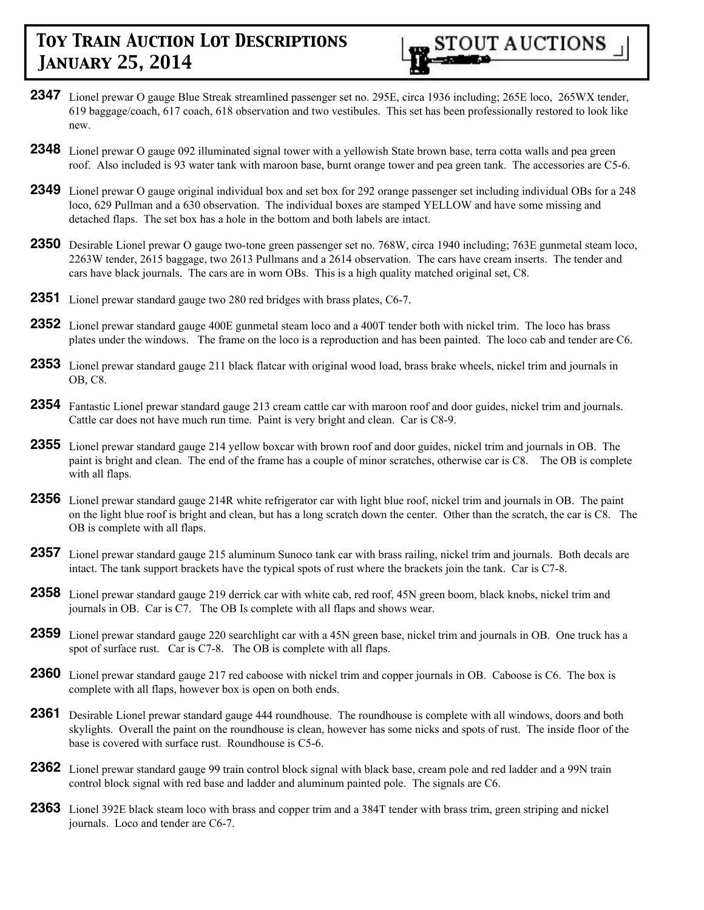# Toy Train Auction Lot Descriptions January 25, 2014

STOUT AUCTIONS

**2347** Lionel prewar O gauge Blue Streak streamlined passenger set no. 295E, circa 1936 including; 265E loco, 265WX tender, 619 baggage/coach, 617 coach, 618 observation and two vestibules. This set has been professionally restored to look like new.

**2348** Lionel prewar O gauge 092 illuminated signal tower with a yellowish State brown base, terra cotta walls and pea green roof. Also included is 93 water tank with maroon base, burnt orange tower and pea green tank. The accessories are C5-6.

**2349** Lionel prewar O gauge original individual box and set box for 292 orange passenger set including individual OBs for a 248 loco, 629 Pullman and a 630 observation. The individual boxes are stamped YELLOW and have some missing and detached flaps. The set box has a hole in the bottom and both labels are intact.

**2350** Desirable Lionel prewar O gauge two-tone green passenger set no. 768W, circa 1940 including; 763E gunmetal steam loco, 2263W tender, 2615 baggage, two 2613 Pullmans and a 2614 observation. The cars have cream inserts. The tender and cars have black journals. The cars are in worn OBs. This is a high quality matched original set, C8.

**2351** Lionel prewar standard gauge two 280 red bridges with brass plates, C6-7.

**2352** Lionel prewar standard gauge 400E gunmetal steam loco and a 400T tender both with nickel trim. The loco has brass plates under the windows. The frame on the loco is a reproduction and has been painted. The loco cab and tender are C6.

**2353** Lionel prewar standard gauge 211 black flatcar with original wood load, brass brake wheels, nickel trim and journals in OB, C8.

**2354** Fantastic Lionel prewar standard gauge 213 cream cattle car with maroon roof and door guides, nickel trim and journals. Cattle car does not have much run time. Paint is very bright and clean. Car is C8-9.

**2355** Lionel prewar standard gauge 214 yellow boxcar with brown roof and door guides, nickel trim and journals in OB. The paint is bright and clean. The end of the frame has a couple of minor scratches, otherwise car is C8. The OB is complete with all flaps.

**2356** Lionel prewar standard gauge 214R white refrigerator car with light blue roof, nickel trim and journals in OB. The paint on the light blue roof is bright and clean, but has a long scratch down the center. Other than the scratch, the car is C8. The OB is complete with all flaps.

**2357** Lionel prewar standard gauge 215 aluminum Sunoco tank car with brass railing, nickel trim and journals. Both decals are intact. The tank support brackets have the typical spots of rust where the brackets join the tank. Car is C7-8.

**2358** Lionel prewar standard gauge 219 derrick car with white cab, red roof, 45N green boom, black knobs, nickel trim and journals in OB. Car is C7. The OB Is complete with all flaps and shows wear.

**2359** Lionel prewar standard gauge 220 searchlight car with a 45N green base, nickel trim and journals in OB. One truck has a spot of surface rust. Car is C7-8. The OB is complete with all flaps.

**2360** Lionel prewar standard gauge 217 red caboose with nickel trim and copper journals in OB. Caboose is C6. The box is complete with all flaps, however box is open on both ends.

**2361** Desirable Lionel prewar standard gauge 444 roundhouse. The roundhouse is complete with all windows, doors and both skylights. Overall the paint on the roundhouse is clean, however has some nicks and spots of rust. The inside floor of the base is covered with surface rust. Roundhouse is C5-6.

**2362** Lionel prewar standard gauge 99 train control block signal with black base, cream pole and red ladder and a 99N train control block signal with red base and ladder and aluminum painted pole. The signals are C6.

**2363** Lionel 392E black steam loco with brass and copper trim and a 384T tender with brass trim, green striping and nickel journals. Loco and tender are C6-7.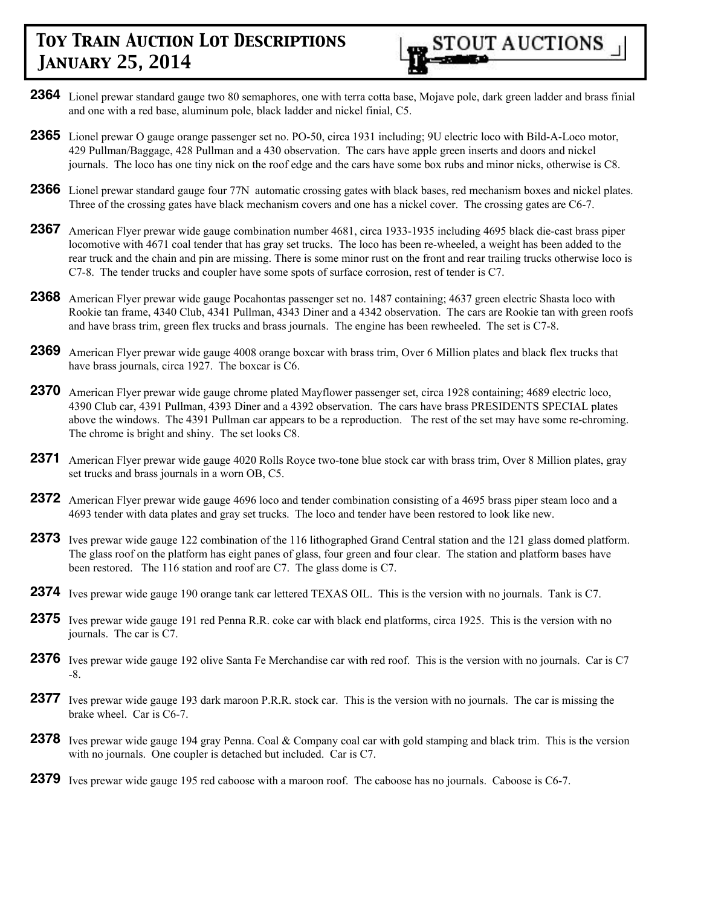**2364** Lionel prewar standard gauge two 80 semaphores, one with terra cotta base, Mojave pole, dark green ladder and brass finial and one with a red base, aluminum pole, black ladder and nickel finial, C5.

**2365** Lionel prewar O gauge orange passenger set no. PO-50, circa 1931 including; 9U electric loco with Bild-A-Loco motor, 429 Pullman/Baggage, 428 Pullman and a 430 observation. The cars have apple green inserts and doors and nickel journals. The loco has one tiny nick on the roof edge and the cars have some box rubs and minor nicks, otherwise is C8.

**2366** Lionel prewar standard gauge four 77N automatic crossing gates with black bases, red mechanism boxes and nickel plates. Three of the crossing gates have black mechanism covers and one has a nickel cover. The crossing gates are C6-7.

**2367** American Flyer prewar wide gauge combination number 4681, circa 1933-1935 including 4695 black die-cast brass piper locomotive with 4671 coal tender that has gray set trucks. The loco has been re-wheeled, a weight has been added to the rear truck and the chain and pin are missing. There is some minor rust on the front and rear trailing trucks otherwise loco is C7-8. The tender trucks and coupler have some spots of surface corrosion, rest of tender is C7.

**2368** American Flyer prewar wide gauge Pocahontas passenger set no. 1487 containing; 4637 green electric Shasta loco with Rookie tan frame, 4340 Club, 4341 Pullman, 4343 Diner and a 4342 observation. The cars are Rookie tan with green roofs and have brass trim, green flex trucks and brass journals. The engine has been rewheeled. The set is C7-8.

**2369** American Flyer prewar wide gauge 4008 orange boxcar with brass trim, Over 6 Million plates and black flex trucks that have brass journals, circa 1927. The boxcar is C6.

**2370** American Flyer prewar wide gauge chrome plated Mayflower passenger set, circa 1928 containing; 4689 electric loco, 4390 Club car, 4391 Pullman, 4393 Diner and a 4392 observation. The cars have brass PRESIDENTS SPECIAL plates above the windows. The 4391 Pullman car appears to be a reproduction. The rest of the set may have some re-chroming. The chrome is bright and shiny. The set looks C8.

**2371** American Flyer prewar wide gauge 4020 Rolls Royce two-tone blue stock car with brass trim, Over 8 Million plates, gray set trucks and brass journals in a worn OB, C5.

**2372** American Flyer prewar wide gauge 4696 loco and tender combination consisting of a 4695 brass piper steam loco and a 4693 tender with data plates and gray set trucks. The loco and tender have been restored to look like new.

**2373** Ives prewar wide gauge 122 combination of the 116 lithographed Grand Central station and the 121 glass domed platform. The glass roof on the platform has eight panes of glass, four green and four clear. The station and platform bases have been restored. The 116 station and roof are C7. The glass dome is C7.

**2374** Ives prewar wide gauge 190 orange tank car lettered TEXAS OIL. This is the version with no journals. Tank is C7.

**2375** Ives prewar wide gauge 191 red Penna R.R. coke car with black end platforms, circa 1925. This is the version with no journals. The car is C7.

**2376** Ives prewar wide gauge 192 olive Santa Fe Merchandise car with red roof. This is the version with no journals. Car is C7 -8.

**2377** Ives prewar wide gauge 193 dark maroon P.R.R. stock car. This is the version with no journals. The car is missing the brake wheel. Car is C6-7.

**2378** Ives prewar wide gauge 194 gray Penna. Coal & Company coal car with gold stamping and black trim. This is the version with no journals. One coupler is detached but included. Car is C7.

**2379** Ives prewar wide gauge 195 red caboose with a maroon roof. The caboose has no journals. Caboose is C6-7.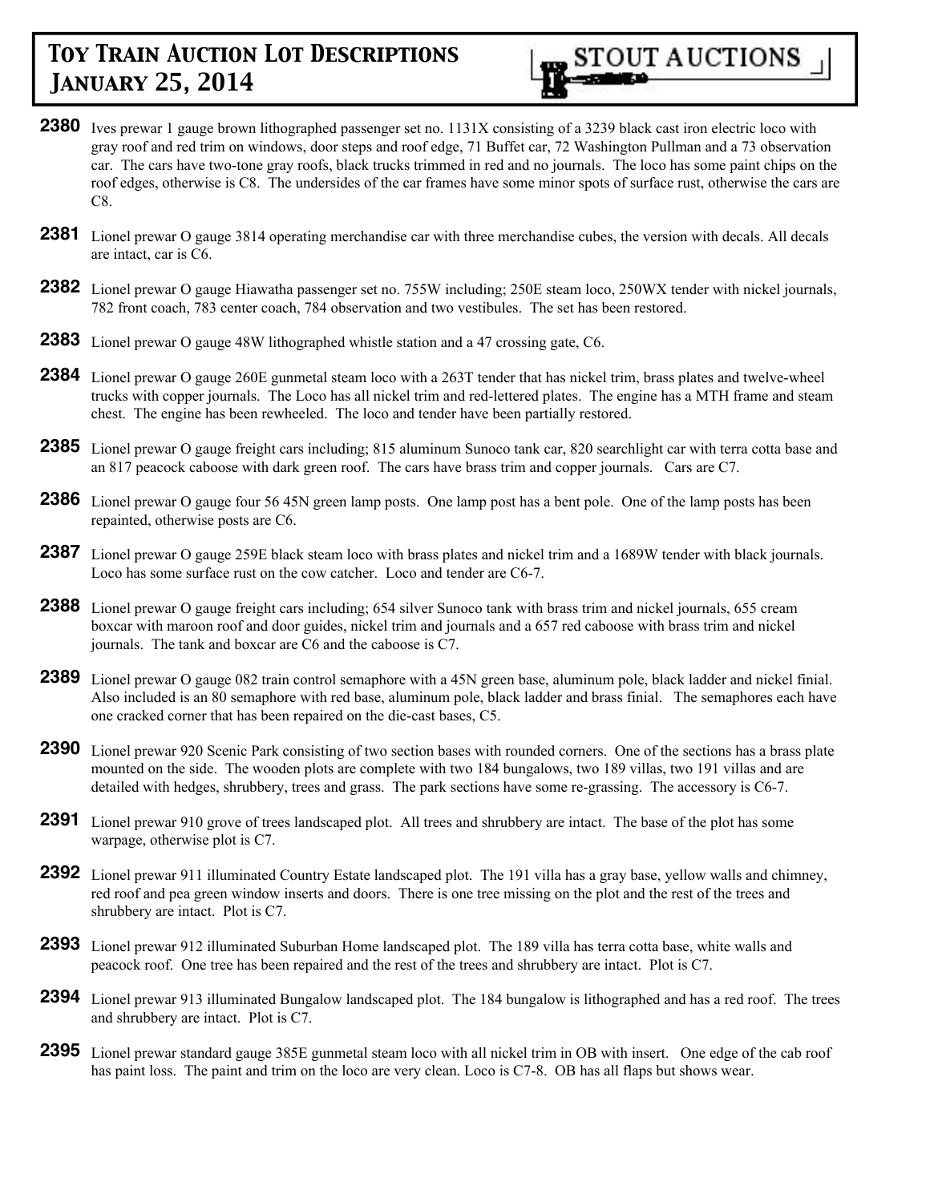**2380** Ives prewar 1 gauge brown lithographed passenger set no. 1131X consisting of a 3239 black cast iron electric loco with gray roof and red trim on windows, door steps and roof edge, 71 Buffet car, 72 Washington Pullman and a 73 observation car. The cars have two-tone gray roofs, black trucks trimmed in red and no journals. The loco has some paint chips on the roof edges, otherwise is C8. The undersides of the car frames have some minor spots of surface rust, otherwise the cars are C8.

**2381** Lionel prewar O gauge 3814 operating merchandise car with three merchandise cubes, the version with decals. All decals are intact, car is C6.

**2382** Lionel prewar O gauge Hiawatha passenger set no. 755W including; 250E steam loco, 250WX tender with nickel journals, 782 front coach, 783 center coach, 784 observation and two vestibules. The set has been restored.

**2383** Lionel prewar O gauge 48W lithographed whistle station and a 47 crossing gate, C6.

**2384** Lionel prewar O gauge 260E gunmetal steam loco with a 263T tender that has nickel trim, brass plates and twelve-wheel trucks with copper journals. The Loco has all nickel trim and red-lettered plates. The engine has a MTH frame and steam chest. The engine has been rewheeled. The loco and tender have been partially restored.

**2385** Lionel prewar O gauge freight cars including; 815 aluminum Sunoco tank car, 820 searchlight car with terra cotta base and an 817 peacock caboose with dark green roof. The cars have brass trim and copper journals. Cars are C7.

**2386** Lionel prewar O gauge four 56 45N green lamp posts. One lamp post has a bent pole. One of the lamp posts has been repainted, otherwise posts are C6.

**2387** Lionel prewar O gauge 259E black steam loco with brass plates and nickel trim and a 1689W tender with black journals. Loco has some surface rust on the cow catcher. Loco and tender are C6-7.

**2388** Lionel prewar O gauge freight cars including; 654 silver Sunoco tank with brass trim and nickel journals, 655 cream boxcar with maroon roof and door guides, nickel trim and journals and a 657 red caboose with brass trim and nickel journals. The tank and boxcar are C6 and the caboose is C7.

**2389** Lionel prewar O gauge 082 train control semaphore with a 45N green base, aluminum pole, black ladder and nickel finial. Also included is an 80 semaphore with red base, aluminum pole, black ladder and brass finial. The semaphores each have one cracked corner that has been repaired on the die-cast bases, C5.

**2390** Lionel prewar 920 Scenic Park consisting of two section bases with rounded corners. One of the sections has a brass plate mounted on the side. The wooden plots are complete with two 184 bungalows, two 189 villas, two 191 villas and are detailed with hedges, shrubbery, trees and grass. The park sections have some re-grassing. The accessory is C6-7.

**2391** Lionel prewar 910 grove of trees landscaped plot. All trees and shrubbery are intact. The base of the plot has some warpage, otherwise plot is C7.

**2392** Lionel prewar 911 illuminated Country Estate landscaped plot. The 191 villa has a gray base, yellow walls and chimney, red roof and pea green window inserts and doors. There is one tree missing on the plot and the rest of the trees and shrubbery are intact. Plot is C7.

**2393** Lionel prewar 912 illuminated Suburban Home landscaped plot. The 189 villa has terra cotta base, white walls and peacock roof. One tree has been repaired and the rest of the trees and shrubbery are intact. Plot is C7.

**2394** Lionel prewar 913 illuminated Bungalow landscaped plot. The 184 bungalow is lithographed and has a red roof. The trees and shrubbery are intact. Plot is C7.

**2395** Lionel prewar standard gauge 385E gunmetal steam loco with all nickel trim in OB with insert. One edge of the cab roof has paint loss. The paint and trim on the loco are very clean. Loco is C7-8. OB has all flaps but shows wear.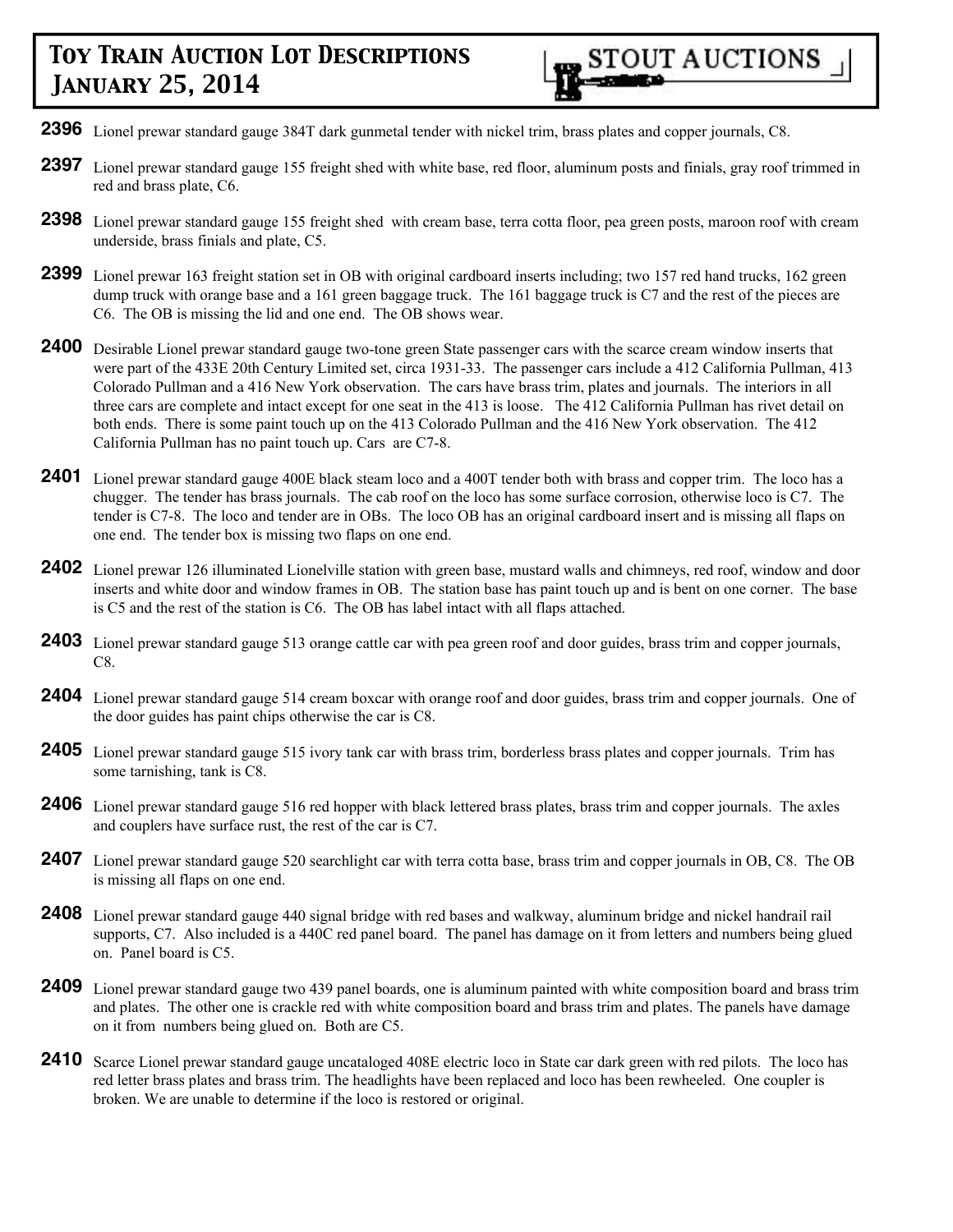**2396** Lionel prewar standard gauge 384T dark gunmetal tender with nickel trim, brass plates and copper journals, C8.

**2397** Lionel prewar standard gauge 155 freight shed with white base, red floor, aluminum posts and finials, gray roof trimmed in red and brass plate, C6.

**2398** Lionel prewar standard gauge 155 freight shed with cream base, terra cotta floor, pea green posts, maroon roof with cream underside, brass finials and plate, C5.

**2399** Lionel prewar 163 freight station set in OB with original cardboard inserts including; two 157 red hand trucks, 162 green dump truck with orange base and a 161 green baggage truck. The 161 baggage truck is C7 and the rest of the pieces are C6. The OB is missing the lid and one end. The OB shows wear.

**2400** Desirable Lionel prewar standard gauge two-tone green State passenger cars with the scarce cream window inserts that were part of the 433E 20th Century Limited set, circa 1931-33. The passenger cars include a 412 California Pullman, 413 Colorado Pullman and a 416 New York observation. The cars have brass trim, plates and journals. The interiors in all three cars are complete and intact except for one seat in the 413 is loose. The 412 California Pullman has rivet detail on both ends. There is some paint touch up on the 413 Colorado Pullman and the 416 New York observation. The 412 California Pullman has no paint touch up. Cars are C7-8.

**2401** Lionel prewar standard gauge 400E black steam loco and a 400T tender both with brass and copper trim. The loco has a chugger. The tender has brass journals. The cab roof on the loco has some surface corrosion, otherwise loco is C7. The tender is C7-8. The loco and tender are in OBs. The loco OB has an original cardboard insert and is missing all flaps on one end. The tender box is missing two flaps on one end.

**2402** Lionel prewar 126 illuminated Lionelville station with green base, mustard walls and chimneys, red roof, window and door inserts and white door and window frames in OB. The station base has paint touch up and is bent on one corner. The base is C5 and the rest of the station is C6. The OB has label intact with all flaps attached.

**2403** Lionel prewar standard gauge 513 orange cattle car with pea green roof and door guides, brass trim and copper journals, C8.

**2404** Lionel prewar standard gauge 514 cream boxcar with orange roof and door guides, brass trim and copper journals. One of the door guides has paint chips otherwise the car is C8.

**2405** Lionel prewar standard gauge 515 ivory tank car with brass trim, borderless brass plates and copper journals. Trim has some tarnishing, tank is C8.

**2406** Lionel prewar standard gauge 516 red hopper with black lettered brass plates, brass trim and copper journals. The axles and couplers have surface rust, the rest of the car is C7.

**2407** Lionel prewar standard gauge 520 searchlight car with terra cotta base, brass trim and copper journals in OB, C8. The OB is missing all flaps on one end.

**2408** Lionel prewar standard gauge 440 signal bridge with red bases and walkway, aluminum bridge and nickel handrail rail supports, C7. Also included is a 440C red panel board. The panel has damage on it from letters and numbers being glued on. Panel board is C5.

**2409** Lionel prewar standard gauge two 439 panel boards, one is aluminum painted with white composition board and brass trim and plates. The other one is crackle red with white composition board and brass trim and plates. The panels have damage on it from numbers being glued on. Both are C5.

**2410** Scarce Lionel prewar standard gauge uncataloged 408E electric loco in State car dark green with red pilots. The loco has red letter brass plates and brass trim. The headlights have been replaced and loco has been rewheeled. One coupler is broken. We are unable to determine if the loco is restored or original.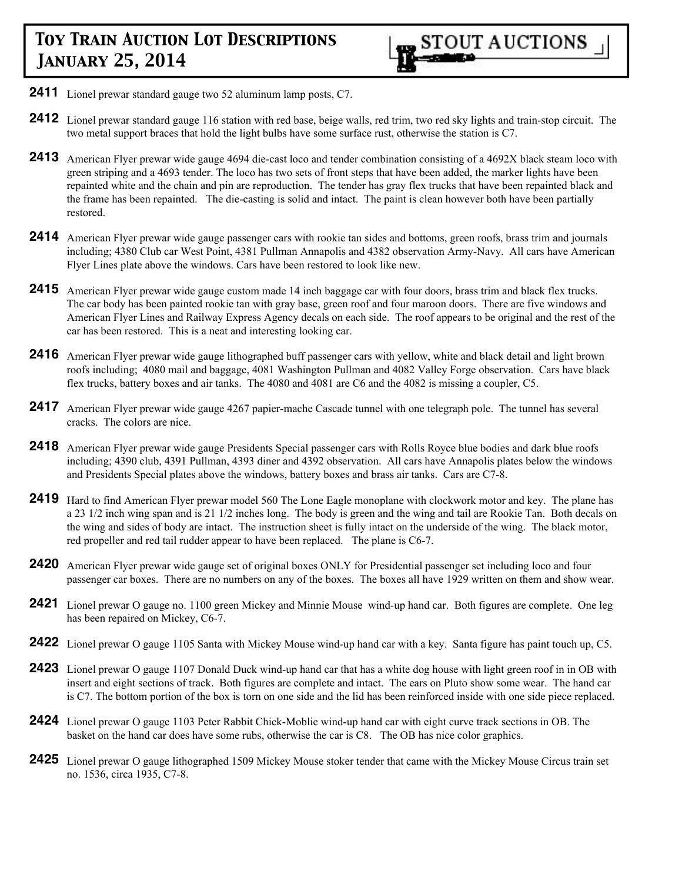**2411** Lionel prewar standard gauge two 52 aluminum lamp posts, C7.

**2412** Lionel prewar standard gauge 116 station with red base, beige walls, red trim, two red sky lights and train-stop circuit. The two metal support braces that hold the light bulbs have some surface rust, otherwise the station is C7.

**2413** American Flyer prewar wide gauge 4694 die-cast loco and tender combination consisting of a 4692X black steam loco with green striping and a 4693 tender. The loco has two sets of front steps that have been added, the marker lights have been repainted white and the chain and pin are reproduction. The tender has gray flex trucks that have been repainted black and the frame has been repainted. The die-casting is solid and intact. The paint is clean however both have been partially restored.

**2414** American Flyer prewar wide gauge passenger cars with rookie tan sides and bottoms, green roofs, brass trim and journals including; 4380 Club car West Point, 4381 Pullman Annapolis and 4382 observation Army-Navy. All cars have American Flyer Lines plate above the windows. Cars have been restored to look like new.

**2415** American Flyer prewar wide gauge custom made 14 inch baggage car with four doors, brass trim and black flex trucks. The car body has been painted rookie tan with gray base, green roof and four maroon doors. There are five windows and American Flyer Lines and Railway Express Agency decals on each side. The roof appears to be original and the rest of the car has been restored. This is a neat and interesting looking car.

**2416** American Flyer prewar wide gauge lithographed buff passenger cars with yellow, white and black detail and light brown roofs including; 4080 mail and baggage, 4081 Washington Pullman and 4082 Valley Forge observation. Cars have black flex trucks, battery boxes and air tanks. The 4080 and 4081 are C6 and the 4082 is missing a coupler, C5.

**2417** American Flyer prewar wide gauge 4267 papier-mache Cascade tunnel with one telegraph pole. The tunnel has several cracks. The colors are nice.

**2418** American Flyer prewar wide gauge Presidents Special passenger cars with Rolls Royce blue bodies and dark blue roofs including; 4390 club, 4391 Pullman, 4393 diner and 4392 observation. All cars have Annapolis plates below the windows and Presidents Special plates above the windows, battery boxes and brass air tanks. Cars are C7-8.

**2419** Hard to find American Flyer prewar model 560 The Lone Eagle monoplane with clockwork motor and key. The plane has a 23 1/2 inch wing span and is 21 1/2 inches long. The body is green and the wing and tail are Rookie Tan. Both decals on the wing and sides of body are intact. The instruction sheet is fully intact on the underside of the wing. The black motor, red propeller and red tail rudder appear to have been replaced. The plane is C6-7.

**2420** American Flyer prewar wide gauge set of original boxes ONLY for Presidential passenger set including loco and four passenger car boxes. There are no numbers on any of the boxes. The boxes all have 1929 written on them and show wear.

**2421** Lionel prewar O gauge no. 1100 green Mickey and Minnie Mouse wind-up hand car. Both figures are complete. One leg has been repaired on Mickey, C6-7.

**2422** Lionel prewar O gauge 1105 Santa with Mickey Mouse wind-up hand car with a key. Santa figure has paint touch up, C5.

**2423** Lionel prewar O gauge 1107 Donald Duck wind-up hand car that has a white dog house with light green roof in in OB with insert and eight sections of track. Both figures are complete and intact. The ears on Pluto show some wear. The hand car is C7. The bottom portion of the box is torn on one side and the lid has been reinforced inside with one side piece replaced.

**2424** Lionel prewar O gauge 1103 Peter Rabbit Chick-Moblie wind-up hand car with eight curve track sections in OB. The basket on the hand car does have some rubs, otherwise the car is C8. The OB has nice color graphics.

**2425** Lionel prewar O gauge lithographed 1509 Mickey Mouse stoker tender that came with the Mickey Mouse Circus train set no. 1536, circa 1935, C7-8.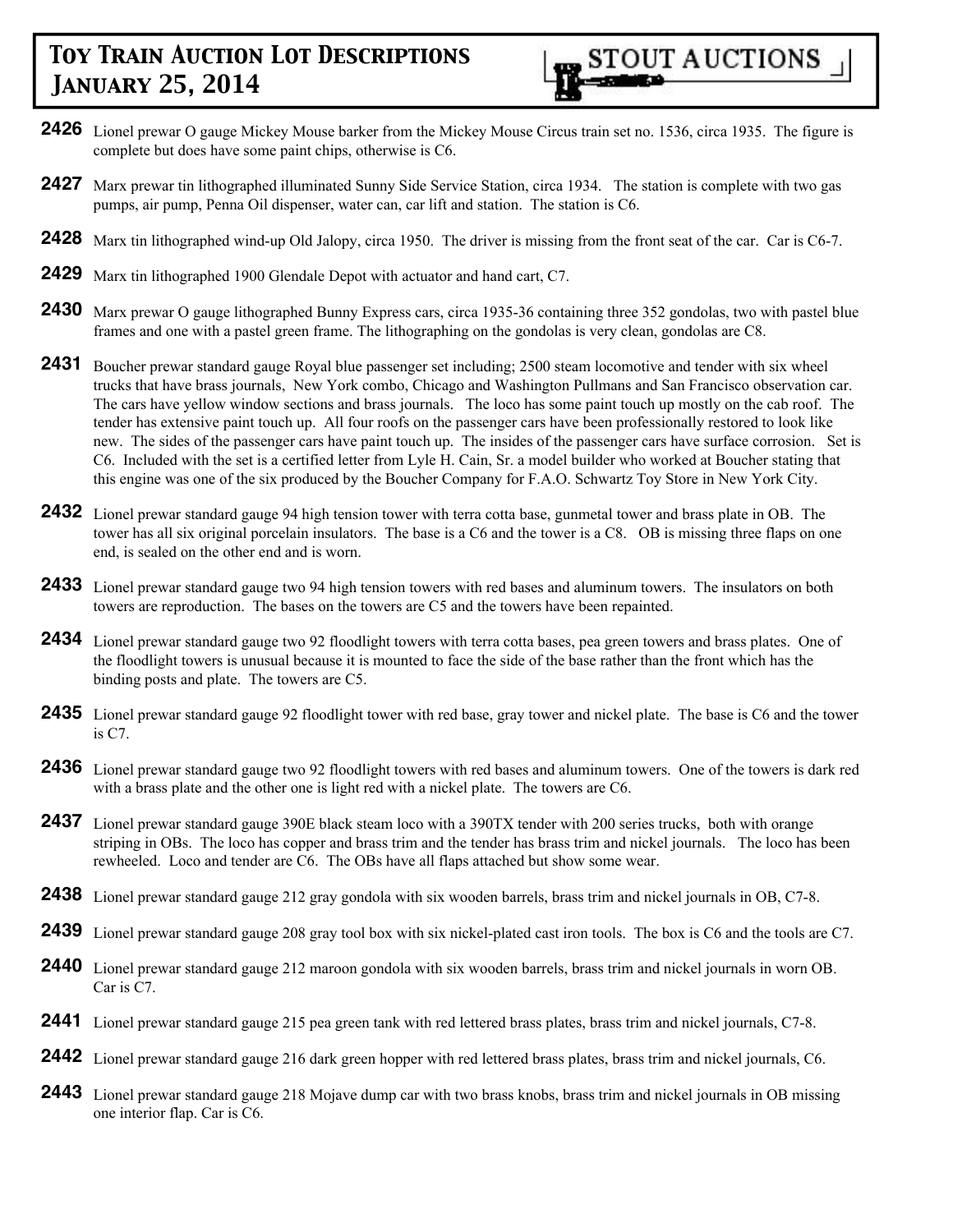**2426** Lionel prewar O gauge Mickey Mouse barker from the Mickey Mouse Circus train set no. 1536, circa 1935. The figure is complete but does have some paint chips, otherwise is C6.

**2427** Marx prewar tin lithographed illuminated Sunny Side Service Station, circa 1934. The station is complete with two gas pumps, air pump, Penna Oil dispenser, water can, car lift and station. The station is C6.

**2428** Marx tin lithographed wind-up Old Jalopy, circa 1950. The driver is missing from the front seat of the car. Car is C6-7.

**2429** Marx tin lithographed 1900 Glendale Depot with actuator and hand cart, C7.

**2430** Marx prewar O gauge lithographed Bunny Express cars, circa 1935-36 containing three 352 gondolas, two with pastel blue frames and one with a pastel green frame. The lithographing on the gondolas is very clean, gondolas are C8.

**2431** Boucher prewar standard gauge Royal blue passenger set including; 2500 steam locomotive and tender with six wheel trucks that have brass journals, New York combo, Chicago and Washington Pullmans and San Francisco observation car. The cars have yellow window sections and brass journals. The loco has some paint touch up mostly on the cab roof. The tender has extensive paint touch up. All four roofs on the passenger cars have been professionally restored to look like new. The sides of the passenger cars have paint touch up. The insides of the passenger cars have surface corrosion. Set is C6. Included with the set is a certified letter from Lyle H. Cain, Sr. a model builder who worked at Boucher stating that this engine was one of the six produced by the Boucher Company for F.A.O. Schwartz Toy Store in New York City.

**2432** Lionel prewar standard gauge 94 high tension tower with terra cotta base, gunmetal tower and brass plate in OB. The tower has all six original porcelain insulators. The base is a C6 and the tower is a C8. OB is missing three flaps on one end, is sealed on the other end and is worn.

**2433** Lionel prewar standard gauge two 94 high tension towers with red bases and aluminum towers. The insulators on both towers are reproduction. The bases on the towers are C5 and the towers have been repainted.

**2434** Lionel prewar standard gauge two 92 floodlight towers with terra cotta bases, pea green towers and brass plates. One of the floodlight towers is unusual because it is mounted to face the side of the base rather than the front which has the binding posts and plate. The towers are C5.

**2435** Lionel prewar standard gauge 92 floodlight tower with red base, gray tower and nickel plate. The base is C6 and the tower is C7.

**2436** Lionel prewar standard gauge two 92 floodlight towers with red bases and aluminum towers. One of the towers is dark red with a brass plate and the other one is light red with a nickel plate. The towers are C6.

**2437** Lionel prewar standard gauge 390E black steam loco with a 390TX tender with 200 series trucks, both with orange striping in OBs. The loco has copper and brass trim and the tender has brass trim and nickel journals. The loco has been rewheeled. Loco and tender are C6. The OBs have all flaps attached but show some wear.

**2438** Lionel prewar standard gauge 212 gray gondola with six wooden barrels, brass trim and nickel journals in OB, C7-8.

**2439** Lionel prewar standard gauge 208 gray tool box with six nickel-plated cast iron tools. The box is C6 and the tools are C7.

**2440** Lionel prewar standard gauge 212 maroon gondola with six wooden barrels, brass trim and nickel journals in worn OB. Car is C7.

**2441** Lionel prewar standard gauge 215 pea green tank with red lettered brass plates, brass trim and nickel journals, C7-8.

**2442** Lionel prewar standard gauge 216 dark green hopper with red lettered brass plates, brass trim and nickel journals, C6.

**2443** Lionel prewar standard gauge 218 Mojave dump car with two brass knobs, brass trim and nickel journals in OB missing one interior flap. Car is C6.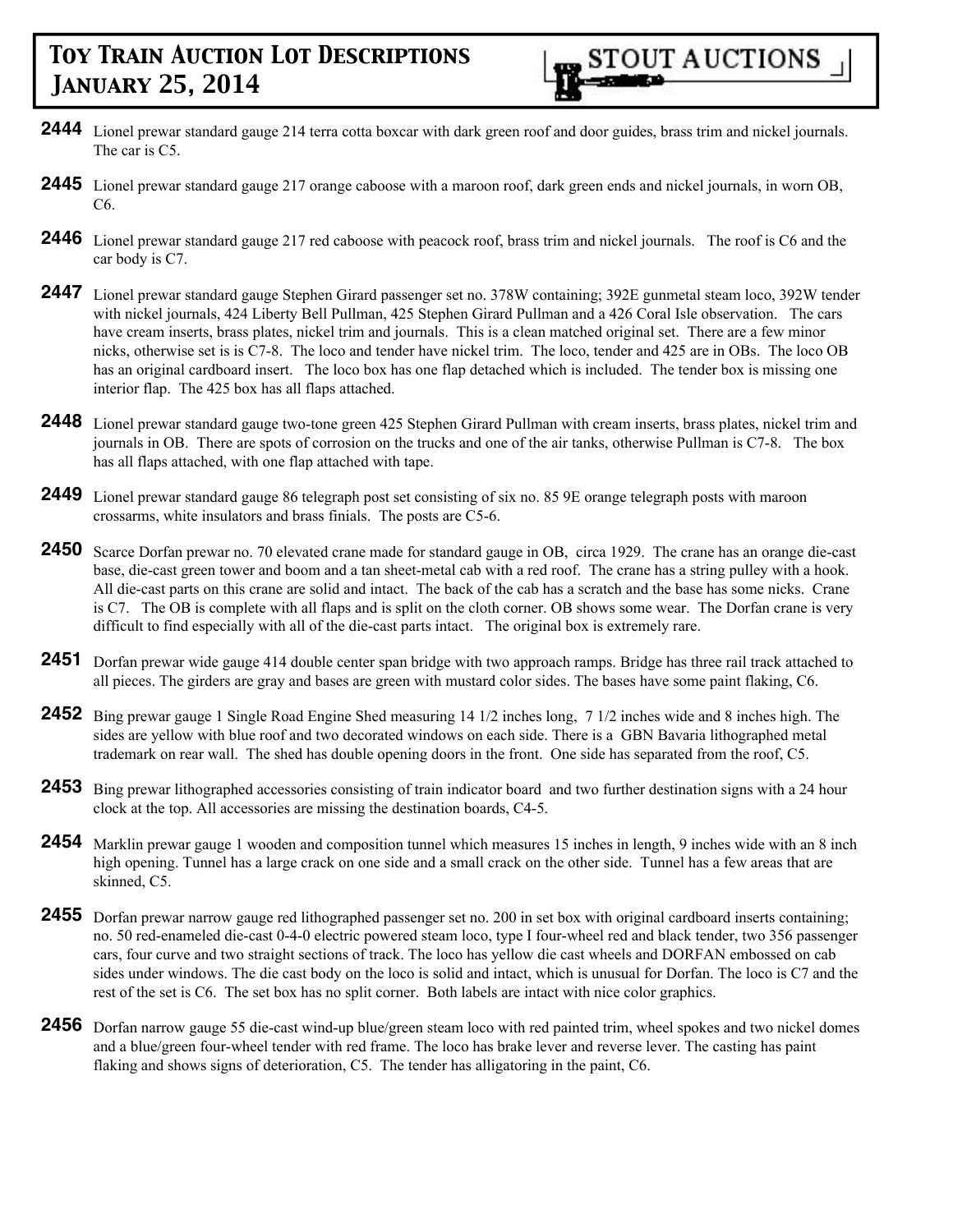**2444** Lionel prewar standard gauge 214 terra cotta boxcar with dark green roof and door guides, brass trim and nickel journals. The car is C5.

**2445** Lionel prewar standard gauge 217 orange caboose with a maroon roof, dark green ends and nickel journals, in worn OB, C6.

**2446** Lionel prewar standard gauge 217 red caboose with peacock roof, brass trim and nickel journals. The roof is C6 and the car body is C7.

**2447** Lionel prewar standard gauge Stephen Girard passenger set no. 378W containing; 392E gunmetal steam loco, 392W tender with nickel journals, 424 Liberty Bell Pullman, 425 Stephen Girard Pullman and a 426 Coral Isle observation. The cars have cream inserts, brass plates, nickel trim and journals. This is a clean matched original set. There are a few minor nicks, otherwise set is is C7-8. The loco and tender have nickel trim. The loco, tender and 425 are in OBs. The loco OB has an original cardboard insert. The loco box has one flap detached which is included. The tender box is missing one interior flap. The 425 box has all flaps attached.

**2448** Lionel prewar standard gauge two-tone green 425 Stephen Girard Pullman with cream inserts, brass plates, nickel trim and journals in OB. There are spots of corrosion on the trucks and one of the air tanks, otherwise Pullman is C7-8. The box has all flaps attached, with one flap attached with tape.

**2449** Lionel prewar standard gauge 86 telegraph post set consisting of six no. 85 9E orange telegraph posts with maroon crossarms, white insulators and brass finials. The posts are C5-6.

**2450** Scarce Dorfan prewar no. 70 elevated crane made for standard gauge in OB, circa 1929. The crane has an orange die-cast base, die-cast green tower and boom and a tan sheet-metal cab with a red roof. The crane has a string pulley with a hook. All die-cast parts on this crane are solid and intact. The back of the cab has a scratch and the base has some nicks. Crane is C7. The OB is complete with all flaps and is split on the cloth corner. OB shows some wear. The Dorfan crane is very difficult to find especially with all of the die-cast parts intact. The original box is extremely rare.

**2451** Dorfan prewar wide gauge 414 double center span bridge with two approach ramps. Bridge has three rail track attached to all pieces. The girders are gray and bases are green with mustard color sides. The bases have some paint flaking, C6.

**2452** Bing prewar gauge 1 Single Road Engine Shed measuring 14 1/2 inches long, 7 1/2 inches wide and 8 inches high. The sides are yellow with blue roof and two decorated windows on each side. There is a GBN Bavaria lithographed metal trademark on rear wall. The shed has double opening doors in the front. One side has separated from the roof, C5.

**2453** Bing prewar lithographed accessories consisting of train indicator board and two further destination signs with a 24 hour clock at the top. All accessories are missing the destination boards, C4-5.

**2454** Marklin prewar gauge 1 wooden and composition tunnel which measures 15 inches in length, 9 inches wide with an 8 inch high opening. Tunnel has a large crack on one side and a small crack on the other side. Tunnel has a few areas that are skinned, C5.

**2455** Dorfan prewar narrow gauge red lithographed passenger set no. 200 in set box with original cardboard inserts containing; no. 50 red-enameled die-cast 0-4-0 electric powered steam loco, type I four-wheel red and black tender, two 356 passenger cars, four curve and two straight sections of track. The loco has yellow die cast wheels and DORFAN embossed on cab sides under windows. The die cast body on the loco is solid and intact, which is unusual for Dorfan. The loco is C7 and the rest of the set is C6. The set box has no split corner. Both labels are intact with nice color graphics.

**2456** Dorfan narrow gauge 55 die-cast wind-up blue/green steam loco with red painted trim, wheel spokes and two nickel domes and a blue/green four-wheel tender with red frame. The loco has brake lever and reverse lever. The casting has paint flaking and shows signs of deterioration, C5. The tender has alligatoring in the paint, C6.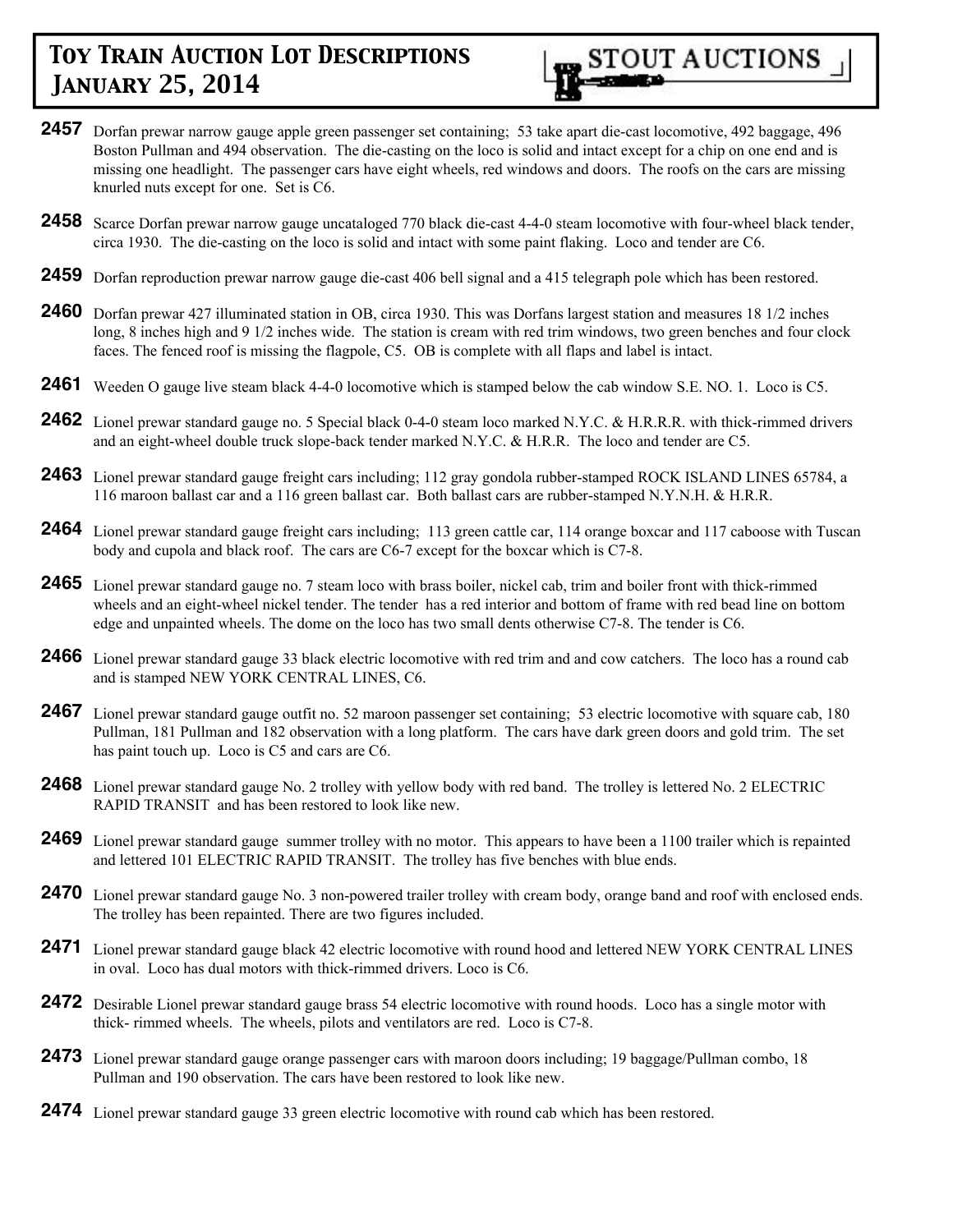**2457** Dorfan prewar narrow gauge apple green passenger set containing; 53 take apart die-cast locomotive, 492 baggage, 496 Boston Pullman and 494 observation. The die-casting on the loco is solid and intact except for a chip on one end and is missing one headlight. The passenger cars have eight wheels, red windows and doors. The roofs on the cars are missing knurled nuts except for one. Set is C6.

**2458** Scarce Dorfan prewar narrow gauge uncataloged 770 black die-cast 4-4-0 steam locomotive with four-wheel black tender, circa 1930. The die-casting on the loco is solid and intact with some paint flaking. Loco and tender are C6.

**2459** Dorfan reproduction prewar narrow gauge die-cast 406 bell signal and a 415 telegraph pole which has been restored.

**2460** Dorfan prewar 427 illuminated station in OB, circa 1930. This was Dorfans largest station and measures 18 1/2 inches long, 8 inches high and 9 1/2 inches wide. The station is cream with red trim windows, two green benches and four clock faces. The fenced roof is missing the flagpole, C5. OB is complete with all flaps and label is intact.

**2461** Weeden O gauge live steam black 4-4-0 locomotive which is stamped below the cab window S.E. NO. 1. Loco is C5.

**2462** Lionel prewar standard gauge no. 5 Special black 0-4-0 steam loco marked N.Y.C. & H.R.R.R. with thick-rimmed drivers and an eight-wheel double truck slope-back tender marked N.Y.C. & H.R.R. The loco and tender are C5.

**2463** Lionel prewar standard gauge freight cars including; 112 gray gondola rubber-stamped ROCK ISLAND LINES 65784, a 116 maroon ballast car and a 116 green ballast car. Both ballast cars are rubber-stamped N.Y.N.H. & H.R.R.

**2464** Lionel prewar standard gauge freight cars including; 113 green cattle car, 114 orange boxcar and 117 caboose with Tuscan body and cupola and black roof. The cars are C6-7 except for the boxcar which is C7-8.

**2465** Lionel prewar standard gauge no. 7 steam loco with brass boiler, nickel cab, trim and boiler front with thick-rimmed wheels and an eight-wheel nickel tender. The tender has a red interior and bottom of frame with red bead line on bottom edge and unpainted wheels. The dome on the loco has two small dents otherwise C7-8. The tender is C6.

**2466** Lionel prewar standard gauge 33 black electric locomotive with red trim and and cow catchers. The loco has a round cab and is stamped NEW YORK CENTRAL LINES, C6.

**2467** Lionel prewar standard gauge outfit no. 52 maroon passenger set containing; 53 electric locomotive with square cab, 180 Pullman, 181 Pullman and 182 observation with a long platform. The cars have dark green doors and gold trim. The set has paint touch up. Loco is C5 and cars are C6.

**2468** Lionel prewar standard gauge No. 2 trolley with yellow body with red band. The trolley is lettered No. 2 ELECTRIC RAPID TRANSIT and has been restored to look like new.

**2469** Lionel prewar standard gauge summer trolley with no motor. This appears to have been a 1100 trailer which is repainted and lettered 101 ELECTRIC RAPID TRANSIT. The trolley has five benches with blue ends.

**2470** Lionel prewar standard gauge No. 3 non-powered trailer trolley with cream body, orange band and roof with enclosed ends. The trolley has been repainted. There are two figures included.

**2471** Lionel prewar standard gauge black 42 electric locomotive with round hood and lettered NEW YORK CENTRAL LINES in oval. Loco has dual motors with thick-rimmed drivers. Loco is C6.

**2472** Desirable Lionel prewar standard gauge brass 54 electric locomotive with round hoods. Loco has a single motor with thick- rimmed wheels. The wheels, pilots and ventilators are red. Loco is C7-8.

**2473** Lionel prewar standard gauge orange passenger cars with maroon doors including; 19 baggage/Pullman combo, 18 Pullman and 190 observation. The cars have been restored to look like new.

**2474** Lionel prewar standard gauge 33 green electric locomotive with round cab which has been restored.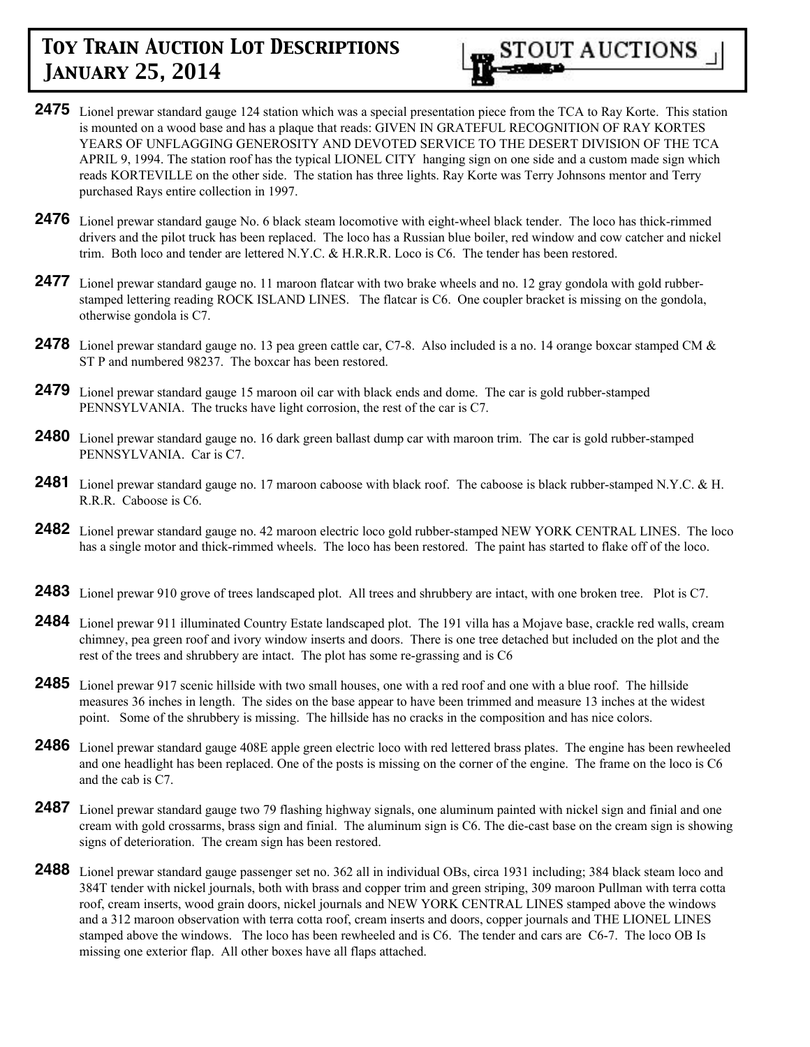**2475** Lionel prewar standard gauge 124 station which was a special presentation piece from the TCA to Ray Korte. This station is mounted on a wood base and has a plaque that reads: GIVEN IN GRATEFUL RECOGNITION OF RAY KORTES YEARS OF UNFLAGGING GENEROSITY AND DEVOTED SERVICE TO THE DESERT DIVISION OF THE TCA APRIL 9, 1994. The station roof has the typical LIONEL CITY hanging sign on one side and a custom made sign which reads KORTEVILLE on the other side. The station has three lights. Ray Korte was Terry Johnsons mentor and Terry purchased Rays entire collection in 1997.

**2476** Lionel prewar standard gauge No. 6 black steam locomotive with eight-wheel black tender. The loco has thick-rimmed drivers and the pilot truck has been replaced. The loco has a Russian blue boiler, red window and cow catcher and nickel trim. Both loco and tender are lettered N.Y.C. & H.R.R.R. Loco is C6. The tender has been restored.

**2477** Lionel prewar standard gauge no. 11 maroon flatcar with two brake wheels and no. 12 gray gondola with gold rubber-stamped lettering reading ROCK ISLAND LINES. The flatcar is C6. One coupler bracket is missing on the gondola, otherwise gondola is C7.

**2478** Lionel prewar standard gauge no. 13 pea green cattle car, C7-8. Also included is a no. 14 orange boxcar stamped CM & ST P and numbered 98237. The boxcar has been restored.

**2479** Lionel prewar standard gauge 15 maroon oil car with black ends and dome. The car is gold rubber-stamped PENNSYLVANIA. The trucks have light corrosion, the rest of the car is C7.

**2480** Lionel prewar standard gauge no. 16 dark green ballast dump car with maroon trim. The car is gold rubber-stamped PENNSYLVANIA. Car is C7.

**2481** Lionel prewar standard gauge no. 17 maroon caboose with black roof. The caboose is black rubber-stamped N.Y.C. & H. R.R.R. Caboose is C6.

**2482** Lionel prewar standard gauge no. 42 maroon electric loco gold rubber-stamped NEW YORK CENTRAL LINES. The loco has a single motor and thick-rimmed wheels. The loco has been restored. The paint has started to flake off of the loco.

**2483** Lionel prewar 910 grove of trees landscaped plot. All trees and shrubbery are intact, with one broken tree. Plot is C7.

**2484** Lionel prewar 911 illuminated Country Estate landscaped plot. The 191 villa has a Mojave base, crackle red walls, cream chimney, pea green roof and ivory window inserts and doors. There is one tree detached but included on the plot and the rest of the trees and shrubbery are intact. The plot has some re-grassing and is C6

**2485** Lionel prewar 917 scenic hillside with two small houses, one with a red roof and one with a blue roof. The hillside measures 36 inches in length. The sides on the base appear to have been trimmed and measure 13 inches at the widest point. Some of the shrubbery is missing. The hillside has no cracks in the composition and has nice colors.

**2486** Lionel prewar standard gauge 408E apple green electric loco with red lettered brass plates. The engine has been rewheeled and one headlight has been replaced. One of the posts is missing on the corner of the engine. The frame on the loco is C6 and the cab is C7.

**2487** Lionel prewar standard gauge two 79 flashing highway signals, one aluminum painted with nickel sign and finial and one cream with gold crossarms, brass sign and finial. The aluminum sign is C6. The die-cast base on the cream sign is showing signs of deterioration. The cream sign has been restored.

**2488** Lionel prewar standard gauge passenger set no. 362 all in individual OBs, circa 1931 including; 384 black steam loco and 384T tender with nickel journals, both with brass and copper trim and green striping, 309 maroon Pullman with terra cotta roof, cream inserts, wood grain doors, nickel journals and NEW YORK CENTRAL LINES stamped above the windows and a 312 maroon observation with terra cotta roof, cream inserts and doors, copper journals and THE LIONEL LINES stamped above the windows. The loco has been rewheeled and is C6. The tender and cars are C6-7. The loco OB Is missing one exterior flap. All other boxes have all flaps attached.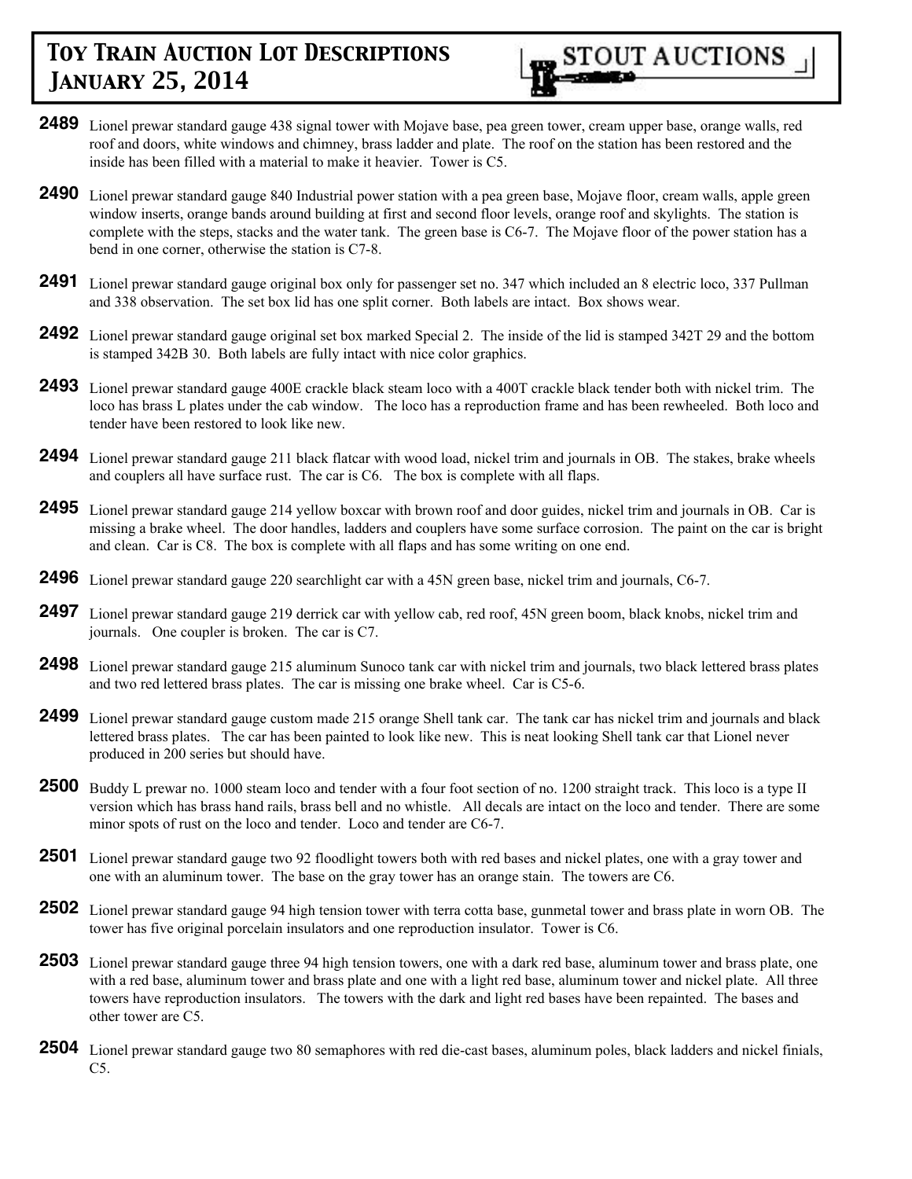**2489** Lionel prewar standard gauge 438 signal tower with Mojave base, pea green tower, cream upper base, orange walls, red roof and doors, white windows and chimney, brass ladder and plate. The roof on the station has been restored and the inside has been filled with a material to make it heavier. Tower is C5.

**2490** Lionel prewar standard gauge 840 Industrial power station with a pea green base, Mojave floor, cream walls, apple green window inserts, orange bands around building at first and second floor levels, orange roof and skylights. The station is complete with the steps, stacks and the water tank. The green base is C6-7. The Mojave floor of the power station has a bend in one corner, otherwise the station is C7-8.

**2491** Lionel prewar standard gauge original box only for passenger set no. 347 which included an 8 electric loco, 337 Pullman and 338 observation. The set box lid has one split corner. Both labels are intact. Box shows wear.

**2492** Lionel prewar standard gauge original set box marked Special 2. The inside of the lid is stamped 342T 29 and the bottom is stamped 342B 30. Both labels are fully intact with nice color graphics.

**2493** Lionel prewar standard gauge 400E crackle black steam loco with a 400T crackle black tender both with nickel trim. The loco has brass L plates under the cab window. The loco has a reproduction frame and has been rewheeled. Both loco and tender have been restored to look like new.

**2494** Lionel prewar standard gauge 211 black flatcar with wood load, nickel trim and journals in OB. The stakes, brake wheels and couplers all have surface rust. The car is C6. The box is complete with all flaps.

**2495** Lionel prewar standard gauge 214 yellow boxcar with brown roof and door guides, nickel trim and journals in OB. Car is missing a brake wheel. The door handles, ladders and couplers have some surface corrosion. The paint on the car is bright and clean. Car is C8. The box is complete with all flaps and has some writing on one end.

**2496** Lionel prewar standard gauge 220 searchlight car with a 45N green base, nickel trim and journals, C6-7.

**2497** Lionel prewar standard gauge 219 derrick car with yellow cab, red roof, 45N green boom, black knobs, nickel trim and journals. One coupler is broken. The car is C7.

**2498** Lionel prewar standard gauge 215 aluminum Sunoco tank car with nickel trim and journals, two black lettered brass plates and two red lettered brass plates. The car is missing one brake wheel. Car is C5-6.

**2499** Lionel prewar standard gauge custom made 215 orange Shell tank car. The tank car has nickel trim and journals and black lettered brass plates. The car has been painted to look like new. This is neat looking Shell tank car that Lionel never produced in 200 series but should have.

**2500** Buddy L prewar no. 1000 steam loco and tender with a four foot section of no. 1200 straight track. This loco is a type II version which has brass hand rails, brass bell and no whistle. All decals are intact on the loco and tender. There are some minor spots of rust on the loco and tender. Loco and tender are C6-7.

**2501** Lionel prewar standard gauge two 92 floodlight towers both with red bases and nickel plates, one with a gray tower and one with an aluminum tower. The base on the gray tower has an orange stain. The towers are C6.

**2502** Lionel prewar standard gauge 94 high tension tower with terra cotta base, gunmetal tower and brass plate in worn OB. The tower has five original porcelain insulators and one reproduction insulator. Tower is C6.

**2503** Lionel prewar standard gauge three 94 high tension towers, one with a dark red base, aluminum tower and brass plate, one with a red base, aluminum tower and brass plate and one with a light red base, aluminum tower and nickel plate. All three towers have reproduction insulators. The towers with the dark and light red bases have been repainted. The bases and other tower are C5.

**2504** Lionel prewar standard gauge two 80 semaphores with red die-cast bases, aluminum poles, black ladders and nickel finials, C5.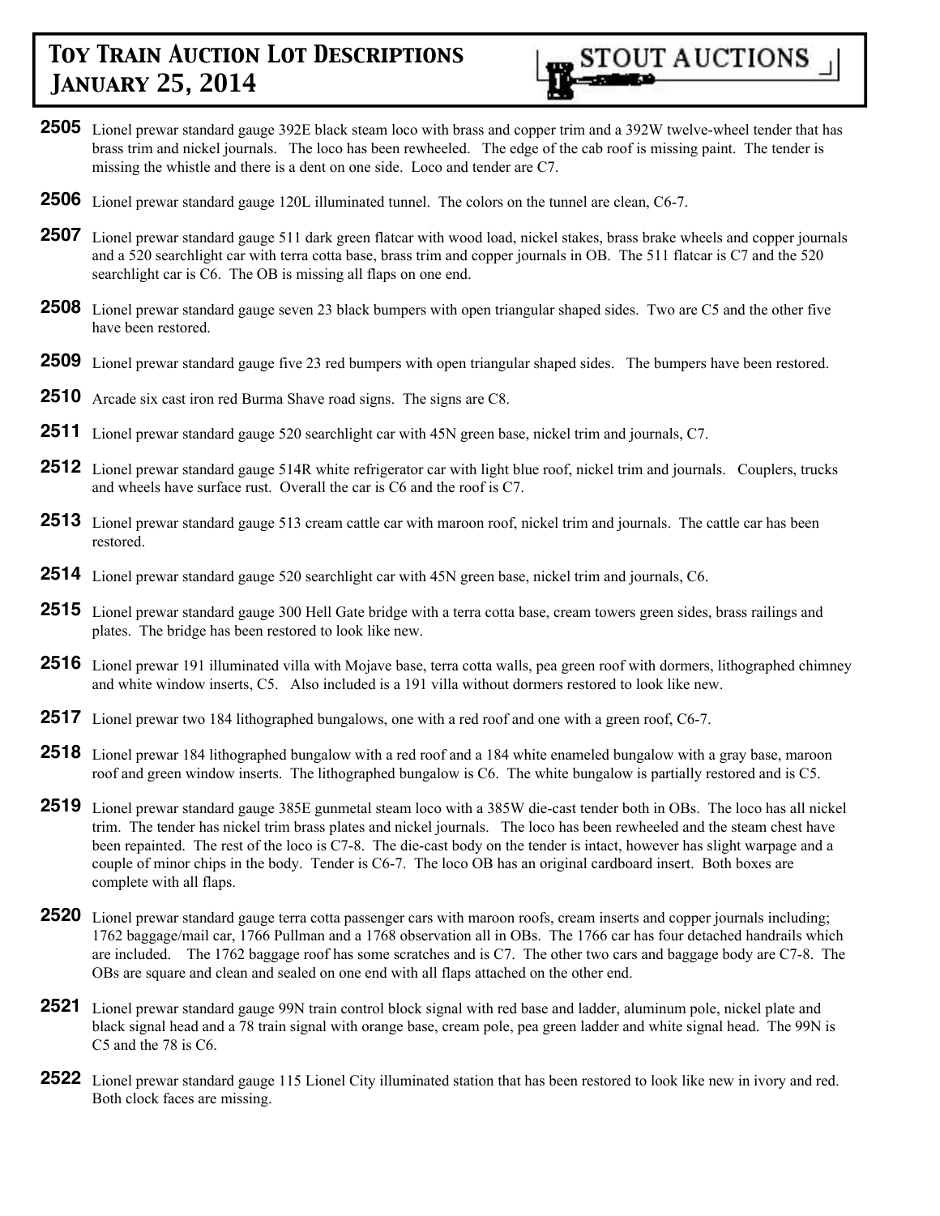# Toy Train Auction Lot Descriptions January 25, 2014

**2505** Lionel prewar standard gauge 392E black steam loco with brass and copper trim and a 392W twelve-wheel tender that has brass trim and nickel journals. The loco has been rewheeled. The edge of the cab roof is missing paint. The tender is missing the whistle and there is a dent on one side. Loco and tender are C7.

**2506** Lionel prewar standard gauge 120L illuminated tunnel. The colors on the tunnel are clean, C6-7.

**2507** Lionel prewar standard gauge 511 dark green flatcar with wood load, nickel stakes, brass brake wheels and copper journals and a 520 searchlight car with terra cotta base, brass trim and copper journals in OB. The 511 flatcar is C7 and the 520 searchlight car is C6. The OB is missing all flaps on one end.

**2508** Lionel prewar standard gauge seven 23 black bumpers with open triangular shaped sides. Two are C5 and the other five have been restored.

**2509** Lionel prewar standard gauge five 23 red bumpers with open triangular shaped sides. The bumpers have been restored.

**2510** Arcade six cast iron red Burma Shave road signs. The signs are C8.

**2511** Lionel prewar standard gauge 520 searchlight car with 45N green base, nickel trim and journals, C7.

**2512** Lionel prewar standard gauge 514R white refrigerator car with light blue roof, nickel trim and journals. Couplers, trucks and wheels have surface rust. Overall the car is C6 and the roof is C7.

**2513** Lionel prewar standard gauge 513 cream cattle car with maroon roof, nickel trim and journals. The cattle car has been restored.

**2514** Lionel prewar standard gauge 520 searchlight car with 45N green base, nickel trim and journals, C6.

**2515** Lionel prewar standard gauge 300 Hell Gate bridge with a terra cotta base, cream towers green sides, brass railings and plates. The bridge has been restored to look like new.

**2516** Lionel prewar 191 illuminated villa with Mojave base, terra cotta walls, pea green roof with dormers, lithographed chimney and white window inserts, C5. Also included is a 191 villa without dormers restored to look like new.

**2517** Lionel prewar two 184 lithographed bungalows, one with a red roof and one with a green roof, C6-7.

**2518** Lionel prewar 184 lithographed bungalow with a red roof and a 184 white enameled bungalow with a gray base, maroon roof and green window inserts. The lithographed bungalow is C6. The white bungalow is partially restored and is C5.

**2519** Lionel prewar standard gauge 385E gunmetal steam loco with a 385W die-cast tender both in OBs. The loco has all nickel trim. The tender has nickel trim brass plates and nickel journals. The loco has been rewheeled and the steam chest have been repainted. The rest of the loco is C7-8. The die-cast body on the tender is intact, however has slight warpage and a couple of minor chips in the body. Tender is C6-7. The loco OB has an original cardboard insert. Both boxes are complete with all flaps.

**2520** Lionel prewar standard gauge terra cotta passenger cars with maroon roofs, cream inserts and copper journals including; 1762 baggage/mail car, 1766 Pullman and a 1768 observation all in OBs. The 1766 car has four detached handrails which are included. The 1762 baggage roof has some scratches and is C7. The other two cars and baggage body are C7-8. The OBs are square and clean and sealed on one end with all flaps attached on the other end.

**2521** Lionel prewar standard gauge 99N train control block signal with red base and ladder, aluminum pole, nickel plate and black signal head and a 78 train signal with orange base, cream pole, pea green ladder and white signal head. The 99N is C5 and the 78 is C6.

**2522** Lionel prewar standard gauge 115 Lionel City illuminated station that has been restored to look like new in ivory and red. Both clock faces are missing.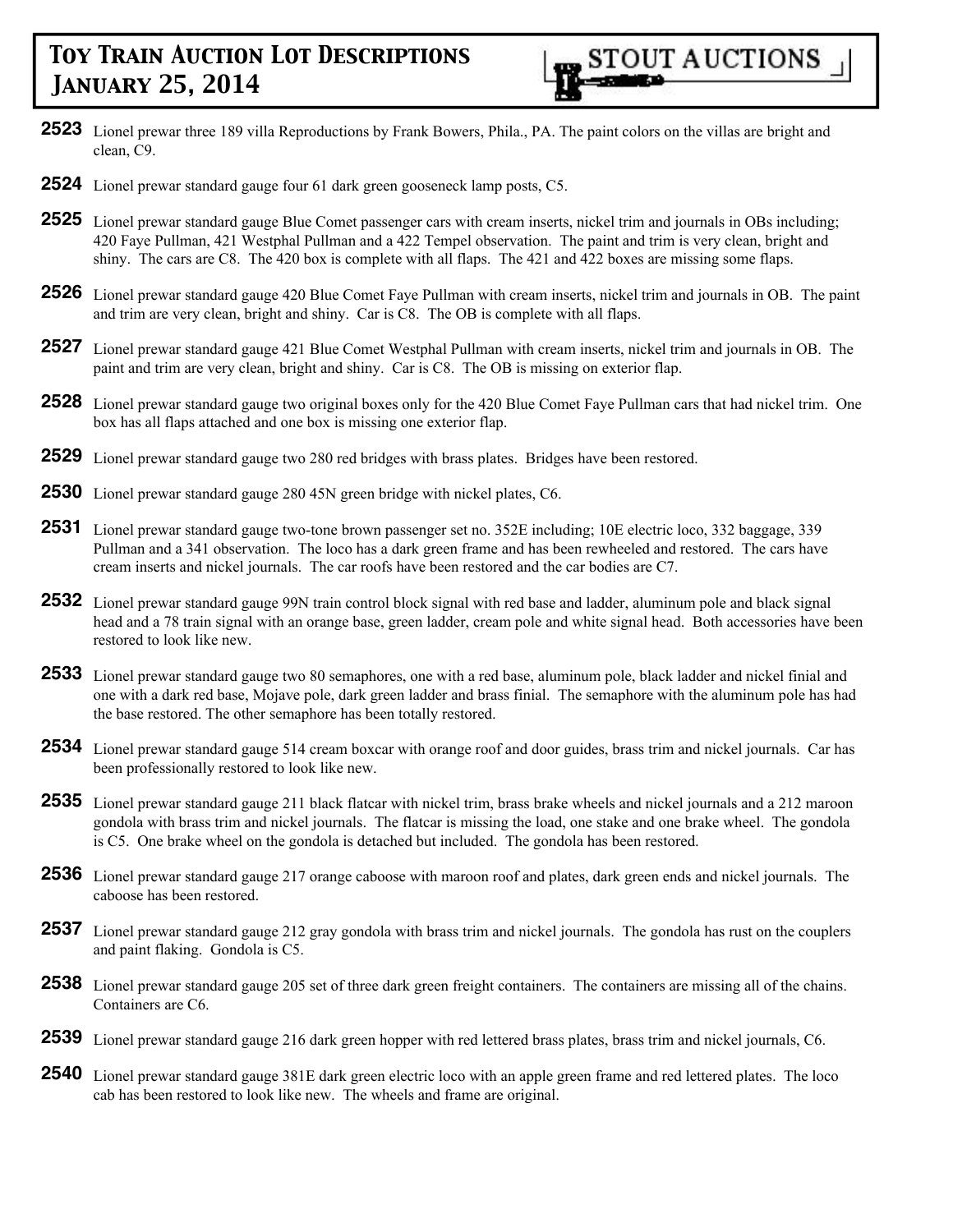# Toy Train Auction Lot Descriptions January 25, 2014

STOUT AUCTIONS

**2523** Lionel prewar three 189 villa Reproductions by Frank Bowers, Phila., PA. The paint colors on the villas are bright and clean, C9.

**2524** Lionel prewar standard gauge four 61 dark green gooseneck lamp posts, C5.

**2525** Lionel prewar standard gauge Blue Comet passenger cars with cream inserts, nickel trim and journals in OBs including; 420 Faye Pullman, 421 Westphal Pullman and a 422 Tempel observation. The paint and trim is very clean, bright and shiny. The cars are C8. The 420 box is complete with all flaps. The 421 and 422 boxes are missing some flaps.

**2526** Lionel prewar standard gauge 420 Blue Comet Faye Pullman with cream inserts, nickel trim and journals in OB. The paint and trim are very clean, bright and shiny. Car is C8. The OB is complete with all flaps.

**2527** Lionel prewar standard gauge 421 Blue Comet Westphal Pullman with cream inserts, nickel trim and journals in OB. The paint and trim are very clean, bright and shiny. Car is C8. The OB is missing on exterior flap.

**2528** Lionel prewar standard gauge two original boxes only for the 420 Blue Comet Faye Pullman cars that had nickel trim. One box has all flaps attached and one box is missing one exterior flap.

**2529** Lionel prewar standard gauge two 280 red bridges with brass plates. Bridges have been restored.

**2530** Lionel prewar standard gauge 280 45N green bridge with nickel plates, C6.

**2531** Lionel prewar standard gauge two-tone brown passenger set no. 352E including; 10E electric loco, 332 baggage, 339 Pullman and a 341 observation. The loco has a dark green frame and has been rewheeled and restored. The cars have cream inserts and nickel journals. The car roofs have been restored and the car bodies are C7.

**2532** Lionel prewar standard gauge 99N train control block signal with red base and ladder, aluminum pole and black signal head and a 78 train signal with an orange base, green ladder, cream pole and white signal head. Both accessories have been restored to look like new.

**2533** Lionel prewar standard gauge two 80 semaphores, one with a red base, aluminum pole, black ladder and nickel finial and one with a dark red base, Mojave pole, dark green ladder and brass finial. The semaphore with the aluminum pole has had the base restored. The other semaphore has been totally restored.

**2534** Lionel prewar standard gauge 514 cream boxcar with orange roof and door guides, brass trim and nickel journals. Car has been professionally restored to look like new.

**2535** Lionel prewar standard gauge 211 black flatcar with nickel trim, brass brake wheels and nickel journals and a 212 maroon gondola with brass trim and nickel journals. The flatcar is missing the load, one stake and one brake wheel. The gondola is C5. One brake wheel on the gondola is detached but included. The gondola has been restored.

**2536** Lionel prewar standard gauge 217 orange caboose with maroon roof and plates, dark green ends and nickel journals. The caboose has been restored.

**2537** Lionel prewar standard gauge 212 gray gondola with brass trim and nickel journals. The gondola has rust on the couplers and paint flaking. Gondola is C5.

**2538** Lionel prewar standard gauge 205 set of three dark green freight containers. The containers are missing all of the chains. Containers are C6.

**2539** Lionel prewar standard gauge 216 dark green hopper with red lettered brass plates, brass trim and nickel journals, C6.

**2540** Lionel prewar standard gauge 381E dark green electric loco with an apple green frame and red lettered plates. The loco cab has been restored to look like new. The wheels and frame are original.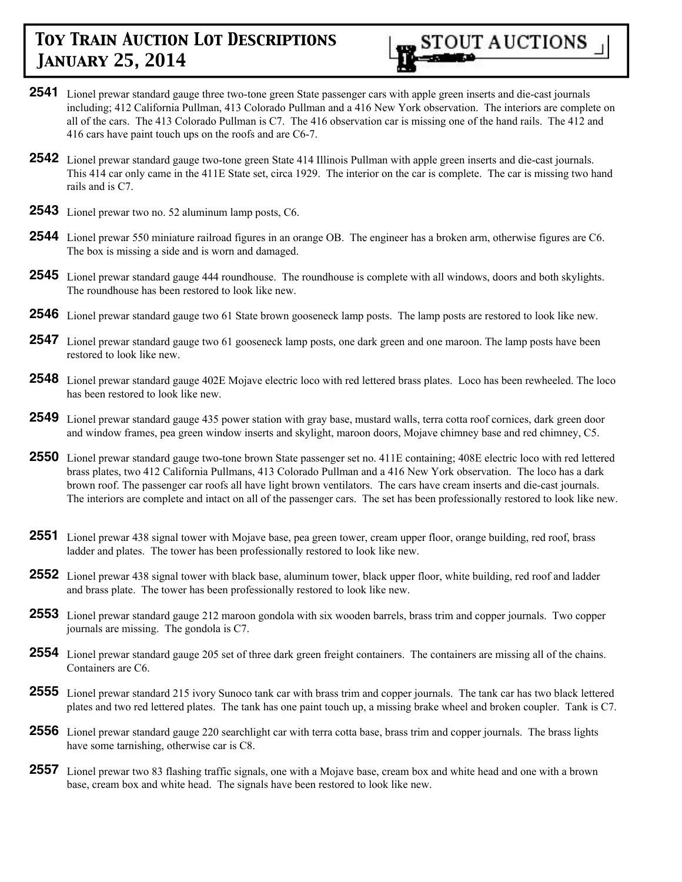# Toy Train Auction Lot Descriptions
## January 25, 2014

STOUT AUCTIONS

**2541** Lionel prewar standard gauge three two-tone green State passenger cars with apple green inserts and die-cast journals including; 412 California Pullman, 413 Colorado Pullman and a 416 New York observation. The interiors are complete on all of the cars. The 413 Colorado Pullman is C7. The 416 observation car is missing one of the hand rails. The 412 and 416 cars have paint touch ups on the roofs and are C6-7.

**2542** Lionel prewar standard gauge two-tone green State 414 Illinois Pullman with apple green inserts and die-cast journals. This 414 car only came in the 411E State set, circa 1929. The interior on the car is complete. The car is missing two hand rails and is C7.

**2543** Lionel prewar two no. 52 aluminum lamp posts, C6.

**2544** Lionel prewar 550 miniature railroad figures in an orange OB. The engineer has a broken arm, otherwise figures are C6. The box is missing a side and is worn and damaged.

**2545** Lionel prewar standard gauge 444 roundhouse. The roundhouse is complete with all windows, doors and both skylights. The roundhouse has been restored to look like new.

**2546** Lionel prewar standard gauge two 61 State brown gooseneck lamp posts. The lamp posts are restored to look like new.

**2547** Lionel prewar standard gauge two 61 gooseneck lamp posts, one dark green and one maroon. The lamp posts have been restored to look like new.

**2548** Lionel prewar standard gauge 402E Mojave electric loco with red lettered brass plates. Loco has been rewheeled. The loco has been restored to look like new.

**2549** Lionel prewar standard gauge 435 power station with gray base, mustard walls, terra cotta roof cornices, dark green door and window frames, pea green window inserts and skylight, maroon doors, Mojave chimney base and red chimney, C5.

**2550** Lionel prewar standard gauge two-tone brown State passenger set no. 411E containing; 408E electric loco with red lettered brass plates, two 412 California Pullmans, 413 Colorado Pullman and a 416 New York observation. The loco has a dark brown roof. The passenger car roofs all have light brown ventilators. The cars have cream inserts and die-cast journals. The interiors are complete and intact on all of the passenger cars. The set has been professionally restored to look like new.

**2551** Lionel prewar 438 signal tower with Mojave base, pea green tower, cream upper floor, orange building, red roof, brass ladder and plates. The tower has been professionally restored to look like new.

**2552** Lionel prewar 438 signal tower with black base, aluminum tower, black upper floor, white building, red roof and ladder and brass plate. The tower has been professionally restored to look like new.

**2553** Lionel prewar standard gauge 212 maroon gondola with six wooden barrels, brass trim and copper journals. Two copper journals are missing. The gondola is C7.

**2554** Lionel prewar standard gauge 205 set of three dark green freight containers. The containers are missing all of the chains. Containers are C6.

**2555** Lionel prewar standard 215 ivory Sunoco tank car with brass trim and copper journals. The tank car has two black lettered plates and two red lettered plates. The tank has one paint touch up, a missing brake wheel and broken coupler. Tank is C7.

**2556** Lionel prewar standard gauge 220 searchlight car with terra cotta base, brass trim and copper journals. The brass lights have some tarnishing, otherwise car is C8.

**2557** Lionel prewar two 83 flashing traffic signals, one with a Mojave base, cream box and white head and one with a brown base, cream box and white head. The signals have been restored to look like new.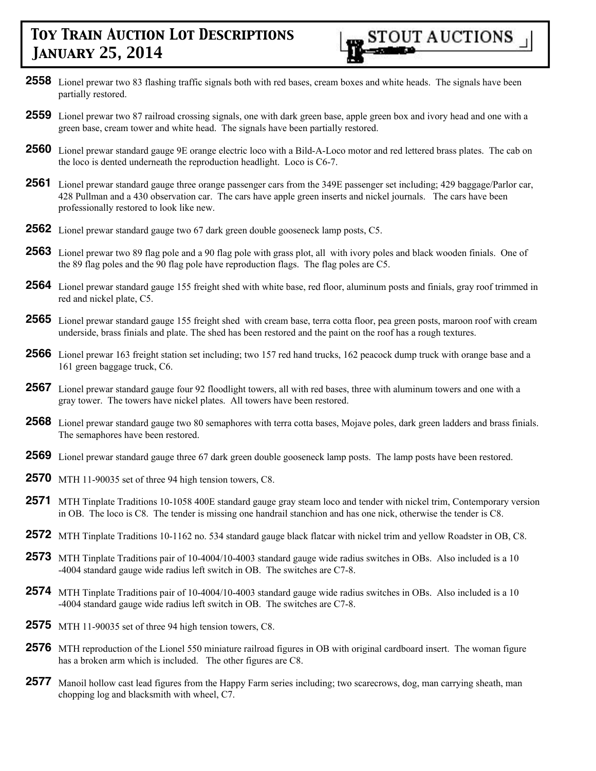**2558** Lionel prewar two 83 flashing traffic signals both with red bases, cream boxes and white heads. The signals have been partially restored.

**2559** Lionel prewar two 87 railroad crossing signals, one with dark green base, apple green box and ivory head and one with a green base, cream tower and white head. The signals have been partially restored.

**2560** Lionel prewar standard gauge 9E orange electric loco with a Bild-A-Loco motor and red lettered brass plates. The cab on the loco is dented underneath the reproduction headlight. Loco is C6-7.

**2561** Lionel prewar standard gauge three orange passenger cars from the 349E passenger set including; 429 baggage/Parlor car, 428 Pullman and a 430 observation car. The cars have apple green inserts and nickel journals. The cars have been professionally restored to look like new.

**2562** Lionel prewar standard gauge two 67 dark green double gooseneck lamp posts, C5.

**2563** Lionel prewar two 89 flag pole and a 90 flag pole with grass plot, all with ivory poles and black wooden finials. One of the 89 flag poles and the 90 flag pole have reproduction flags. The flag poles are C5.

**2564** Lionel prewar standard gauge 155 freight shed with white base, red floor, aluminum posts and finials, gray roof trimmed in red and nickel plate, C5.

**2565** Lionel prewar standard gauge 155 freight shed with cream base, terra cotta floor, pea green posts, maroon roof with cream underside, brass finials and plate. The shed has been restored and the paint on the roof has a rough textures.

**2566** Lionel prewar 163 freight station set including; two 157 red hand trucks, 162 peacock dump truck with orange base and a 161 green baggage truck, C6.

**2567** Lionel prewar standard gauge four 92 floodlight towers, all with red bases, three with aluminum towers and one with a gray tower. The towers have nickel plates. All towers have been restored.

**2568** Lionel prewar standard gauge two 80 semaphores with terra cotta bases, Mojave poles, dark green ladders and brass finials. The semaphores have been restored.

**2569** Lionel prewar standard gauge three 67 dark green double gooseneck lamp posts. The lamp posts have been restored.

**2570** MTH 11-90035 set of three 94 high tension towers, C8.

**2571** MTH Tinplate Traditions 10-1058 400E standard gauge gray steam loco and tender with nickel trim, Contemporary version in OB. The loco is C8. The tender is missing one handrail stanchion and has one nick, otherwise the tender is C8.

**2572** MTH Tinplate Traditions 10-1162 no. 534 standard gauge black flatcar with nickel trim and yellow Roadster in OB, C8.

**2573** MTH Tinplate Traditions pair of 10-4004/10-4003 standard gauge wide radius switches in OBs. Also included is a 10 -4004 standard gauge wide radius left switch in OB. The switches are C7-8.

**2574** MTH Tinplate Traditions pair of 10-4004/10-4003 standard gauge wide radius switches in OBs. Also included is a 10 -4004 standard gauge wide radius left switch in OB. The switches are C7-8.

**2575** MTH 11-90035 set of three 94 high tension towers, C8.

**2576** MTH reproduction of the Lionel 550 miniature railroad figures in OB with original cardboard insert. The woman figure has a broken arm which is included. The other figures are C8.

**2577** Manoil hollow cast lead figures from the Happy Farm series including; two scarecrows, dog, man carrying sheath, man chopping log and blacksmith with wheel, C7.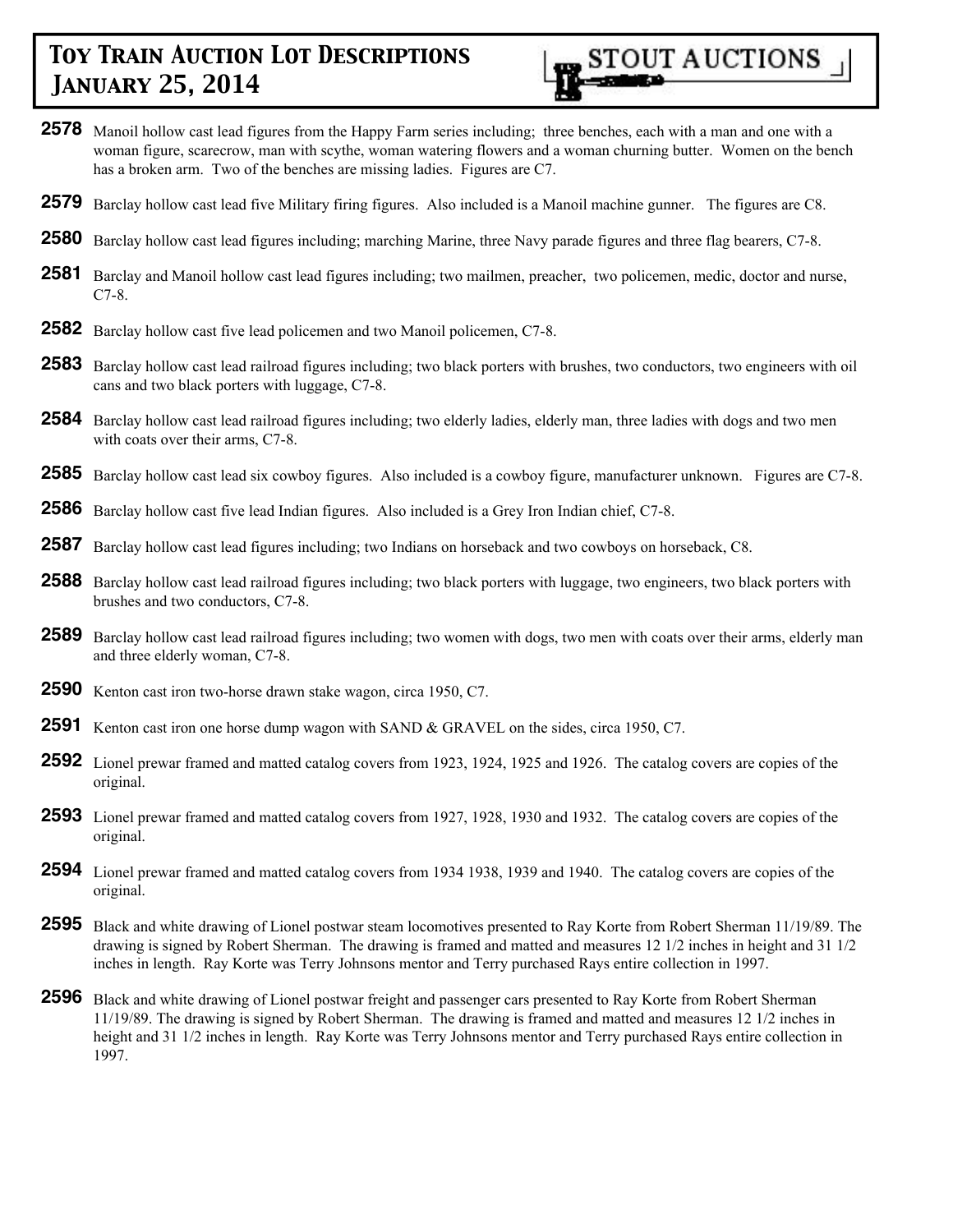**2578** Manoil hollow cast lead figures from the Happy Farm series including; three benches, each with a man and one with a woman figure, scarecrow, man with scythe, woman watering flowers and a woman churning butter. Women on the bench has a broken arm. Two of the benches are missing ladies. Figures are C7.

**2579** Barclay hollow cast lead five Military firing figures. Also included is a Manoil machine gunner. The figures are C8.

**2580** Barclay hollow cast lead figures including; marching Marine, three Navy parade figures and three flag bearers, C7-8.

**2581** Barclay and Manoil hollow cast lead figures including; two mailmen, preacher, two policemen, medic, doctor and nurse, C7-8.

**2582** Barclay hollow cast five lead policemen and two Manoil policemen, C7-8.

**2583** Barclay hollow cast lead railroad figures including; two black porters with brushes, two conductors, two engineers with oil cans and two black porters with luggage, C7-8.

**2584** Barclay hollow cast lead railroad figures including; two elderly ladies, elderly man, three ladies with dogs and two men with coats over their arms, C7-8.

**2585** Barclay hollow cast lead six cowboy figures. Also included is a cowboy figure, manufacturer unknown. Figures are C7-8.

**2586** Barclay hollow cast five lead Indian figures. Also included is a Grey Iron Indian chief, C7-8.

**2587** Barclay hollow cast lead figures including; two Indians on horseback and two cowboys on horseback, C8.

**2588** Barclay hollow cast lead railroad figures including; two black porters with luggage, two engineers, two black porters with brushes and two conductors, C7-8.

**2589** Barclay hollow cast lead railroad figures including; two women with dogs, two men with coats over their arms, elderly man and three elderly woman, C7-8.

**2590** Kenton cast iron two-horse drawn stake wagon, circa 1950, C7.

**2591** Kenton cast iron one horse dump wagon with SAND & GRAVEL on the sides, circa 1950, C7.

**2592** Lionel prewar framed and matted catalog covers from 1923, 1924, 1925 and 1926. The catalog covers are copies of the original.

**2593** Lionel prewar framed and matted catalog covers from 1927, 1928, 1930 and 1932. The catalog covers are copies of the original.

**2594** Lionel prewar framed and matted catalog covers from 1934 1938, 1939 and 1940. The catalog covers are copies of the original.

**2595** Black and white drawing of Lionel postwar steam locomotives presented to Ray Korte from Robert Sherman 11/19/89. The drawing is signed by Robert Sherman. The drawing is framed and matted and measures 12 1/2 inches in height and 31 1/2 inches in length. Ray Korte was Terry Johnsons mentor and Terry purchased Rays entire collection in 1997.

**2596** Black and white drawing of Lionel postwar freight and passenger cars presented to Ray Korte from Robert Sherman 11/19/89. The drawing is signed by Robert Sherman. The drawing is framed and matted and measures 12 1/2 inches in height and 31 1/2 inches in length. Ray Korte was Terry Johnsons mentor and Terry purchased Rays entire collection in 1997.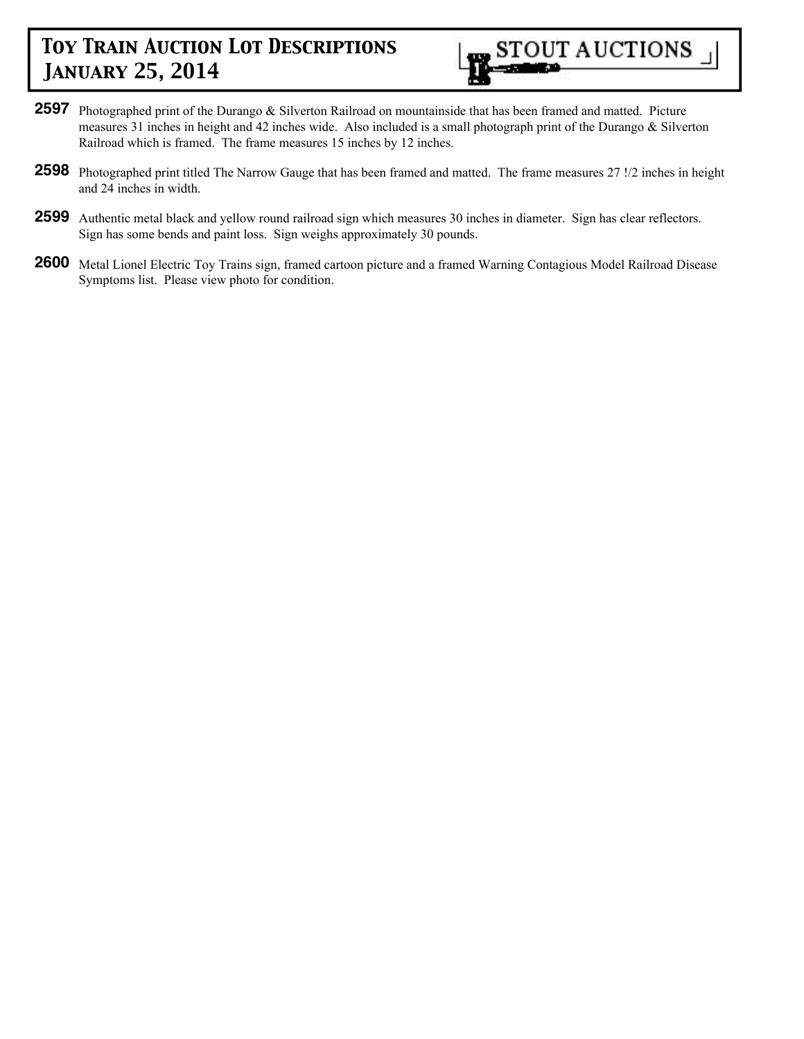**2597** Photographed print of the Durango & Silverton Railroad on mountainside that has been framed and matted. Picture measures 31 inches in height and 42 inches wide. Also included is a small photograph print of the Durango & Silverton Railroad which is framed. The frame measures 15 inches by 12 inches.

**2598** Photographed print titled The Narrow Gauge that has been framed and matted. The frame measures 27 !/2 inches in height and 24 inches in width.

**2599** Authentic metal black and yellow round railroad sign which measures 30 inches in diameter. Sign has clear reflectors. Sign has some bends and paint loss. Sign weighs approximately 30 pounds.

**2600** Metal Lionel Electric Toy Trains sign, framed cartoon picture and a framed Warning Contagious Model Railroad Disease Symptoms list. Please view photo for condition.